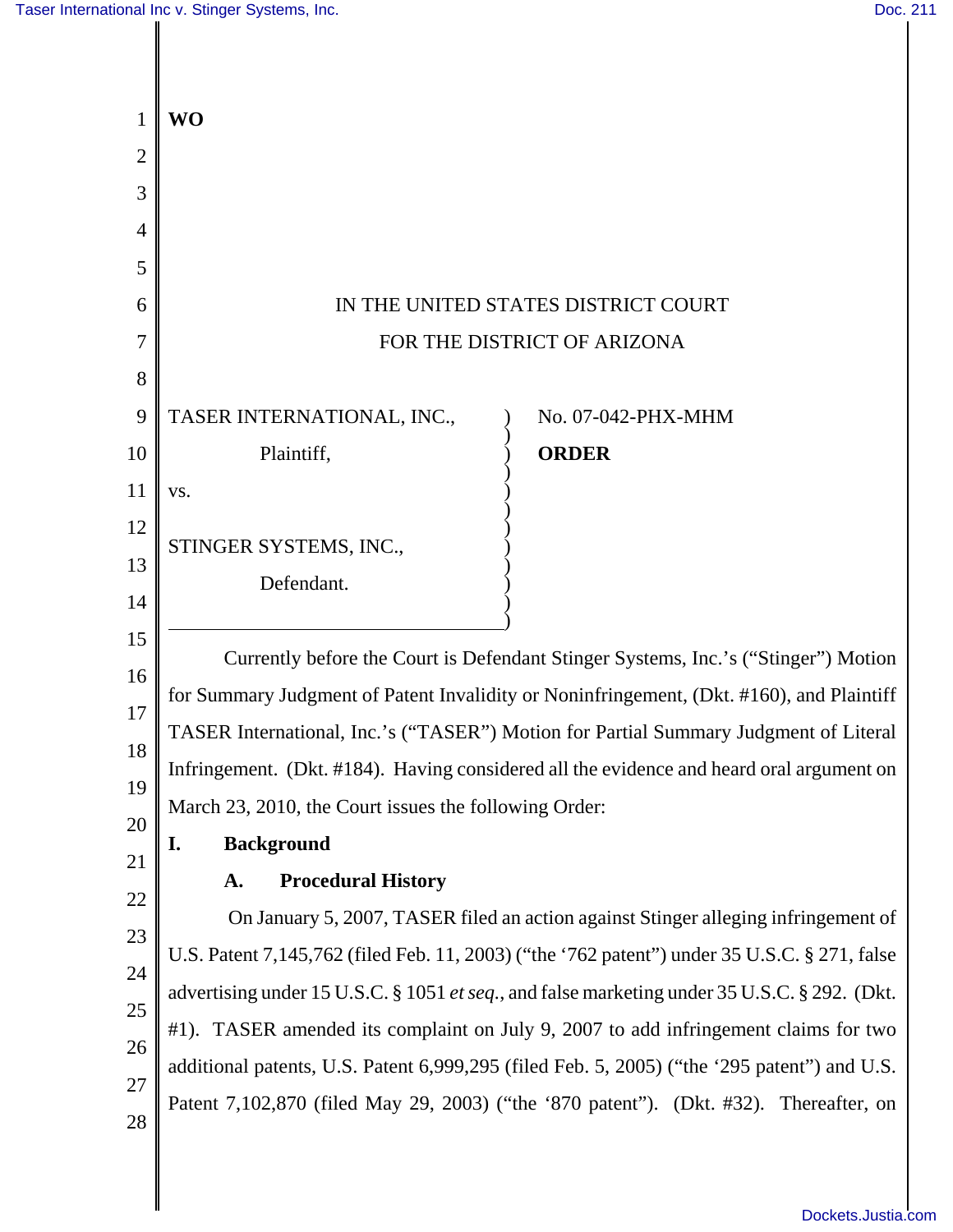**WO**

IN THE UNITED STATES DISTRICT COURT

FOR THE DISTRICT OF ARIZONA

TASER INTERNATIONAL, INC.,

Plaintiff,

vs.

STINGER SYSTEMS, INC.,

Defendant.

No. 07-042-PHX-MHM

**ORDER**

Currently before the Court is Defendant Stinger Systems, Inc.'s ("Stinger") Motion for Summary Judgment of Patent Invalidity or Noninfringement, (Dkt. #160), and Plaintiff TASER International, Inc.'s ("TASER") Motion for Partial Summary Judgment of Literal Infringement. (Dkt. #184). Having considered all the evidence and heard oral argument on March 23, 2010, the Court issues the following Order:

## I. Background

### A. Procedural History

On January 5, 2007, TASER filed an action against Stinger alleging infringement of U.S. Patent 7,145,762 (filed Feb. 11, 2003) ("the '762 patent") under 35 U.S.C. § 271, false advertising under 15 U.S.C. § 1051 *et seq.*, and false marketing under 35 U.S.C. § 292. (Dkt. #1). TASER amended its complaint on July 9, 2007 to add infringement claims for two additional patents, U.S. Patent 6,999,295 (filed Feb. 5, 2005) ("the '295 patent") and U.S. Patent 7,102,870 (filed May 29, 2003) ("the '870 patent"). (Dkt. #32). Thereafter, on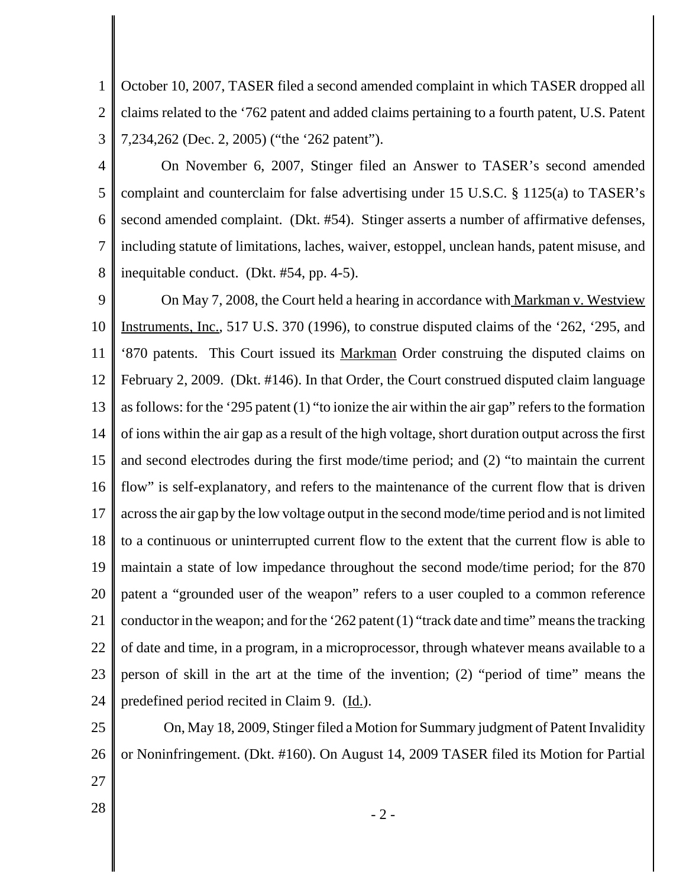October 10, 2007, TASER filed a second amended complaint in which TASER dropped all claims related to the '762 patent and added claims pertaining to a fourth patent, U.S. Patent 7,234,262 (Dec. 2, 2005) ("the '262 patent").

On November 6, 2007, Stinger filed an Answer to TASER's second amended complaint and counterclaim for false advertising under 15 U.S.C. § 1125(a) to TASER's second amended complaint. (Dkt. #54). Stinger asserts a number of affirmative defenses, including statute of limitations, laches, waiver, estoppel, unclean hands, patent misuse, and inequitable conduct. (Dkt. #54, pp. 4-5).

On May 7, 2008, the Court held a hearing in accordance with Markman v. Westview Instruments, Inc., 517 U.S. 370 (1996), to construe disputed claims of the '262, '295, and '870 patents. This Court issued its Markman Order construing the disputed claims on February 2, 2009. (Dkt. #146). In that Order, the Court construed disputed claim language as follows: for the '295 patent (1) "to ionize the air within the air gap" refers to the formation of ions within the air gap as a result of the high voltage, short duration output across the first and second electrodes during the first mode/time period; and (2) "to maintain the current flow" is self-explanatory, and refers to the maintenance of the current flow that is driven across the air gap by the low voltage output in the second mode/time period and is not limited to a continuous or uninterrupted current flow to the extent that the current flow is able to maintain a state of low impedance throughout the second mode/time period; for the 870 patent a "grounded user of the weapon" refers to a user coupled to a common reference conductor in the weapon; and for the '262 patent (1) "track date and time" means the tracking of date and time, in a program, in a microprocessor, through whatever means available to a person of skill in the art at the time of the invention; (2) "period of time" means the predefined period recited in Claim 9. (Id.).

On, May 18, 2009, Stinger filed a Motion for Summary judgment of Patent Invalidity or Noninfringement. (Dkt. #160). On August 14, 2009 TASER filed its Motion for Partial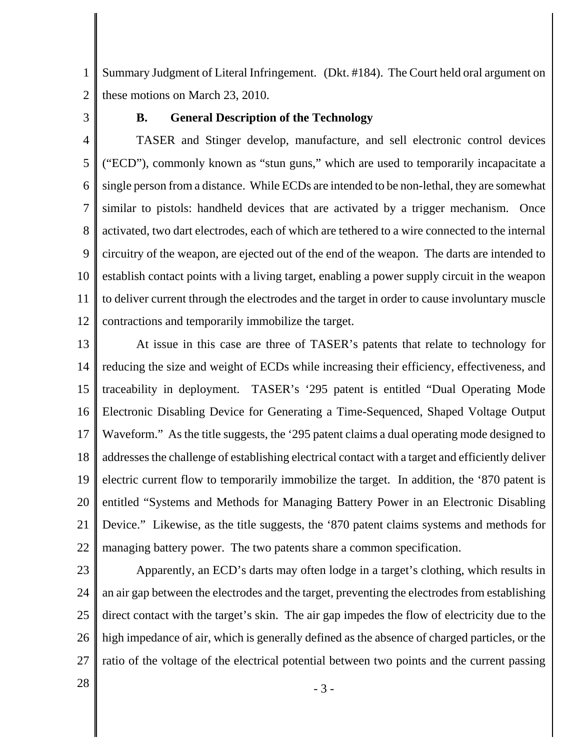Summary Judgment of Literal Infringement. (Dkt. #184). The Court held oral argument on these motions on March 23, 2010.

### B. General Description of the Technology

TASER and Stinger develop, manufacture, and sell electronic control devices ("ECD"), commonly known as "stun guns," which are used to temporarily incapacitate a single person from a distance. While ECDs are intended to be non-lethal, they are somewhat similar to pistols: handheld devices that are activated by a trigger mechanism. Once activated, two dart electrodes, each of which are tethered to a wire connected to the internal circuitry of the weapon, are ejected out of the end of the weapon. The darts are intended to establish contact points with a living target, enabling a power supply circuit in the weapon to deliver current through the electrodes and the target in order to cause involuntary muscle contractions and temporarily immobilize the target.

At issue in this case are three of TASER's patents that relate to technology for reducing the size and weight of ECDs while increasing their efficiency, effectiveness, and traceability in deployment. TASER's '295 patent is entitled "Dual Operating Mode Electronic Disabling Device for Generating a Time-Sequenced, Shaped Voltage Output Waveform." As the title suggests, the '295 patent claims a dual operating mode designed to addresses the challenge of establishing electrical contact with a target and efficiently deliver electric current flow to temporarily immobilize the target. In addition, the '870 patent is entitled "Systems and Methods for Managing Battery Power in an Electronic Disabling Device." Likewise, as the title suggests, the '870 patent claims systems and methods for managing battery power. The two patents share a common specification.

Apparently, an ECD's darts may often lodge in a target's clothing, which results in an air gap between the electrodes and the target, preventing the electrodes from establishing direct contact with the target's skin. The air gap impedes the flow of electricity due to the high impedance of air, which is generally defined as the absence of charged particles, or the ratio of the voltage of the electrical potential between two points and the current passing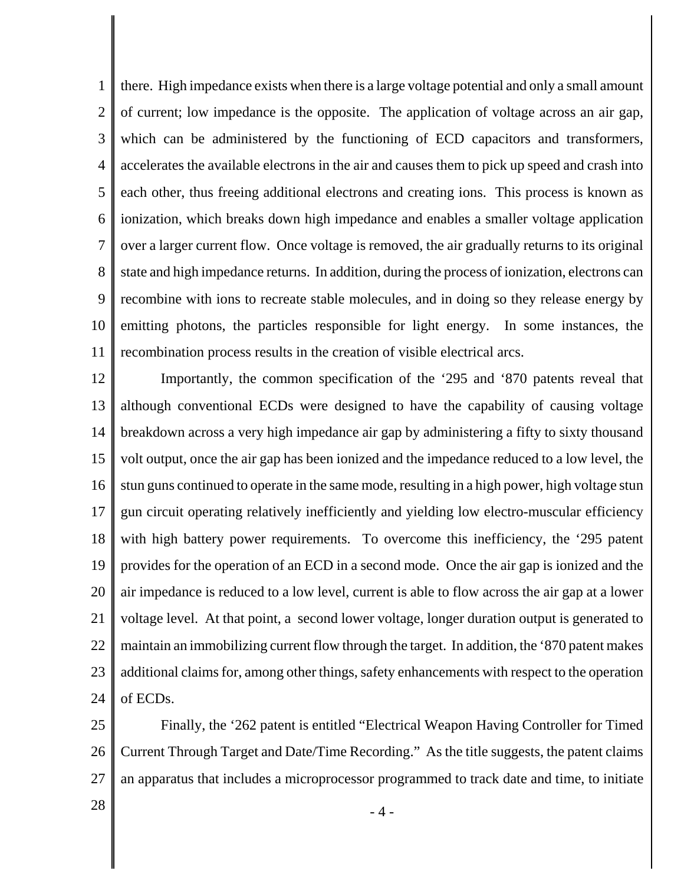there. High impedance exists when there is a large voltage potential and only a small amount of current; low impedance is the opposite. The application of voltage across an air gap, which can be administered by the functioning of ECD capacitors and transformers, accelerates the available electrons in the air and causes them to pick up speed and crash into each other, thus freeing additional electrons and creating ions. This process is known as ionization, which breaks down high impedance and enables a smaller voltage application over a larger current flow. Once voltage is removed, the air gradually returns to its original state and high impedance returns. In addition, during the process of ionization, electrons can recombine with ions to recreate stable molecules, and in doing so they release energy by emitting photons, the particles responsible for light energy. In some instances, the recombination process results in the creation of visible electrical arcs.

Importantly, the common specification of the '295 and '870 patents reveal that although conventional ECDs were designed to have the capability of causing voltage breakdown across a very high impedance air gap by administering a fifty to sixty thousand volt output, once the air gap has been ionized and the impedance reduced to a low level, the stun guns continued to operate in the same mode, resulting in a high power, high voltage stun gun circuit operating relatively inefficiently and yielding low electro-muscular efficiency with high battery power requirements. To overcome this inefficiency, the '295 patent provides for the operation of an ECD in a second mode. Once the air gap is ionized and the air impedance is reduced to a low level, current is able to flow across the air gap at a lower voltage level. At that point, a second lower voltage, longer duration output is generated to maintain an immobilizing current flow through the target. In addition, the '870 patent makes additional claims for, among other things, safety enhancements with respect to the operation of ECDs.

Finally, the '262 patent is entitled "Electrical Weapon Having Controller for Timed Current Through Target and Date/Time Recording." As the title suggests, the patent claims an apparatus that includes a microprocessor programmed to track date and time, to initiate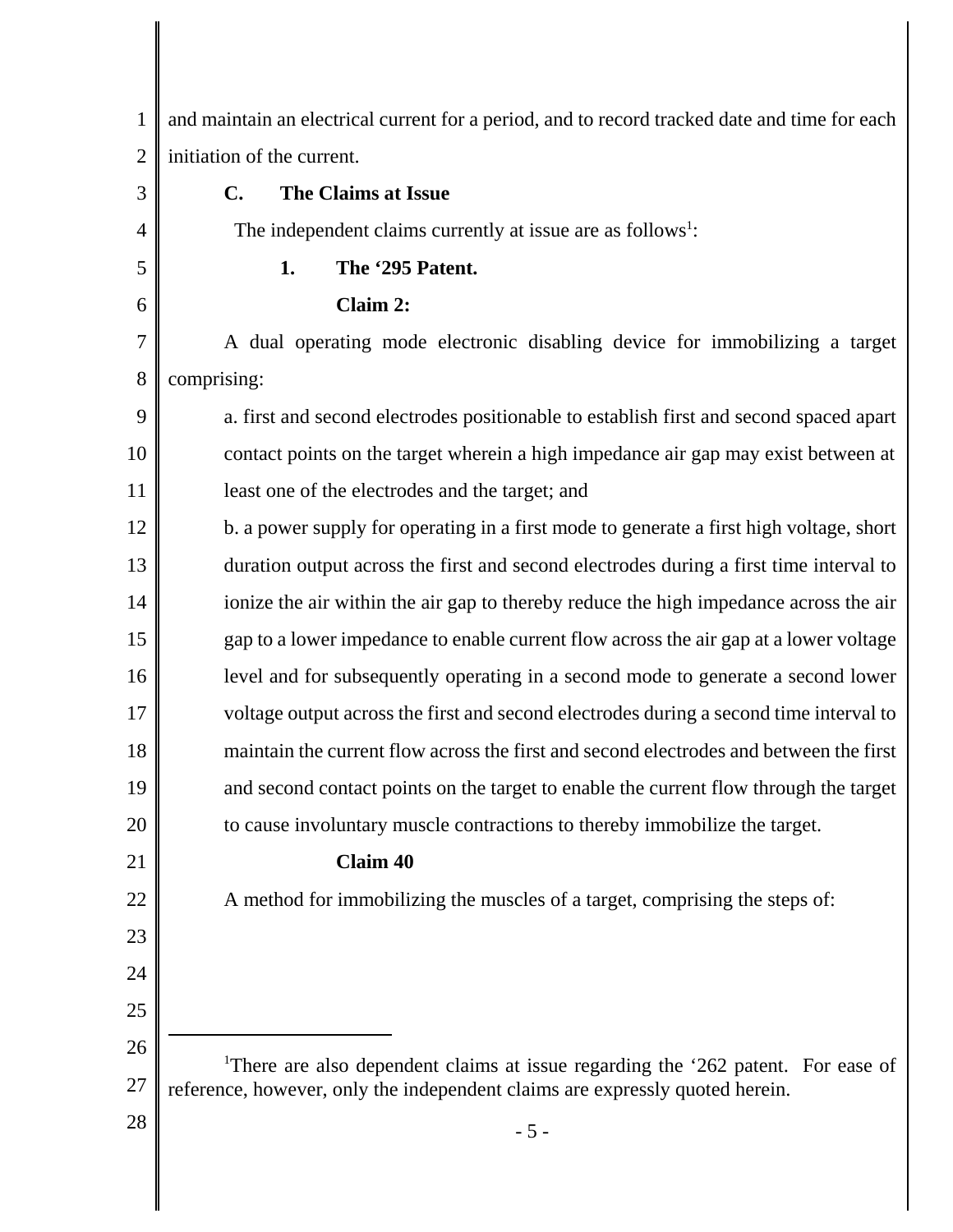and maintain an electrical current for a period, and to record tracked date and time for each initiation of the current.

### C. The Claims at Issue

The independent claims currently at issue are as follows[1]:

#### 1. The '295 Patent.

**Claim 2:**

A dual operating mode electronic disabling device for immobilizing a target comprising:

a. first and second electrodes positionable to establish first and second spaced apart contact points on the target wherein a high impedance air gap may exist between at least one of the electrodes and the target; and

b. a power supply for operating in a first mode to generate a first high voltage, short duration output across the first and second electrodes during a first time interval to ionize the air within the air gap to thereby reduce the high impedance across the air gap to a lower impedance to enable current flow across the air gap at a lower voltage level and for subsequently operating in a second mode to generate a second lower voltage output across the first and second electrodes during a second time interval to maintain the current flow across the first and second electrodes and between the first and second contact points on the target to enable the current flow through the target to cause involuntary muscle contractions to thereby immobilize the target.

**Claim 40**

A method for immobilizing the muscles of a target, comprising the steps of:

---

[1]There are also dependent claims at issue regarding the '262 patent. For ease of reference, however, only the independent claims are expressly quoted herein.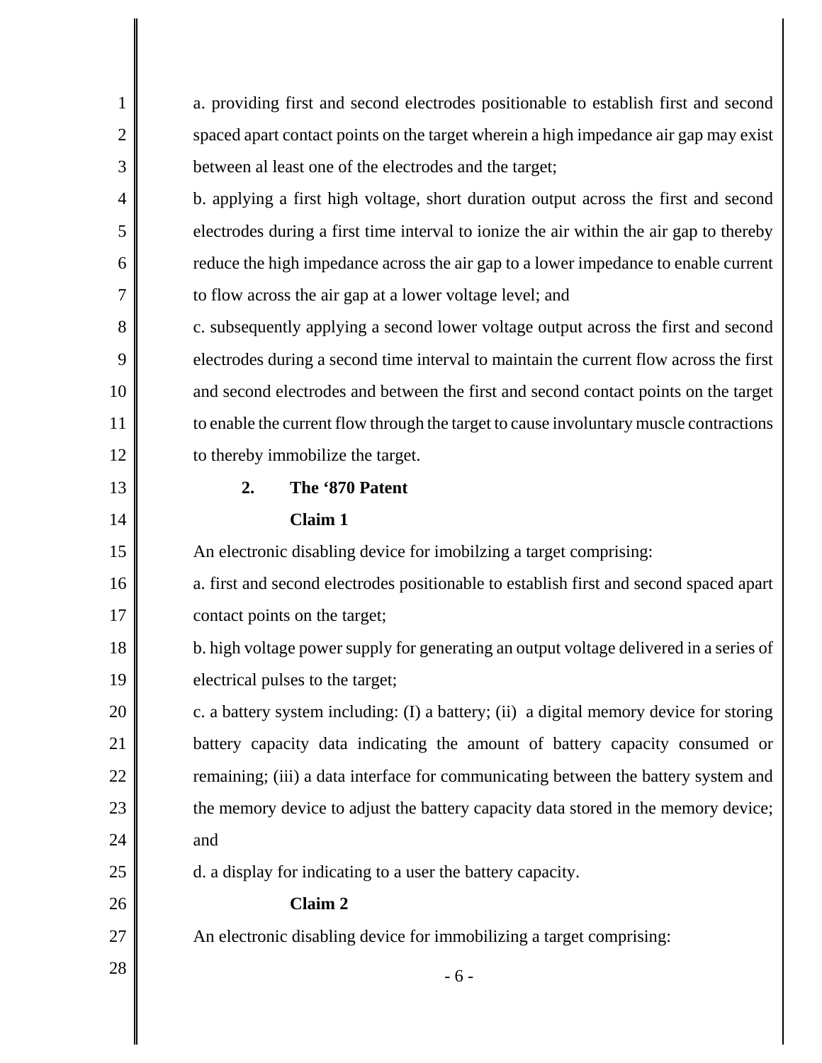a. providing first and second electrodes positionable to establish first and second spaced apart contact points on the target wherein a high impedance air gap may exist between al least one of the electrodes and the target;

b. applying a first high voltage, short duration output across the first and second electrodes during a first time interval to ionize the air within the air gap to thereby reduce the high impedance across the air gap to a lower impedance to enable current to flow across the air gap at a lower voltage level; and

c. subsequently applying a second lower voltage output across the first and second electrodes during a second time interval to maintain the current flow across the first and second electrodes and between the first and second contact points on the target to enable the current flow through the target to cause involuntary muscle contractions to thereby immobilize the target.

**2. The '870 Patent**

**Claim 1**

An electronic disabling device for imobilzing a target comprising:

a. first and second electrodes positionable to establish first and second spaced apart contact points on the target;

b. high voltage power supply for generating an output voltage delivered in a series of electrical pulses to the target;

c. a battery system including: (I) a battery; (ii) a digital memory device for storing battery capacity data indicating the amount of battery capacity consumed or remaining; (iii) a data interface for communicating between the battery system and the memory device to adjust the battery capacity data stored in the memory device; and

d. a display for indicating to a user the battery capacity.

**Claim 2**

An electronic disabling device for immobilizing a target comprising: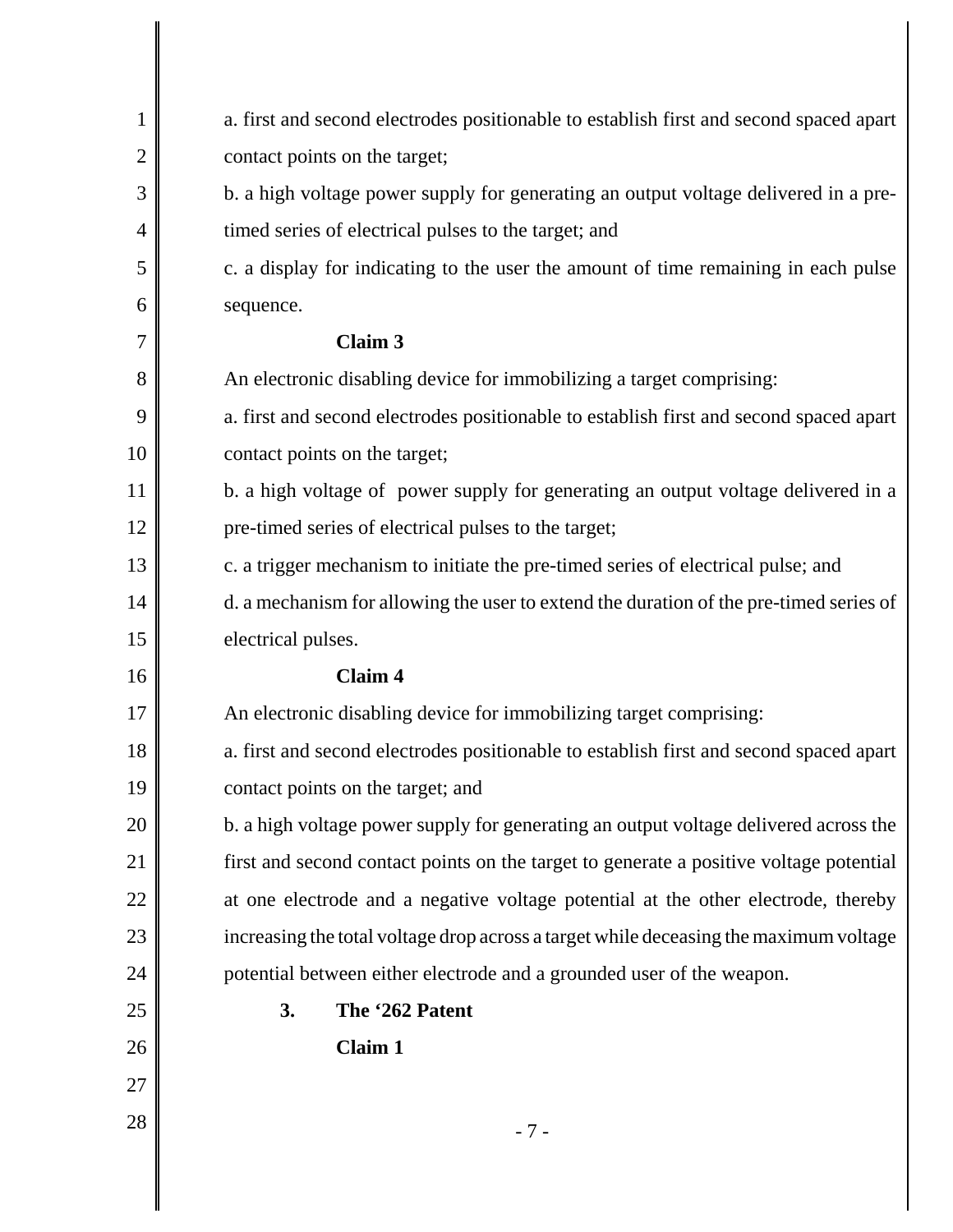a. first and second electrodes positionable to establish first and second spaced apart contact points on the target;

b. a high voltage power supply for generating an output voltage delivered in a pre-timed series of electrical pulses to the target; and

c. a display for indicating to the user the amount of time remaining in each pulse sequence.

**Claim 3**

An electronic disabling device for immobilizing a target comprising:

a. first and second electrodes positionable to establish first and second spaced apart contact points on the target;

b. a high voltage of power supply for generating an output voltage delivered in a pre-timed series of electrical pulses to the target;

c. a trigger mechanism to initiate the pre-timed series of electrical pulse; and

d. a mechanism for allowing the user to extend the duration of the pre-timed series of electrical pulses.

**Claim 4**

An electronic disabling device for immobilizing target comprising:

a. first and second electrodes positionable to establish first and second spaced apart contact points on the target; and

b. a high voltage power supply for generating an output voltage delivered across the first and second contact points on the target to generate a positive voltage potential at one electrode and a negative voltage potential at the other electrode, thereby increasing the total voltage drop across a target while deceasing the maximum voltage potential between either electrode and a grounded user of the weapon.

**3. The '262 Patent**

**Claim 1**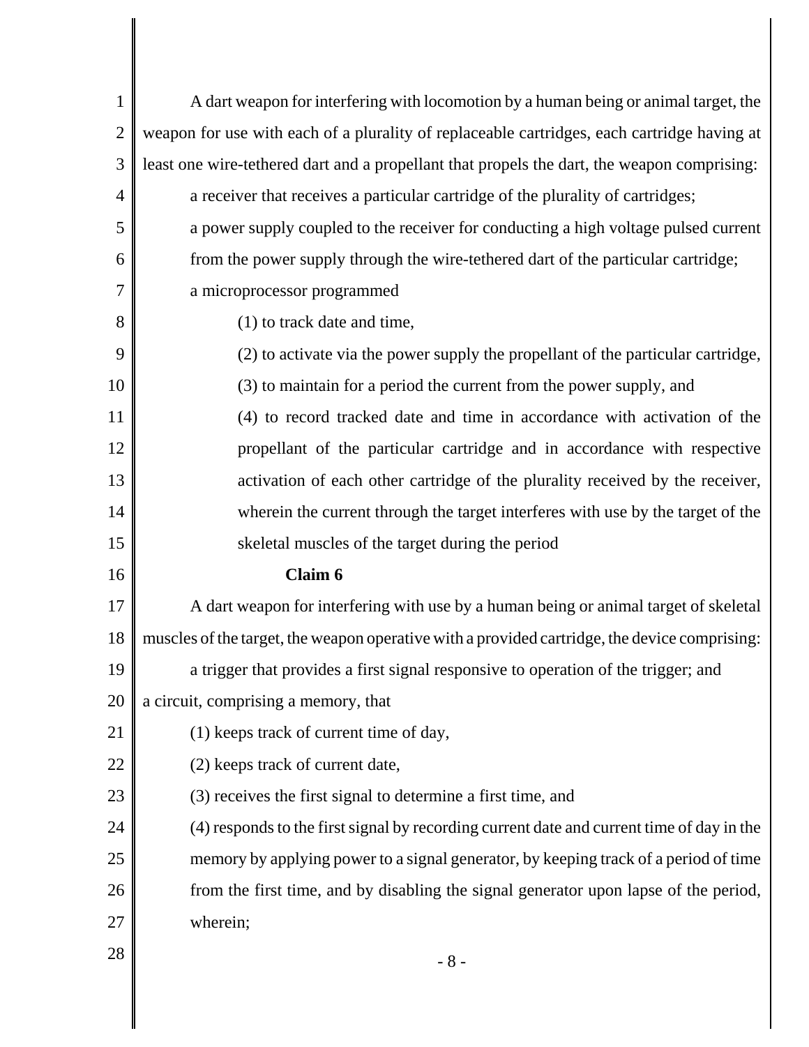A dart weapon for interfering with locomotion by a human being or animal target, the weapon for use with each of a plurality of replaceable cartridges, each cartridge having at least one wire-tethered dart and a propellant that propels the dart, the weapon comprising:

a receiver that receives a particular cartridge of the plurality of cartridges;

a power supply coupled to the receiver for conducting a high voltage pulsed current from the power supply through the wire-tethered dart of the particular cartridge;

a microprocessor programmed

(1) to track date and time,

(2) to activate via the power supply the propellant of the particular cartridge,

(3) to maintain for a period the current from the power supply, and

(4) to record tracked date and time in accordance with activation of the propellant of the particular cartridge and in accordance with respective activation of each other cartridge of the plurality received by the receiver, wherein the current through the target interferes with use by the target of the skeletal muscles of the target during the period

**Claim 6**

A dart weapon for interfering with use by a human being or animal target of skeletal muscles of the target, the weapon operative with a provided cartridge, the device comprising:

a trigger that provides a first signal responsive to operation of the trigger; and

a circuit, comprising a memory, that

(1) keeps track of current time of day,

(2) keeps track of current date,

(3) receives the first signal to determine a first time, and

(4) responds to the first signal by recording current date and current time of day in the memory by applying power to a signal generator, by keeping track of a period of time from the first time, and by disabling the signal generator upon lapse of the period, wherein;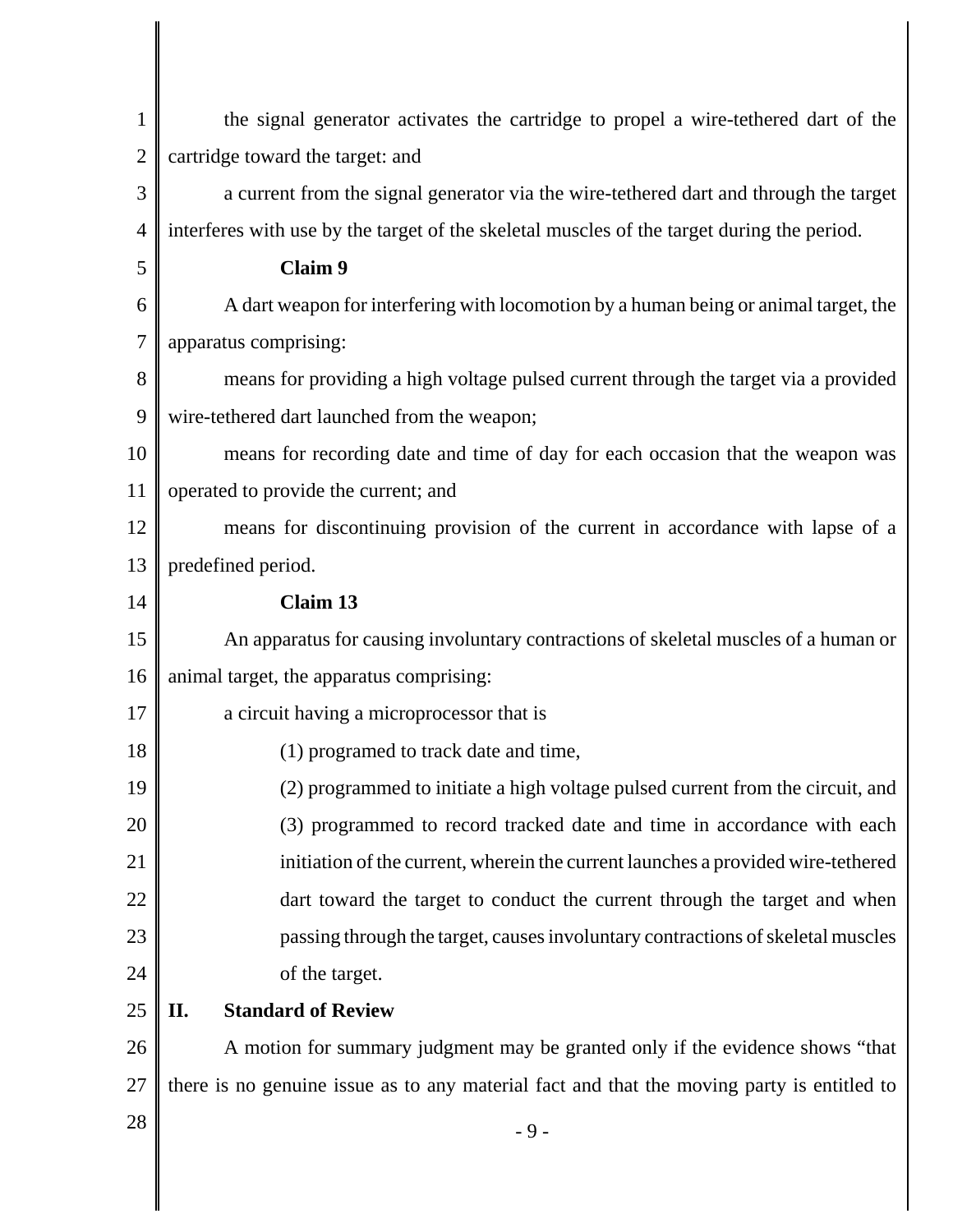the signal generator activates the cartridge to propel a wire-tethered dart of the cartridge toward the target: and

a current from the signal generator via the wire-tethered dart and through the target interferes with use by the target of the skeletal muscles of the target during the period.

**Claim 9**

A dart weapon for interfering with locomotion by a human being or animal target, the apparatus comprising:

means for providing a high voltage pulsed current through the target via a provided wire-tethered dart launched from the weapon;

means for recording date and time of day for each occasion that the weapon was operated to provide the current; and

means for discontinuing provision of the current in accordance with lapse of a predefined period.

**Claim 13**

An apparatus for causing involuntary contractions of skeletal muscles of a human or animal target, the apparatus comprising:

a circuit having a microprocessor that is

(1) programed to track date and time,

(2) programmed to initiate a high voltage pulsed current from the circuit, and

(3) programmed to record tracked date and time in accordance with each initiation of the current, wherein the current launches a provided wire-tethered dart toward the target to conduct the current through the target and when passing through the target, causes involuntary contractions of skeletal muscles of the target.

## II. Standard of Review

A motion for summary judgment may be granted only if the evidence shows "that there is no genuine issue as to any material fact and that the moving party is entitled to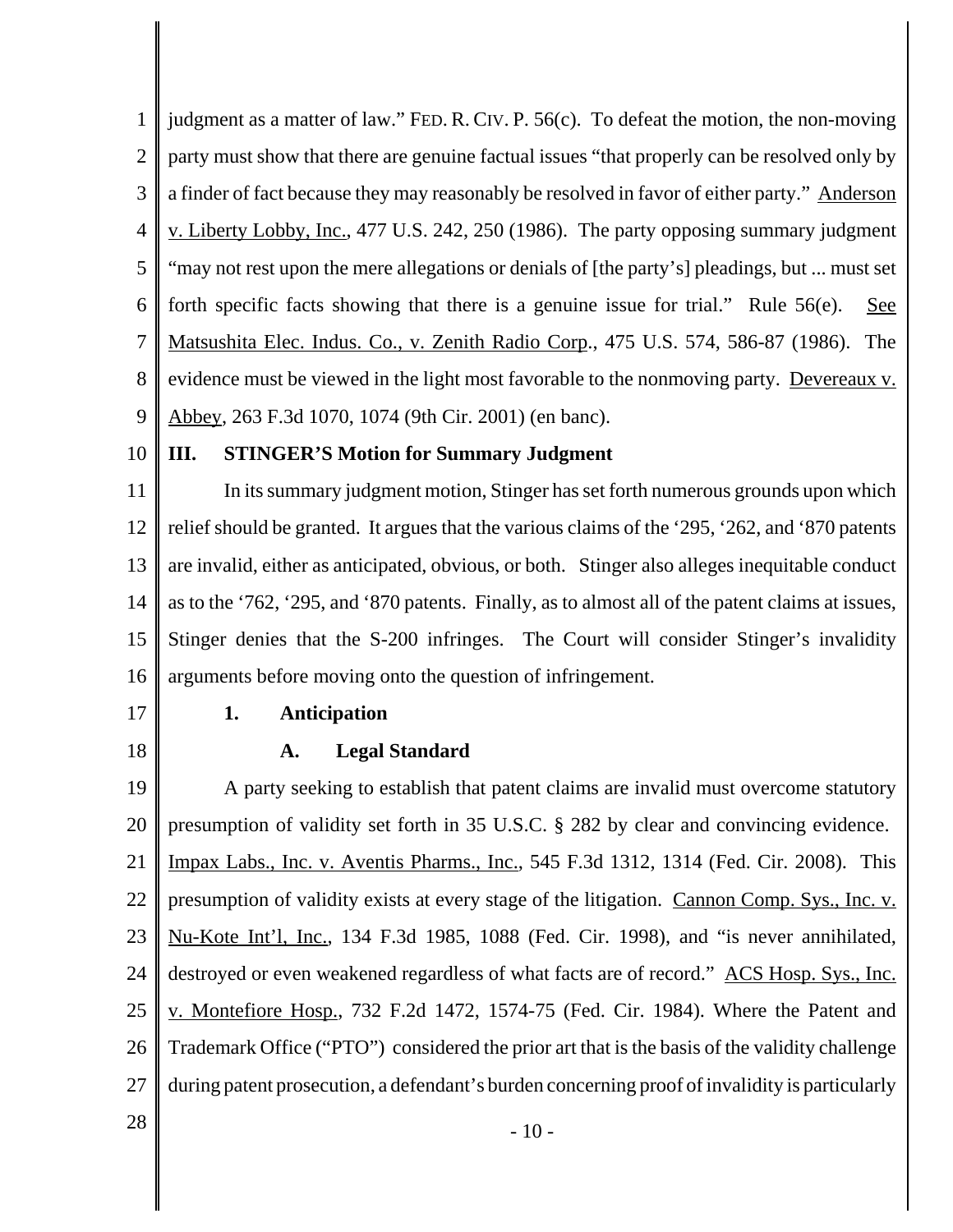judgment as a matter of law." FED. R. CIV. P. 56(c). To defeat the motion, the non-moving party must show that there are genuine factual issues "that properly can be resolved only by a finder of fact because they may reasonably be resolved in favor of either party." Anderson v. Liberty Lobby, Inc., 477 U.S. 242, 250 (1986). The party opposing summary judgment "may not rest upon the mere allegations or denials of [the party's] pleadings, but ... must set forth specific facts showing that there is a genuine issue for trial." Rule 56(e). See Matsushita Elec. Indus. Co., v. Zenith Radio Corp., 475 U.S. 574, 586-87 (1986). The evidence must be viewed in the light most favorable to the nonmoving party. Devereaux v. Abbey, 263 F.3d 1070, 1074 (9th Cir. 2001) (en banc).

## III. STINGER'S Motion for Summary Judgment

In its summary judgment motion, Stinger has set forth numerous grounds upon which relief should be granted. It argues that the various claims of the '295, '262, and '870 patents are invalid, either as anticipated, obvious, or both. Stinger also alleges inequitable conduct as to the '762, '295, and '870 patents. Finally, as to almost all of the patent claims at issues, Stinger denies that the S-200 infringes. The Court will consider Stinger's invalidity arguments before moving onto the question of infringement.

### 1. Anticipation

#### A. Legal Standard

A party seeking to establish that patent claims are invalid must overcome statutory presumption of validity set forth in 35 U.S.C. § 282 by clear and convincing evidence. Impax Labs., Inc. v. Aventis Pharms., Inc., 545 F.3d 1312, 1314 (Fed. Cir. 2008). This presumption of validity exists at every stage of the litigation. Cannon Comp. Sys., Inc. v. Nu-Kote Int'l, Inc., 134 F.3d 1985, 1088 (Fed. Cir. 1998), and "is never annihilated, destroyed or even weakened regardless of what facts are of record." ACS Hosp. Sys., Inc. v. Montefiore Hosp., 732 F.2d 1472, 1574-75 (Fed. Cir. 1984). Where the Patent and Trademark Office ("PTO") considered the prior art that is the basis of the validity challenge during patent prosecution, a defendant's burden concerning proof of invalidity is particularly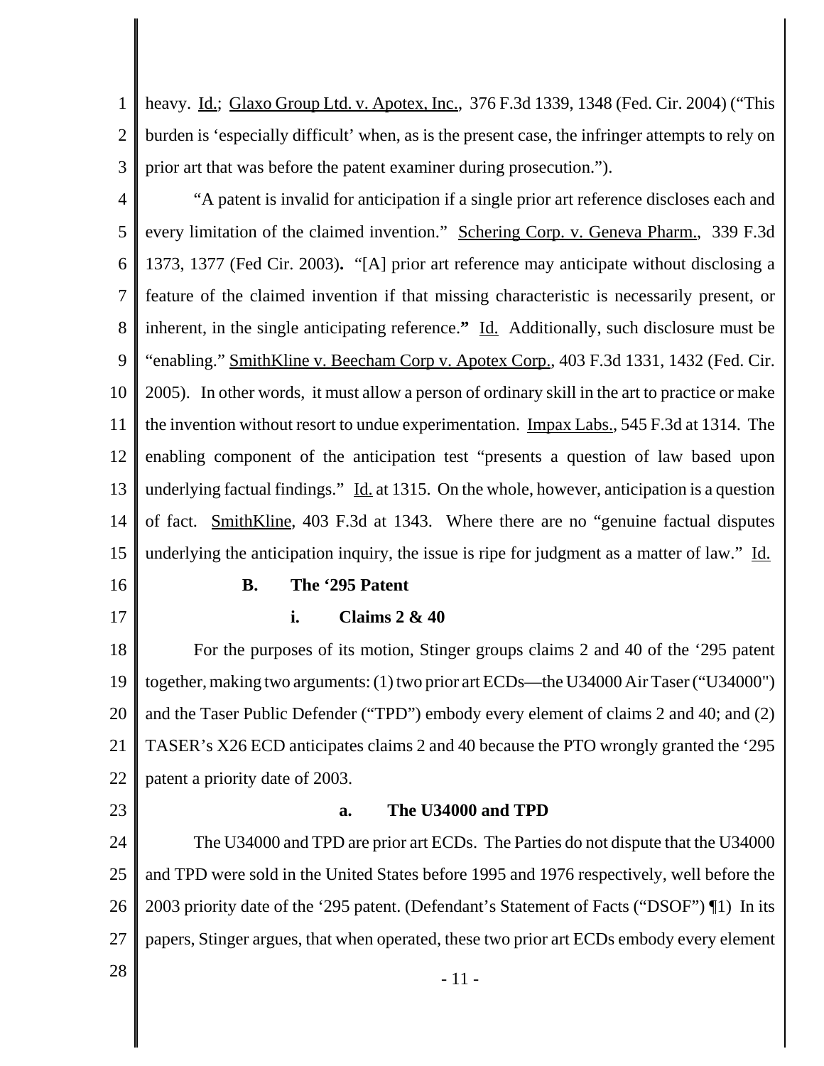heavy. Id.; Glaxo Group Ltd. v. Apotex, Inc., 376 F.3d 1339, 1348 (Fed. Cir. 2004) ("This burden is 'especially difficult' when, as is the present case, the infringer attempts to rely on prior art that was before the patent examiner during prosecution.").

"A patent is invalid for anticipation if a single prior art reference discloses each and every limitation of the claimed invention." Schering Corp. v. Geneva Pharm., 339 F.3d 1373, 1377 (Fed Cir. 2003). "[A] prior art reference may anticipate without disclosing a feature of the claimed invention if that missing characteristic is necessarily present, or inherent, in the single anticipating reference." Id. Additionally, such disclosure must be "enabling." SmithKline v. Beecham Corp v. Apotex Corp., 403 F.3d 1331, 1432 (Fed. Cir. 2005). In other words, it must allow a person of ordinary skill in the art to practice or make the invention without resort to undue experimentation. Impax Labs., 545 F.3d at 1314. The enabling component of the anticipation test "presents a question of law based upon underlying factual findings." Id. at 1315. On the whole, however, anticipation is a question of fact. SmithKline, 403 F.3d at 1343. Where there are no "genuine factual disputes underlying the anticipation inquiry, the issue is ripe for judgment as a matter of law." Id.

### B. The '295 Patent

#### i. Claims 2 & 40

For the purposes of its motion, Stinger groups claims 2 and 40 of the '295 patent together, making two arguments: (1) two prior art ECDs—the U34000 Air Taser ("U34000") and the Taser Public Defender ("TPD") embody every element of claims 2 and 40; and (2) TASER's X26 ECD anticipates claims 2 and 40 because the PTO wrongly granted the '295 patent a priority date of 2003.

##### a. The U34000 and TPD

The U34000 and TPD are prior art ECDs. The Parties do not dispute that the U34000 and TPD were sold in the United States before 1995 and 1976 respectively, well before the 2003 priority date of the '295 patent. (Defendant's Statement of Facts ("DSOF") ¶1) In its papers, Stinger argues, that when operated, these two prior art ECDs embody every element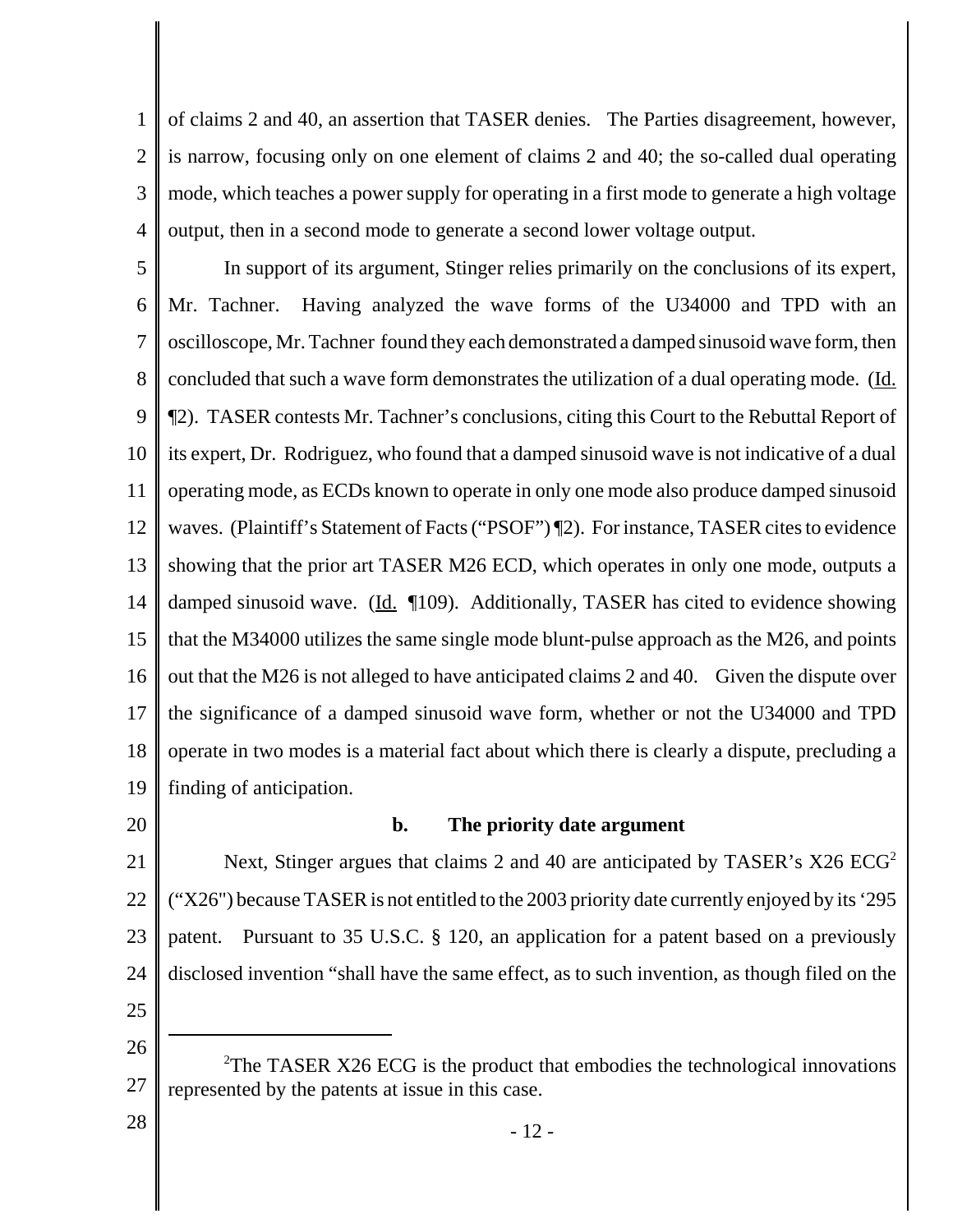of claims 2 and 40, an assertion that TASER denies. The Parties disagreement, however, is narrow, focusing only on one element of claims 2 and 40; the so-called dual operating mode, which teaches a power supply for operating in a first mode to generate a high voltage output, then in a second mode to generate a second lower voltage output.

In support of its argument, Stinger relies primarily on the conclusions of its expert, Mr. Tachner. Having analyzed the wave forms of the U34000 and TPD with an oscilloscope, Mr. Tachner found they each demonstrated a damped sinusoid wave form, then concluded that such a wave form demonstrates the utilization of a dual operating mode. (Id. ¶2). TASER contests Mr. Tachner's conclusions, citing this Court to the Rebuttal Report of its expert, Dr. Rodriguez, who found that a damped sinusoid wave is not indicative of a dual operating mode, as ECDs known to operate in only one mode also produce damped sinusoid waves. (Plaintiff's Statement of Facts ("PSOF") ¶2). For instance, TASER cites to evidence showing that the prior art TASER M26 ECD, which operates in only one mode, outputs a damped sinusoid wave. (Id. ¶109). Additionally, TASER has cited to evidence showing that the M34000 utilizes the same single mode blunt-pulse approach as the M26, and points out that the M26 is not alleged to have anticipated claims 2 and 40. Given the dispute over the significance of a damped sinusoid wave form, whether or not the U34000 and TPD operate in two modes is a material fact about which there is clearly a dispute, precluding a finding of anticipation.

**b. The priority date argument**

Next, Stinger argues that claims 2 and 40 are anticipated by TASER's X26 ECG[2] ("X26") because TASER is not entitled to the 2003 priority date currently enjoyed by its '295 patent. Pursuant to 35 U.S.C. § 120, an application for a patent based on a previously disclosed invention "shall have the same effect, as to such invention, as though filed on the

[2]The TASER X26 ECG is the product that embodies the technological innovations represented by the patents at issue in this case.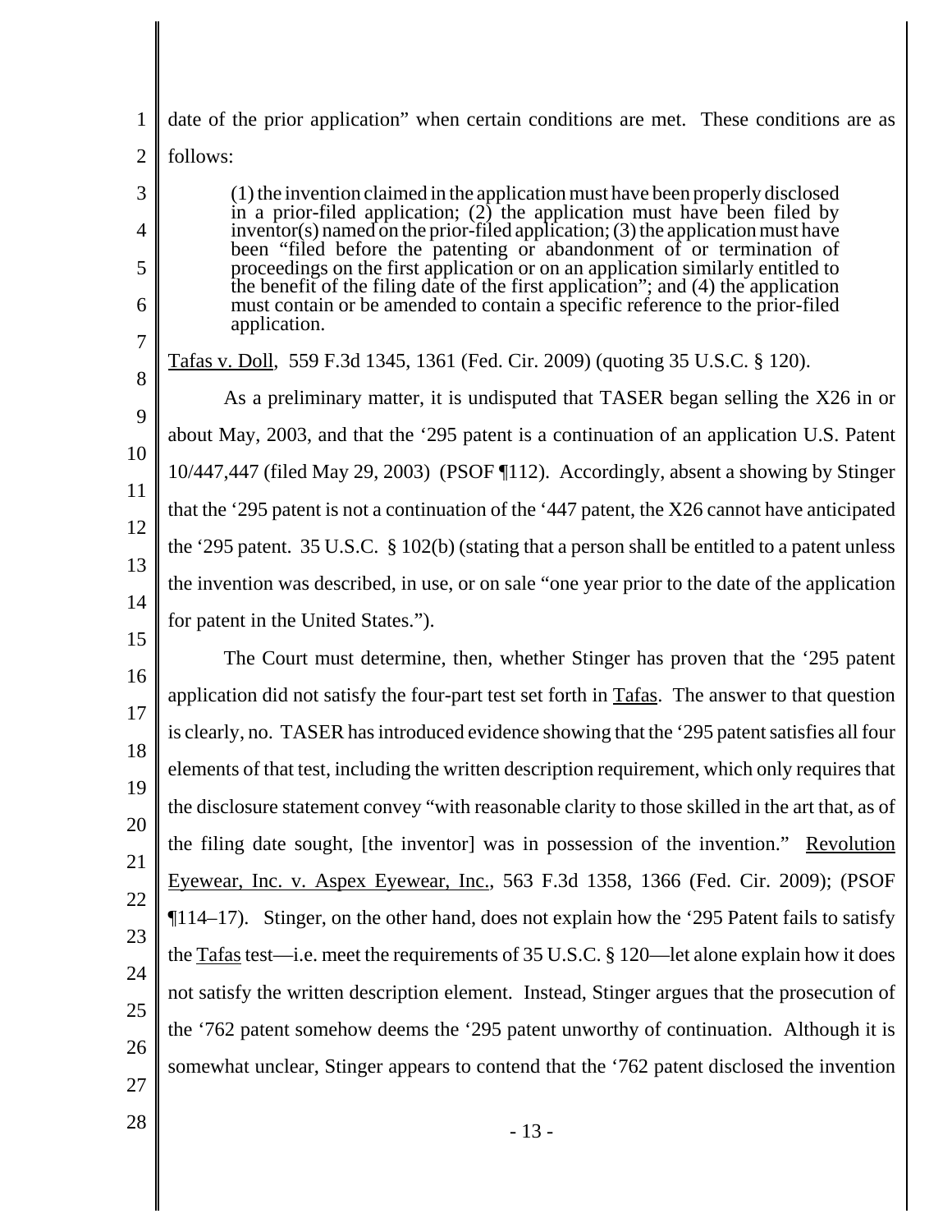date of the prior application" when certain conditions are met. These conditions are as follows:

> (1) the invention claimed in the application must have been properly disclosed in a prior-filed application; (2) the application must have been filed by inventor(s) named on the prior-filed application; (3) the application must have been "filed before the patenting or abandonment of or termination of proceedings on the first application or on an application similarly entitled to the benefit of the filing date of the first application"; and (4) the application must contain or be amended to contain a specific reference to the prior-filed application.

Tafas v. Doll, 559 F.3d 1345, 1361 (Fed. Cir. 2009) (quoting 35 U.S.C. § 120).

As a preliminary matter, it is undisputed that TASER began selling the X26 in or about May, 2003, and that the '295 patent is a continuation of an application U.S. Patent 10/447,447 (filed May 29, 2003) (PSOF ¶112). Accordingly, absent a showing by Stinger that the '295 patent is not a continuation of the '447 patent, the X26 cannot have anticipated the '295 patent. 35 U.S.C. § 102(b) (stating that a person shall be entitled to a patent unless the invention was described, in use, or on sale "one year prior to the date of the application for patent in the United States.").

The Court must determine, then, whether Stinger has proven that the '295 patent application did not satisfy the four-part test set forth in Tafas. The answer to that question is clearly, no. TASER has introduced evidence showing that the '295 patent satisfies all four elements of that test, including the written description requirement, which only requires that the disclosure statement convey "with reasonable clarity to those skilled in the art that, as of the filing date sought, [the inventor] was in possession of the invention." Revolution Eyewear, Inc. v. Aspex Eyewear, Inc., 563 F.3d 1358, 1366 (Fed. Cir. 2009); (PSOF ¶114–17). Stinger, on the other hand, does not explain how the '295 Patent fails to satisfy the Tafas test—i.e. meet the requirements of 35 U.S.C. § 120—let alone explain how it does not satisfy the written description element. Instead, Stinger argues that the prosecution of the '762 patent somehow deems the '295 patent unworthy of continuation. Although it is somewhat unclear, Stinger appears to contend that the '762 patent disclosed the invention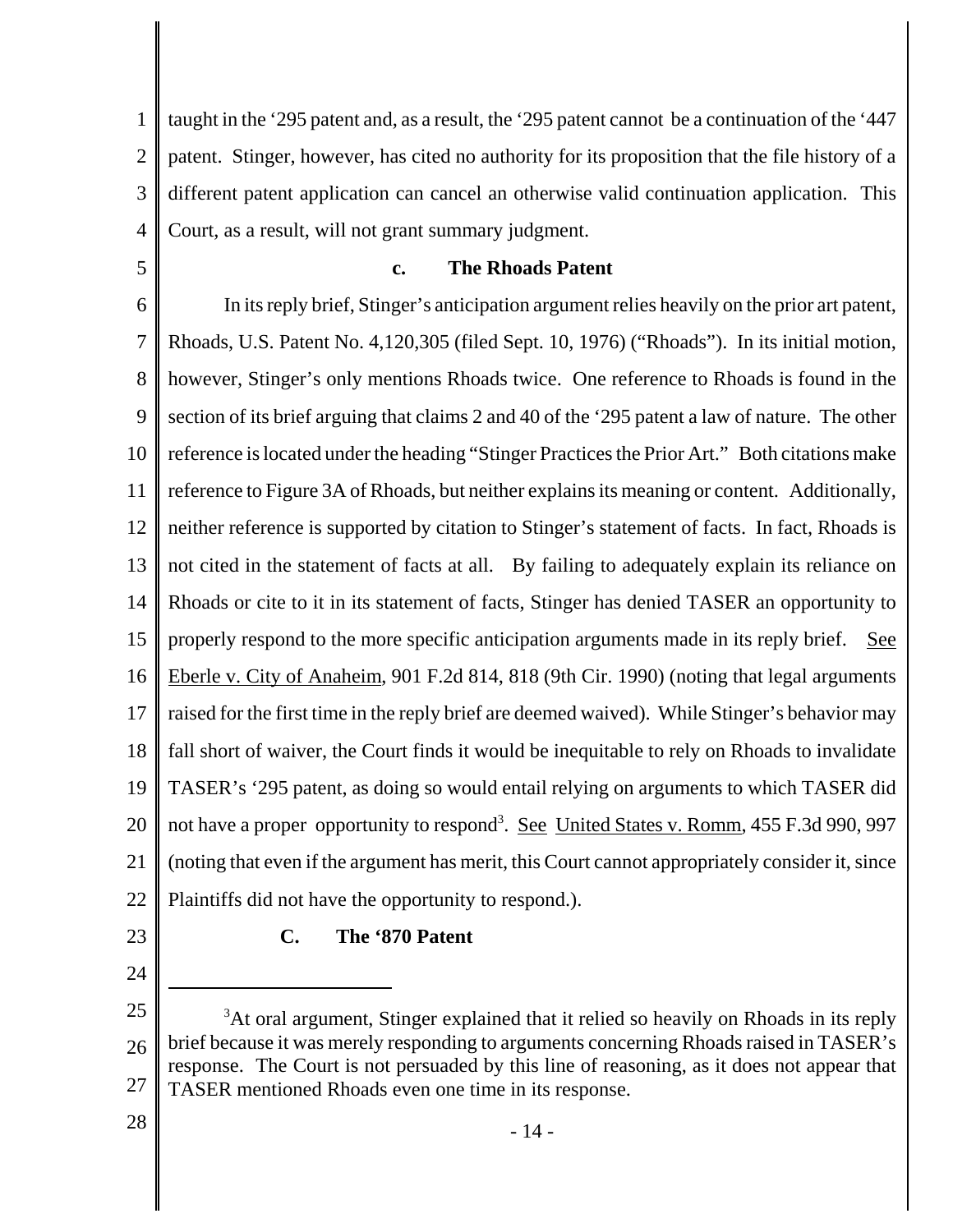taught in the '295 patent and, as a result, the '295 patent cannot be a continuation of the '447 patent. Stinger, however, has cited no authority for its proposition that the file history of a different patent application can cancel an otherwise valid continuation application. This Court, as a result, will not grant summary judgment.

#### c. The Rhoads Patent

In its reply brief, Stinger's anticipation argument relies heavily on the prior art patent, Rhoads, U.S. Patent No. 4,120,305 (filed Sept. 10, 1976) ("Rhoads"). In its initial motion, however, Stinger's only mentions Rhoads twice. One reference to Rhoads is found in the section of its brief arguing that claims 2 and 40 of the '295 patent a law of nature. The other reference is located under the heading "Stinger Practices the Prior Art." Both citations make reference to Figure 3A of Rhoads, but neither explains its meaning or content. Additionally, neither reference is supported by citation to Stinger's statement of facts. In fact, Rhoads is not cited in the statement of facts at all. By failing to adequately explain its reliance on Rhoads or cite to it in its statement of facts, Stinger has denied TASER an opportunity to properly respond to the more specific anticipation arguments made in its reply brief. See Eberle v. City of Anaheim, 901 F.2d 814, 818 (9th Cir. 1990) (noting that legal arguments raised for the first time in the reply brief are deemed waived). While Stinger's behavior may fall short of waiver, the Court finds it would be inequitable to rely on Rhoads to invalidate TASER's '295 patent, as doing so would entail relying on arguments to which TASER did not have a proper opportunity to respond[3]. See United States v. Romm, 455 F.3d 990, 997 (noting that even if the argument has merit, this Court cannot appropriately consider it, since Plaintiffs did not have the opportunity to respond.).

### C. The '870 Patent

---

[3]At oral argument, Stinger explained that it relied so heavily on Rhoads in its reply brief because it was merely responding to arguments concerning Rhoads raised in TASER's response. The Court is not persuaded by this line of reasoning, as it does not appear that TASER mentioned Rhoads even one time in its response.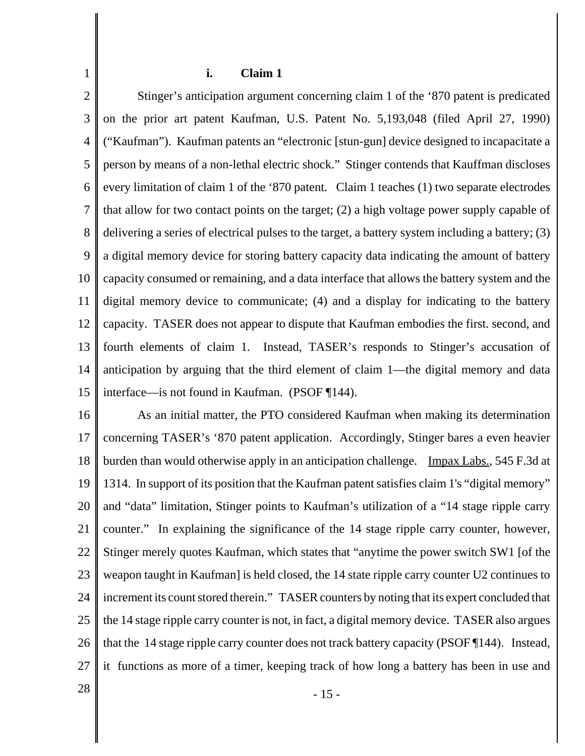### i. Claim 1

Stinger's anticipation argument concerning claim 1 of the '870 patent is predicated on the prior art patent Kaufman, U.S. Patent No. 5,193,048 (filed April 27, 1990) ("Kaufman"). Kaufman patents an "electronic [stun-gun] device designed to incapacitate a person by means of a non-lethal electric shock." Stinger contends that Kauffman discloses every limitation of claim 1 of the '870 patent. Claim 1 teaches (1) two separate electrodes that allow for two contact points on the target; (2) a high voltage power supply capable of delivering a series of electrical pulses to the target, a battery system including a battery; (3) a digital memory device for storing battery capacity data indicating the amount of battery capacity consumed or remaining, and a data interface that allows the battery system and the digital memory device to communicate; (4) and a display for indicating to the battery capacity. TASER does not appear to dispute that Kaufman embodies the first. second, and fourth elements of claim 1. Instead, TASER's responds to Stinger's accusation of anticipation by arguing that the third element of claim 1—the digital memory and data interface—is not found in Kaufman. (PSOF ¶144).

As an initial matter, the PTO considered Kaufman when making its determination concerning TASER's '870 patent application. Accordingly, Stinger bares a even heavier burden than would otherwise apply in an anticipation challenge. <u>Impax Labs.</u>, 545 F.3d at 1314. In support of its position that the Kaufman patent satisfies claim 1's "digital memory" and "data" limitation, Stinger points to Kaufman's utilization of a "14 stage ripple carry counter." In explaining the significance of the 14 stage ripple carry counter, however, Stinger merely quotes Kaufman, which states that "anytime the power switch SW1 [of the weapon taught in Kaufman] is held closed, the 14 state ripple carry counter U2 continues to increment its count stored therein." TASER counters by noting that its expert concluded that the 14 stage ripple carry counter is not, in fact, a digital memory device. TASER also argues that the 14 stage ripple carry counter does not track battery capacity (PSOF ¶144). Instead, it functions as more of a timer, keeping track of how long a battery has been in use and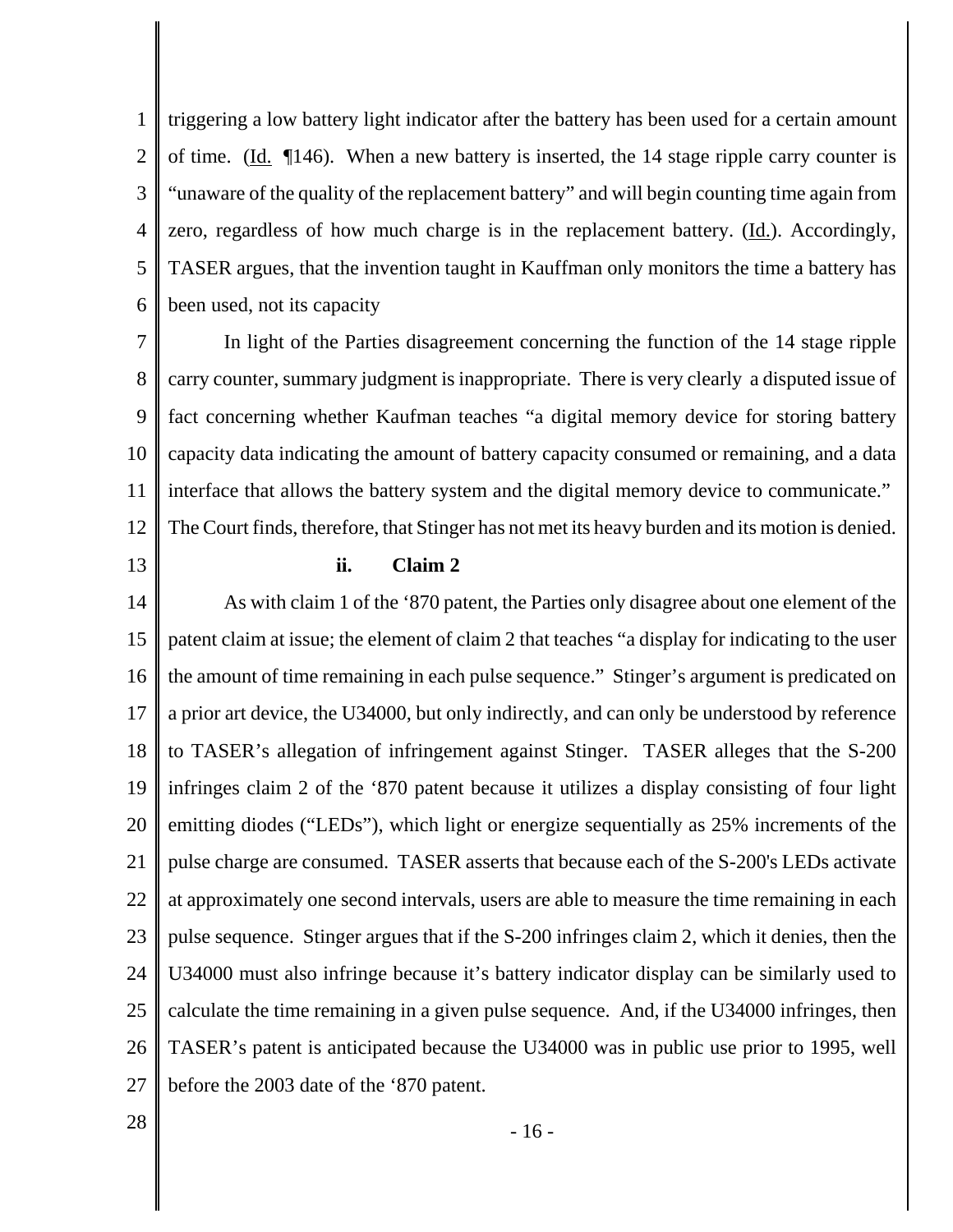triggering a low battery light indicator after the battery has been used for a certain amount of time. (Id. ¶146). When a new battery is inserted, the 14 stage ripple carry counter is "unaware of the quality of the replacement battery" and will begin counting time again from zero, regardless of how much charge is in the replacement battery. (Id.). Accordingly, TASER argues, that the invention taught in Kauffman only monitors the time a battery has been used, not its capacity

In light of the Parties disagreement concerning the function of the 14 stage ripple carry counter, summary judgment is inappropriate. There is very clearly a disputed issue of fact concerning whether Kaufman teaches "a digital memory device for storing battery capacity data indicating the amount of battery capacity consumed or remaining, and a data interface that allows the battery system and the digital memory device to communicate." The Court finds, therefore, that Stinger has not met its heavy burden and its motion is denied.

**ii. Claim 2**

As with claim 1 of the '870 patent, the Parties only disagree about one element of the patent claim at issue; the element of claim 2 that teaches "a display for indicating to the user the amount of time remaining in each pulse sequence." Stinger's argument is predicated on a prior art device, the U34000, but only indirectly, and can only be understood by reference to TASER's allegation of infringement against Stinger. TASER alleges that the S-200 infringes claim 2 of the '870 patent because it utilizes a display consisting of four light emitting diodes ("LEDs"), which light or energize sequentially as 25% increments of the pulse charge are consumed. TASER asserts that because each of the S-200's LEDs activate at approximately one second intervals, users are able to measure the time remaining in each pulse sequence. Stinger argues that if the S-200 infringes claim 2, which it denies, then the U34000 must also infringe because it's battery indicator display can be similarly used to calculate the time remaining in a given pulse sequence. And, if the U34000 infringes, then TASER's patent is anticipated because the U34000 was in public use prior to 1995, well before the 2003 date of the '870 patent.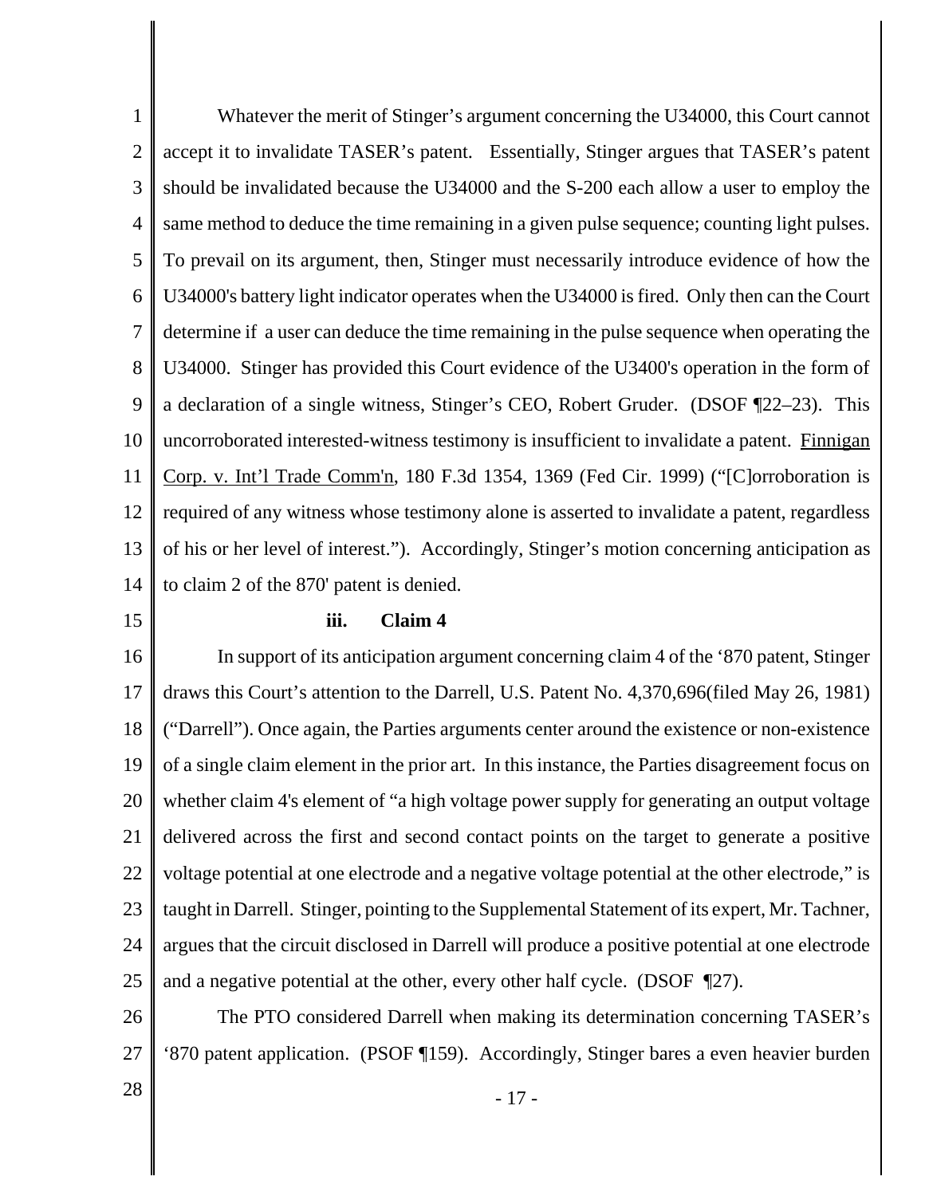Whatever the merit of Stinger's argument concerning the U34000, this Court cannot accept it to invalidate TASER's patent. Essentially, Stinger argues that TASER's patent should be invalidated because the U34000 and the S-200 each allow a user to employ the same method to deduce the time remaining in a given pulse sequence; counting light pulses. To prevail on its argument, then, Stinger must necessarily introduce evidence of how the U34000's battery light indicator operates when the U34000 is fired. Only then can the Court determine if a user can deduce the time remaining in the pulse sequence when operating the U34000. Stinger has provided this Court evidence of the U3400's operation in the form of a declaration of a single witness, Stinger's CEO, Robert Gruder. (DSOF ¶22–23). This uncorroborated interested-witness testimony is insufficient to invalidate a patent. Finnigan Corp. v. Int'l Trade Comm'n, 180 F.3d 1354, 1369 (Fed Cir. 1999) ("[C]orroboration is required of any witness whose testimony alone is asserted to invalidate a patent, regardless of his or her level of interest."). Accordingly, Stinger's motion concerning anticipation as to claim 2 of the 870' patent is denied.

### iii. Claim 4

In support of its anticipation argument concerning claim 4 of the '870 patent, Stinger draws this Court's attention to the Darrell, U.S. Patent No. 4,370,696(filed May 26, 1981) ("Darrell"). Once again, the Parties arguments center around the existence or non-existence of a single claim element in the prior art. In this instance, the Parties disagreement focus on whether claim 4's element of "a high voltage power supply for generating an output voltage delivered across the first and second contact points on the target to generate a positive voltage potential at one electrode and a negative voltage potential at the other electrode," is taught in Darrell. Stinger, pointing to the Supplemental Statement of its expert, Mr. Tachner, argues that the circuit disclosed in Darrell will produce a positive potential at one electrode and a negative potential at the other, every other half cycle. (DSOF ¶27).

The PTO considered Darrell when making its determination concerning TASER's '870 patent application. (PSOF ¶159). Accordingly, Stinger bares a even heavier burden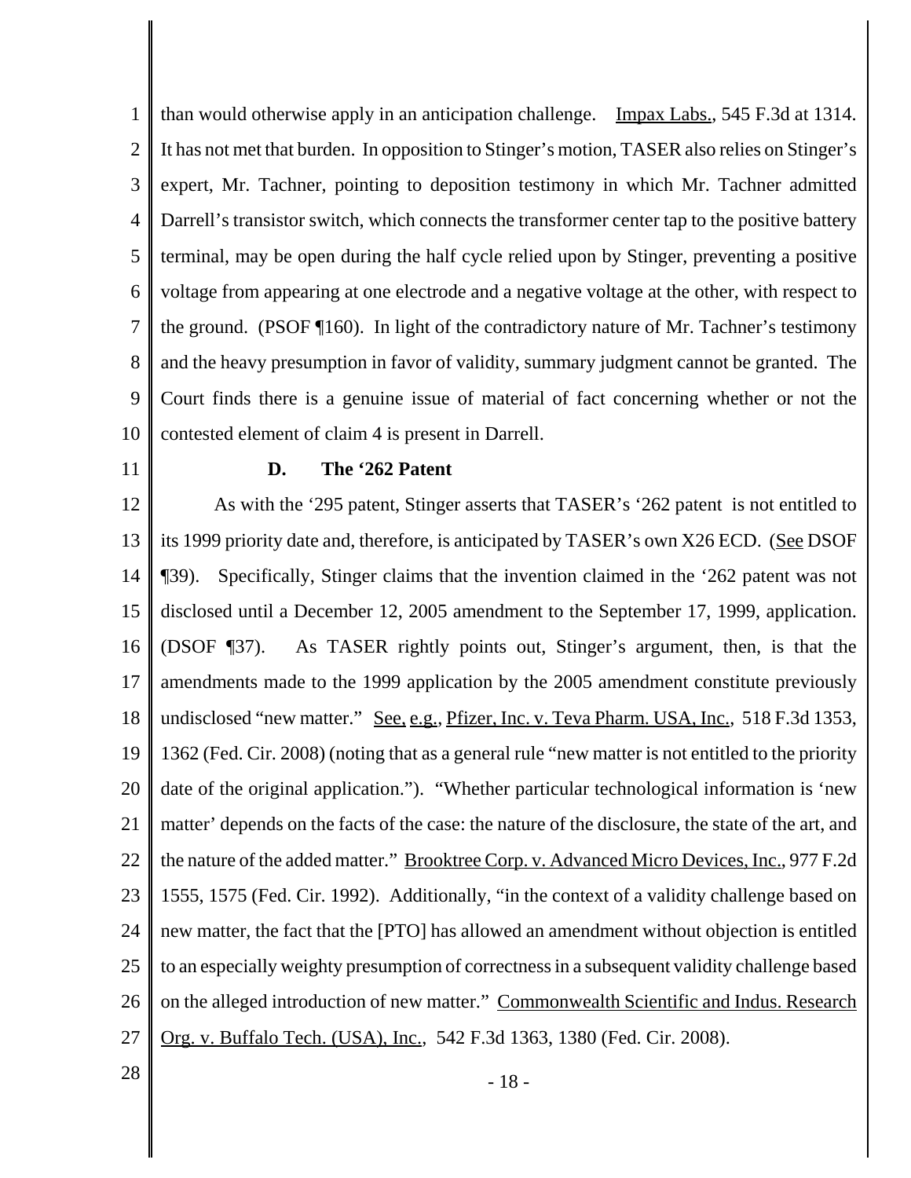than would otherwise apply in an anticipation challenge. Impax Labs., 545 F.3d at 1314. It has not met that burden. In opposition to Stinger's motion, TASER also relies on Stinger's expert, Mr. Tachner, pointing to deposition testimony in which Mr. Tachner admitted Darrell's transistor switch, which connects the transformer center tap to the positive battery terminal, may be open during the half cycle relied upon by Stinger, preventing a positive voltage from appearing at one electrode and a negative voltage at the other, with respect to the ground. (PSOF ¶160). In light of the contradictory nature of Mr. Tachner's testimony and the heavy presumption in favor of validity, summary judgment cannot be granted. The Court finds there is a genuine issue of material of fact concerning whether or not the contested element of claim 4 is present in Darrell.

### D. The '262 Patent

As with the '295 patent, Stinger asserts that TASER's '262 patent is not entitled to its 1999 priority date and, therefore, is anticipated by TASER's own X26 ECD. (See DSOF ¶39). Specifically, Stinger claims that the invention claimed in the '262 patent was not disclosed until a December 12, 2005 amendment to the September 17, 1999, application. (DSOF ¶37). As TASER rightly points out, Stinger's argument, then, is that the amendments made to the 1999 application by the 2005 amendment constitute previously undisclosed "new matter." See, e.g., Pfizer, Inc. v. Teva Pharm. USA, Inc., 518 F.3d 1353, 1362 (Fed. Cir. 2008) (noting that as a general rule "new matter is not entitled to the priority date of the original application."). "Whether particular technological information is 'new matter' depends on the facts of the case: the nature of the disclosure, the state of the art, and the nature of the added matter." Brooktree Corp. v. Advanced Micro Devices, Inc., 977 F.2d 1555, 1575 (Fed. Cir. 1992). Additionally, "in the context of a validity challenge based on new matter, the fact that the [PTO] has allowed an amendment without objection is entitled to an especially weighty presumption of correctness in a subsequent validity challenge based on the alleged introduction of new matter." Commonwealth Scientific and Indus. Research Org. v. Buffalo Tech. (USA), Inc., 542 F.3d 1363, 1380 (Fed. Cir. 2008).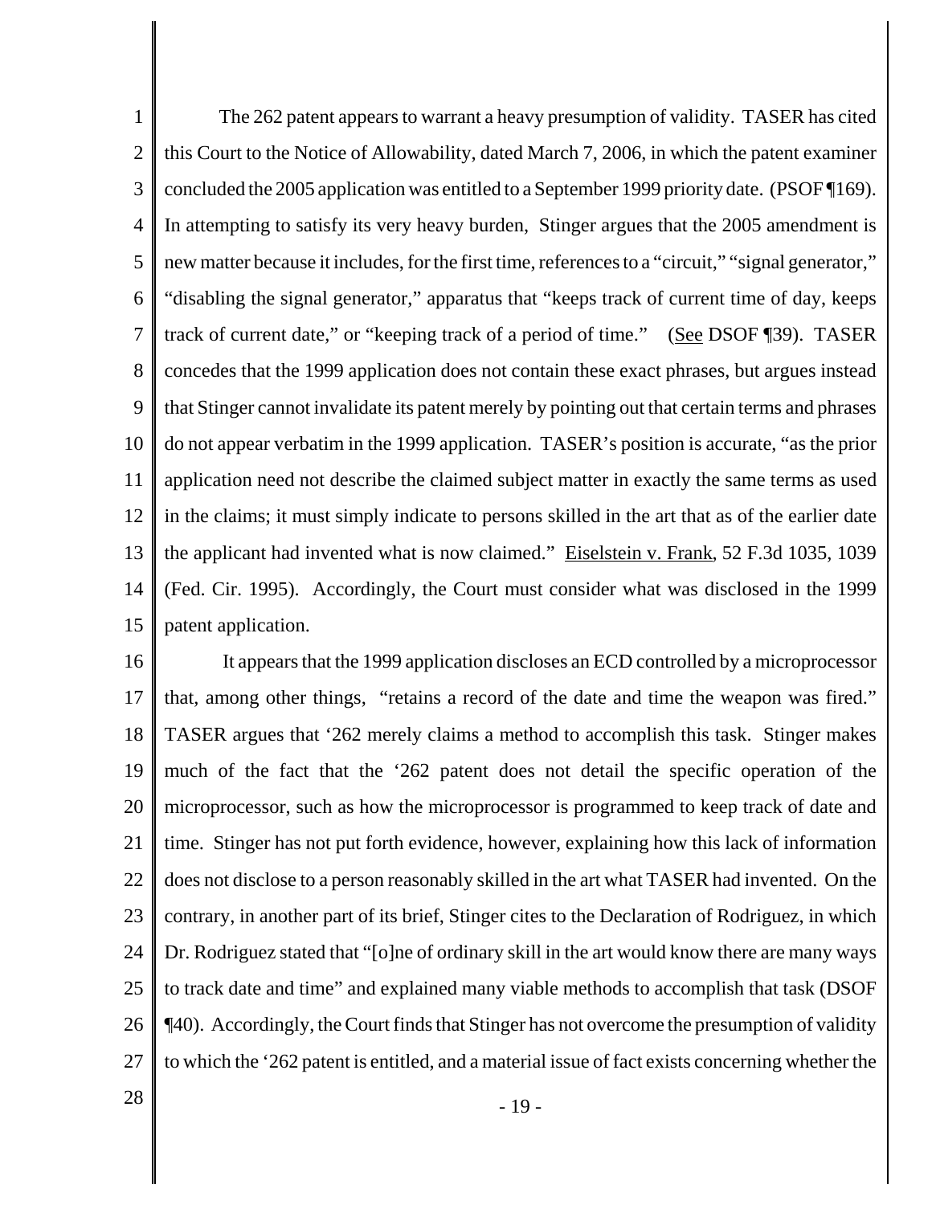The 262 patent appears to warrant a heavy presumption of validity. TASER has cited this Court to the Notice of Allowability, dated March 7, 2006, in which the patent examiner concluded the 2005 application was entitled to a September 1999 priority date. (PSOF ¶169). In attempting to satisfy its very heavy burden, Stinger argues that the 2005 amendment is new matter because it includes, for the first time, references to a "circuit," "signal generator," "disabling the signal generator," apparatus that "keeps track of current time of day, keeps track of current date," or "keeping track of a period of time." (See DSOF ¶39). TASER concedes that the 1999 application does not contain these exact phrases, but argues instead that Stinger cannot invalidate its patent merely by pointing out that certain terms and phrases do not appear verbatim in the 1999 application. TASER's position is accurate, "as the prior application need not describe the claimed subject matter in exactly the same terms as used in the claims; it must simply indicate to persons skilled in the art that as of the earlier date the applicant had invented what is now claimed." Eiselstein v. Frank, 52 F.3d 1035, 1039 (Fed. Cir. 1995). Accordingly, the Court must consider what was disclosed in the 1999 patent application.

It appears that the 1999 application discloses an ECD controlled by a microprocessor that, among other things, "retains a record of the date and time the weapon was fired." TASER argues that '262 merely claims a method to accomplish this task. Stinger makes much of the fact that the '262 patent does not detail the specific operation of the microprocessor, such as how the microprocessor is programmed to keep track of date and time. Stinger has not put forth evidence, however, explaining how this lack of information does not disclose to a person reasonably skilled in the art what TASER had invented. On the contrary, in another part of its brief, Stinger cites to the Declaration of Rodriguez, in which Dr. Rodriguez stated that "[o]ne of ordinary skill in the art would know there are many ways to track date and time" and explained many viable methods to accomplish that task (DSOF ¶40). Accordingly, the Court finds that Stinger has not overcome the presumption of validity to which the '262 patent is entitled, and a material issue of fact exists concerning whether the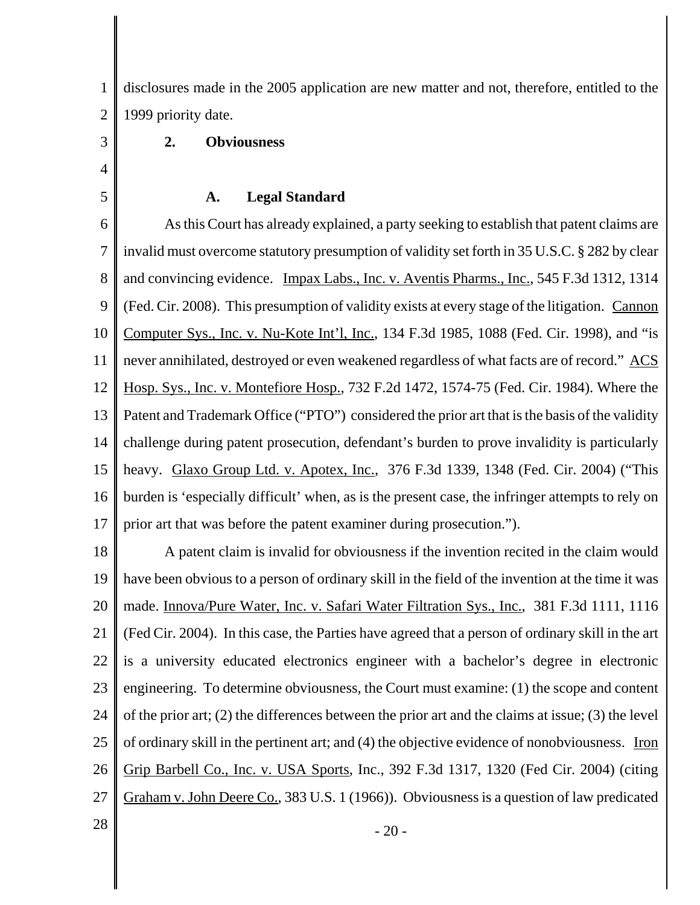disclosures made in the 2005 application are new matter and not, therefore, entitled to the 1999 priority date.

### 2. Obviousness

#### A. Legal Standard

As this Court has already explained, a party seeking to establish that patent claims are invalid must overcome statutory presumption of validity set forth in 35 U.S.C. § 282 by clear and convincing evidence. Impax Labs., Inc. v. Aventis Pharms., Inc., 545 F.3d 1312, 1314 (Fed. Cir. 2008). This presumption of validity exists at every stage of the litigation. Cannon Computer Sys., Inc. v. Nu-Kote Int'l, Inc., 134 F.3d 1985, 1088 (Fed. Cir. 1998), and "is never annihilated, destroyed or even weakened regardless of what facts are of record." ACS Hosp. Sys., Inc. v. Montefiore Hosp., 732 F.2d 1472, 1574-75 (Fed. Cir. 1984). Where the Patent and Trademark Office ("PTO") considered the prior art that is the basis of the validity challenge during patent prosecution, defendant's burden to prove invalidity is particularly heavy. Glaxo Group Ltd. v. Apotex, Inc., 376 F.3d 1339, 1348 (Fed. Cir. 2004) ("This burden is 'especially difficult' when, as is the present case, the infringer attempts to rely on prior art that was before the patent examiner during prosecution.").

A patent claim is invalid for obviousness if the invention recited in the claim would have been obvious to a person of ordinary skill in the field of the invention at the time it was made. Innova/Pure Water, Inc. v. Safari Water Filtration Sys., Inc., 381 F.3d 1111, 1116 (Fed Cir. 2004). In this case, the Parties have agreed that a person of ordinary skill in the art is a university educated electronics engineer with a bachelor's degree in electronic engineering. To determine obviousness, the Court must examine: (1) the scope and content of the prior art; (2) the differences between the prior art and the claims at issue; (3) the level of ordinary skill in the pertinent art; and (4) the objective evidence of nonobviousness. Iron Grip Barbell Co., Inc. v. USA Sports, Inc., 392 F.3d 1317, 1320 (Fed Cir. 2004) (citing Graham v. John Deere Co., 383 U.S. 1 (1966)). Obviousness is a question of law predicated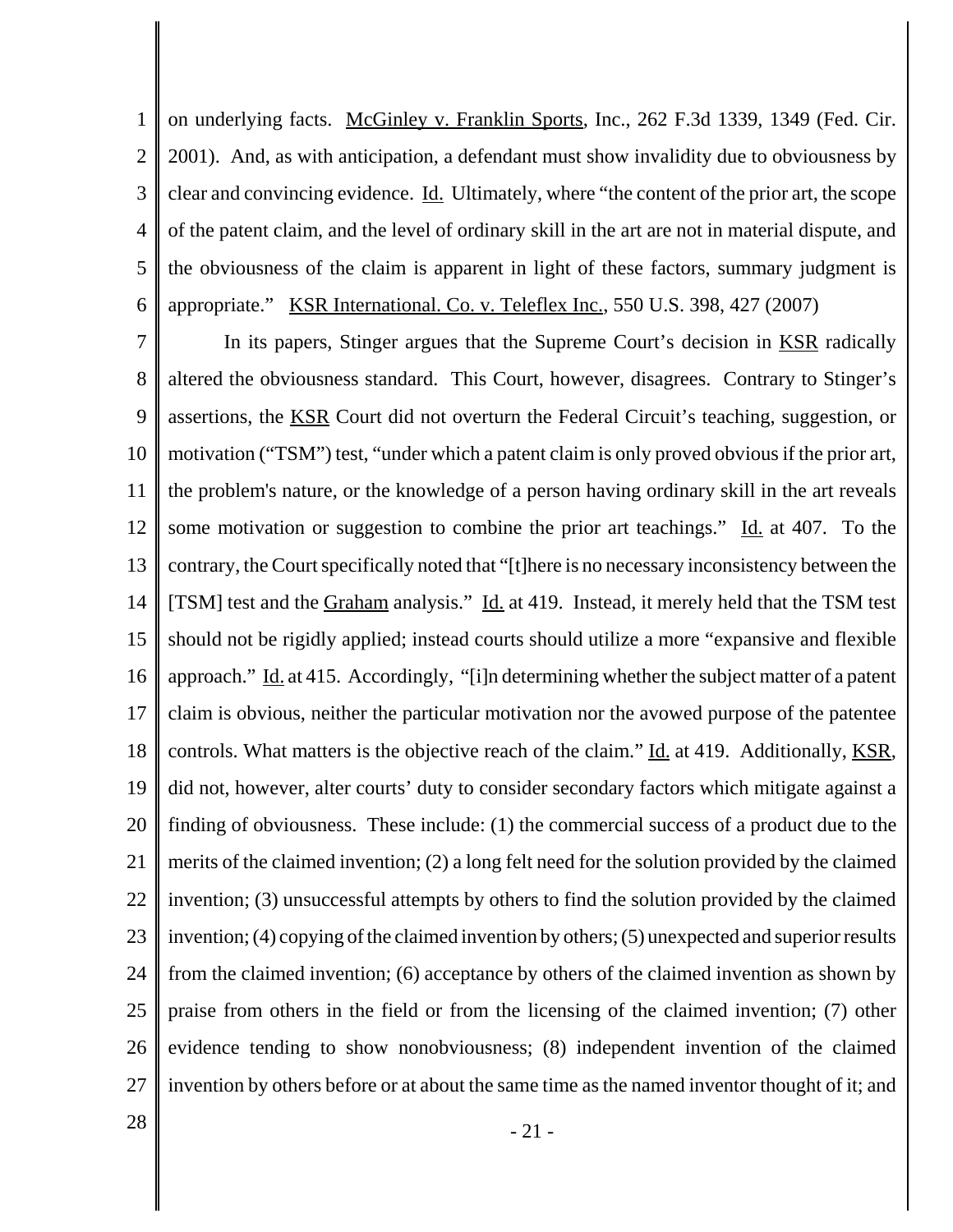on underlying facts. McGinley v. Franklin Sports, Inc., 262 F.3d 1339, 1349 (Fed. Cir. 2001). And, as with anticipation, a defendant must show invalidity due to obviousness by clear and convincing evidence. Id. Ultimately, where "the content of the prior art, the scope of the patent claim, and the level of ordinary skill in the art are not in material dispute, and the obviousness of the claim is apparent in light of these factors, summary judgment is appropriate." KSR International. Co. v. Teleflex Inc., 550 U.S. 398, 427 (2007)

In its papers, Stinger argues that the Supreme Court's decision in KSR radically altered the obviousness standard. This Court, however, disagrees. Contrary to Stinger's assertions, the KSR Court did not overturn the Federal Circuit's teaching, suggestion, or motivation ("TSM") test, "under which a patent claim is only proved obvious if the prior art, the problem's nature, or the knowledge of a person having ordinary skill in the art reveals some motivation or suggestion to combine the prior art teachings." Id. at 407. To the contrary, the Court specifically noted that "[t]here is no necessary inconsistency between the [TSM] test and the Graham analysis." Id. at 419. Instead, it merely held that the TSM test should not be rigidly applied; instead courts should utilize a more "expansive and flexible approach." Id. at 415. Accordingly, "[i]n determining whether the subject matter of a patent claim is obvious, neither the particular motivation nor the avowed purpose of the patentee controls. What matters is the objective reach of the claim." Id. at 419. Additionally, KSR, did not, however, alter courts' duty to consider secondary factors which mitigate against a finding of obviousness. These include: (1) the commercial success of a product due to the merits of the claimed invention; (2) a long felt need for the solution provided by the claimed invention; (3) unsuccessful attempts by others to find the solution provided by the claimed invention; (4) copying of the claimed invention by others; (5) unexpected and superior results from the claimed invention; (6) acceptance by others of the claimed invention as shown by praise from others in the field or from the licensing of the claimed invention; (7) other evidence tending to show nonobviousness; (8) independent invention of the claimed invention by others before or at about the same time as the named inventor thought of it; and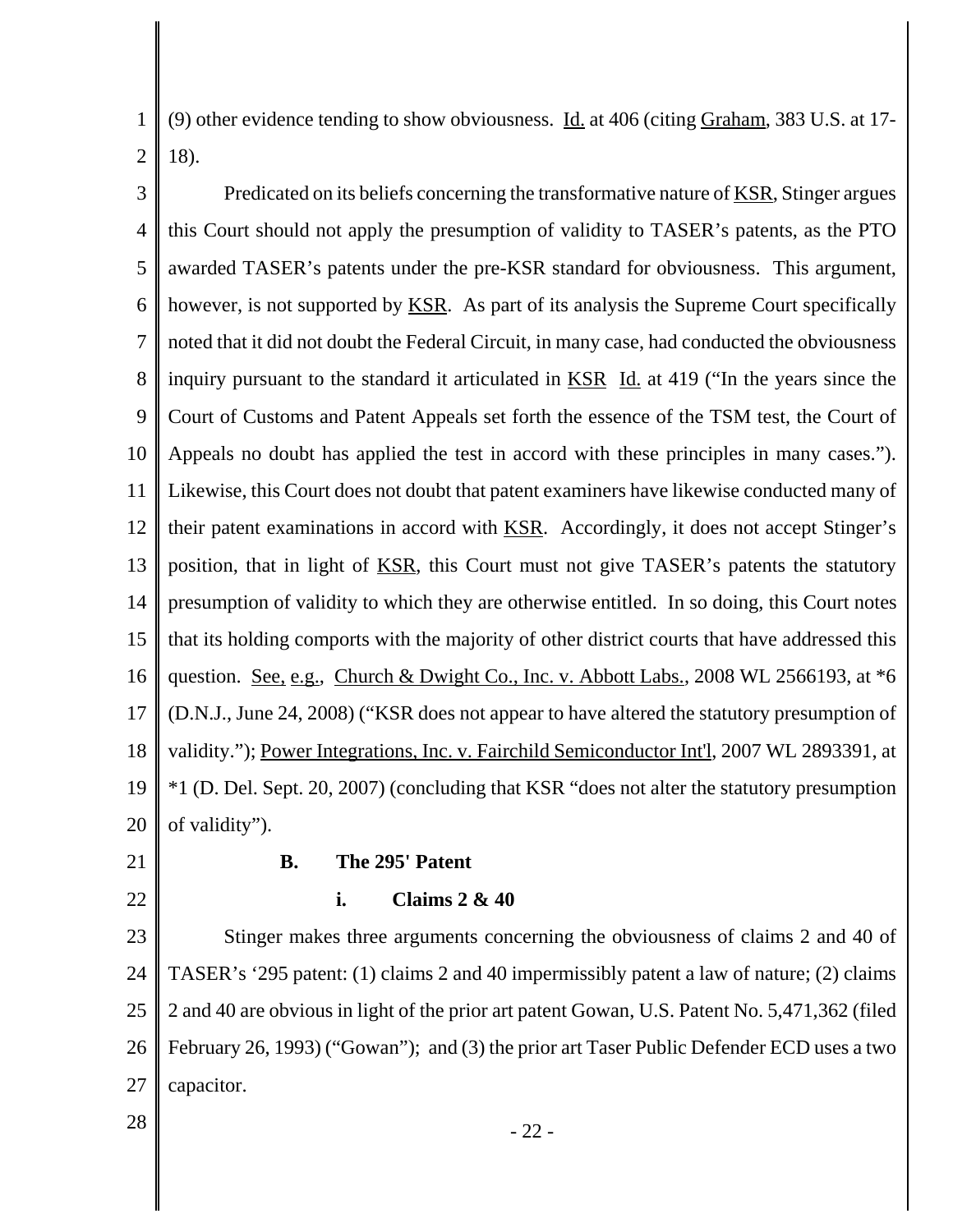(9) other evidence tending to show obviousness. Id. at 406 (citing Graham, 383 U.S. at 17-18).

Predicated on its beliefs concerning the transformative nature of KSR, Stinger argues this Court should not apply the presumption of validity to TASER's patents, as the PTO awarded TASER's patents under the pre-KSR standard for obviousness. This argument, however, is not supported by KSR. As part of its analysis the Supreme Court specifically noted that it did not doubt the Federal Circuit, in many case, had conducted the obviousness inquiry pursuant to the standard it articulated in KSR Id. at 419 ("In the years since the Court of Customs and Patent Appeals set forth the essence of the TSM test, the Court of Appeals no doubt has applied the test in accord with these principles in many cases."). Likewise, this Court does not doubt that patent examiners have likewise conducted many of their patent examinations in accord with KSR. Accordingly, it does not accept Stinger's position, that in light of KSR, this Court must not give TASER's patents the statutory presumption of validity to which they are otherwise entitled. In so doing, this Court notes that its holding comports with the majority of other district courts that have addressed this question. See, e.g., Church & Dwight Co., Inc. v. Abbott Labs., 2008 WL 2566193, at *6 (D.N.J., June 24, 2008) ("KSR does not appear to have altered the statutory presumption of validity."); Power Integrations, Inc. v. Fairchild Semiconductor Int'l, 2007 WL 2893391, at *1 (D. Del. Sept. 20, 2007) (concluding that KSR "does not alter the statutory presumption of validity").

### B. The 295' Patent

#### i. Claims 2 & 40

Stinger makes three arguments concerning the obviousness of claims 2 and 40 of TASER's '295 patent: (1) claims 2 and 40 impermissibly patent a law of nature; (2) claims 2 and 40 are obvious in light of the prior art patent Gowan, U.S. Patent No. 5,471,362 (filed February 26, 1993) ("Gowan"); and (3) the prior art Taser Public Defender ECD uses a two capacitor.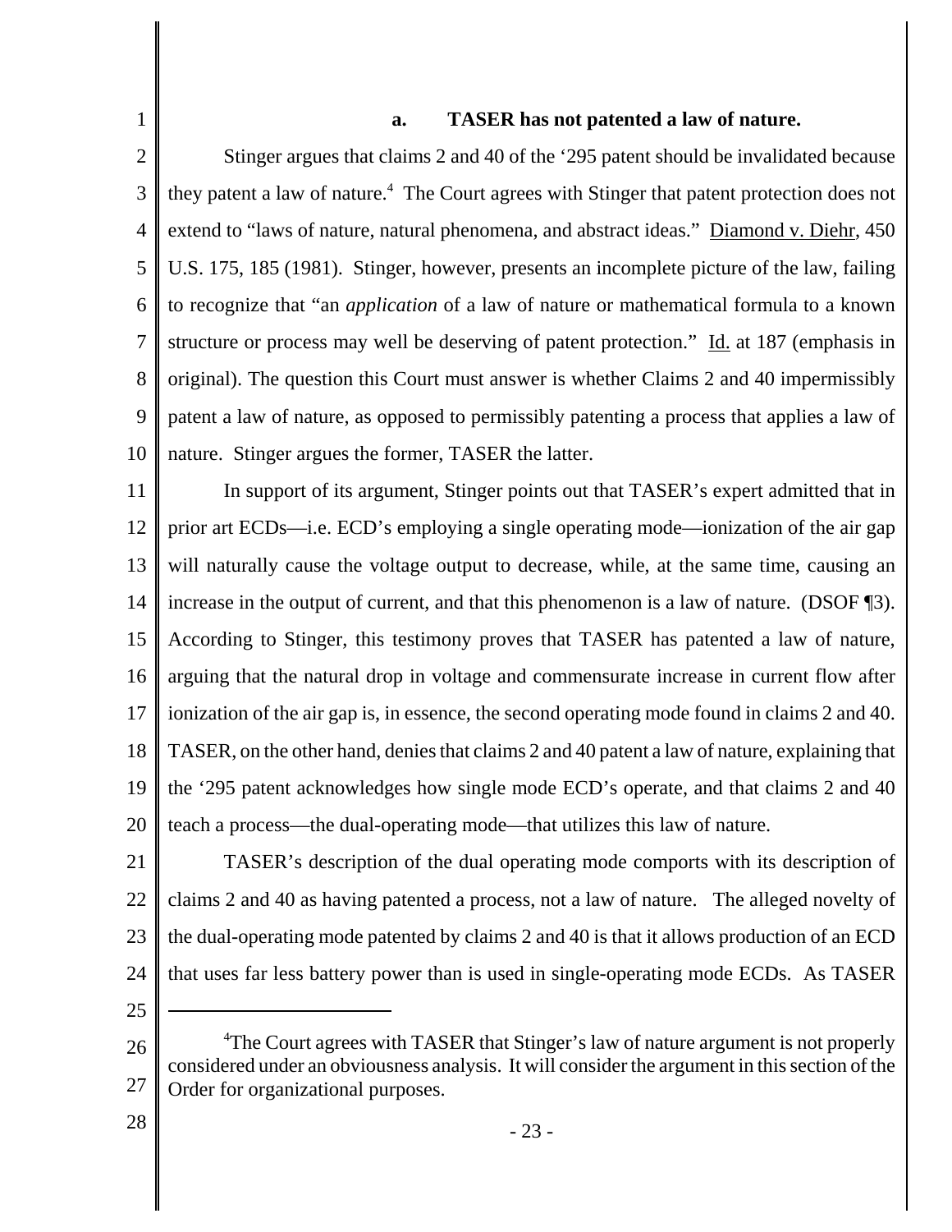### a. TASER has not patented a law of nature.

Stinger argues that claims 2 and 40 of the '295 patent should be invalidated because they patent a law of nature.[4] The Court agrees with Stinger that patent protection does not extend to "laws of nature, natural phenomena, and abstract ideas." Diamond v. Diehr, 450 U.S. 175, 185 (1981). Stinger, however, presents an incomplete picture of the law, failing to recognize that "an *application* of a law of nature or mathematical formula to a known structure or process may well be deserving of patent protection." Id. at 187 (emphasis in original). The question this Court must answer is whether Claims 2 and 40 impermissibly patent a law of nature, as opposed to permissibly patenting a process that applies a law of nature. Stinger argues the former, TASER the latter.

In support of its argument, Stinger points out that TASER's expert admitted that in prior art ECDs—i.e. ECD's employing a single operating mode—ionization of the air gap will naturally cause the voltage output to decrease, while, at the same time, causing an increase in the output of current, and that this phenomenon is a law of nature. (DSOF ¶3). According to Stinger, this testimony proves that TASER has patented a law of nature, arguing that the natural drop in voltage and commensurate increase in current flow after ionization of the air gap is, in essence, the second operating mode found in claims 2 and 40. TASER, on the other hand, denies that claims 2 and 40 patent a law of nature, explaining that the '295 patent acknowledges how single mode ECD's operate, and that claims 2 and 40 teach a process—the dual-operating mode—that utilizes this law of nature.

TASER's description of the dual operating mode comports with its description of claims 2 and 40 as having patented a process, not a law of nature. The alleged novelty of the dual-operating mode patented by claims 2 and 40 is that it allows production of an ECD that uses far less battery power than is used in single-operating mode ECDs. As TASER

---

[4] The Court agrees with TASER that Stinger's law of nature argument is not properly considered under an obviousness analysis. It will consider the argument in this section of the Order for organizational purposes.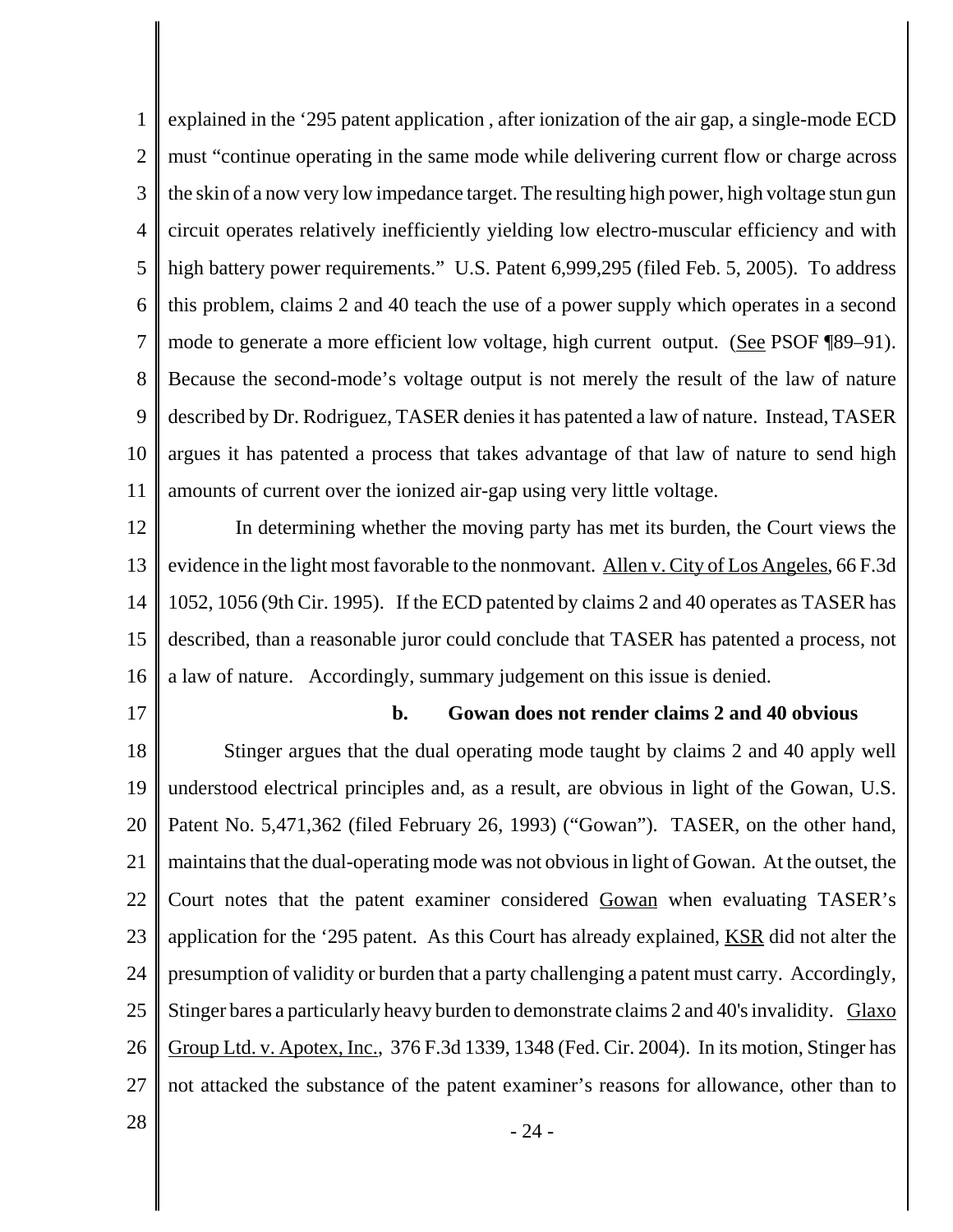explained in the '295 patent application , after ionization of the air gap, a single-mode ECD must "continue operating in the same mode while delivering current flow or charge across the skin of a now very low impedance target. The resulting high power, high voltage stun gun circuit operates relatively inefficiently yielding low electro-muscular efficiency and with high battery power requirements." U.S. Patent 6,999,295 (filed Feb. 5, 2005). To address this problem, claims 2 and 40 teach the use of a power supply which operates in a second mode to generate a more efficient low voltage, high current output. (See PSOF ¶89–91). Because the second-mode's voltage output is not merely the result of the law of nature described by Dr. Rodriguez, TASER denies it has patented a law of nature. Instead, TASER argues it has patented a process that takes advantage of that law of nature to send high amounts of current over the ionized air-gap using very little voltage.

In determining whether the moving party has met its burden, the Court views the evidence in the light most favorable to the nonmovant. Allen v. City of Los Angeles, 66 F.3d 1052, 1056 (9th Cir. 1995). If the ECD patented by claims 2 and 40 operates as TASER has described, than a reasonable juror could conclude that TASER has patented a process, not a law of nature. Accordingly, summary judgement on this issue is denied.

**b. Gowan does not render claims 2 and 40 obvious**

Stinger argues that the dual operating mode taught by claims 2 and 40 apply well understood electrical principles and, as a result, are obvious in light of the Gowan, U.S. Patent No. 5,471,362 (filed February 26, 1993) ("Gowan"). TASER, on the other hand, maintains that the dual-operating mode was not obvious in light of Gowan. At the outset, the Court notes that the patent examiner considered Gowan when evaluating TASER's application for the '295 patent. As this Court has already explained, KSR did not alter the presumption of validity or burden that a party challenging a patent must carry. Accordingly, Stinger bares a particularly heavy burden to demonstrate claims 2 and 40's invalidity. Glaxo Group Ltd. v. Apotex, Inc., 376 F.3d 1339, 1348 (Fed. Cir. 2004). In its motion, Stinger has not attacked the substance of the patent examiner's reasons for allowance, other than to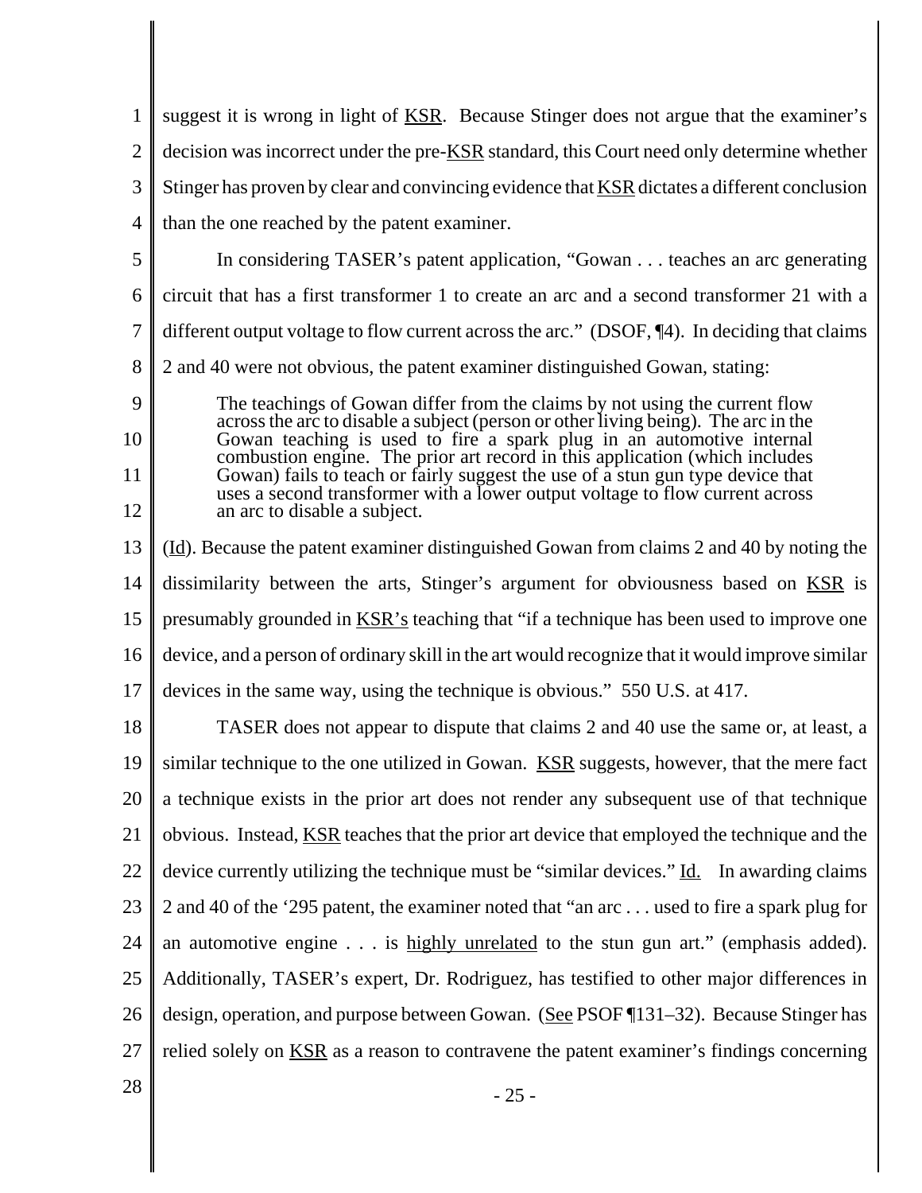suggest it is wrong in light of KSR. Because Stinger does not argue that the examiner's decision was incorrect under the pre-KSR standard, this Court need only determine whether Stinger has proven by clear and convincing evidence that KSR dictates a different conclusion than the one reached by the patent examiner.

In considering TASER's patent application, "Gowan . . . teaches an arc generating circuit that has a first transformer 1 to create an arc and a second transformer 21 with a different output voltage to flow current across the arc." (DSOF, ¶4). In deciding that claims 2 and 40 were not obvious, the patent examiner distinguished Gowan, stating:

> The teachings of Gowan differ from the claims by not using the current flow across the arc to disable a subject (person or other living being). The arc in the Gowan teaching is used to fire a spark plug in an automotive internal combustion engine. The prior art record in this application (which includes Gowan) fails to teach or fairly suggest the use of a stun gun type device that uses a second transformer with a lower output voltage to flow current across an arc to disable a subject.

(Id). Because the patent examiner distinguished Gowan from claims 2 and 40 by noting the dissimilarity between the arts, Stinger's argument for obviousness based on KSR is presumably grounded in KSR's teaching that "if a technique has been used to improve one device, and a person of ordinary skill in the art would recognize that it would improve similar devices in the same way, using the technique is obvious." 550 U.S. at 417.

TASER does not appear to dispute that claims 2 and 40 use the same or, at least, a similar technique to the one utilized in Gowan. KSR suggests, however, that the mere fact a technique exists in the prior art does not render any subsequent use of that technique obvious. Instead, KSR teaches that the prior art device that employed the technique and the device currently utilizing the technique must be "similar devices." Id. In awarding claims 2 and 40 of the '295 patent, the examiner noted that "an arc . . . used to fire a spark plug for an automotive engine . . . is highly unrelated to the stun gun art." (emphasis added). Additionally, TASER's expert, Dr. Rodriguez, has testified to other major differences in design, operation, and purpose between Gowan. (See PSOF ¶131–32). Because Stinger has relied solely on KSR as a reason to contravene the patent examiner's findings concerning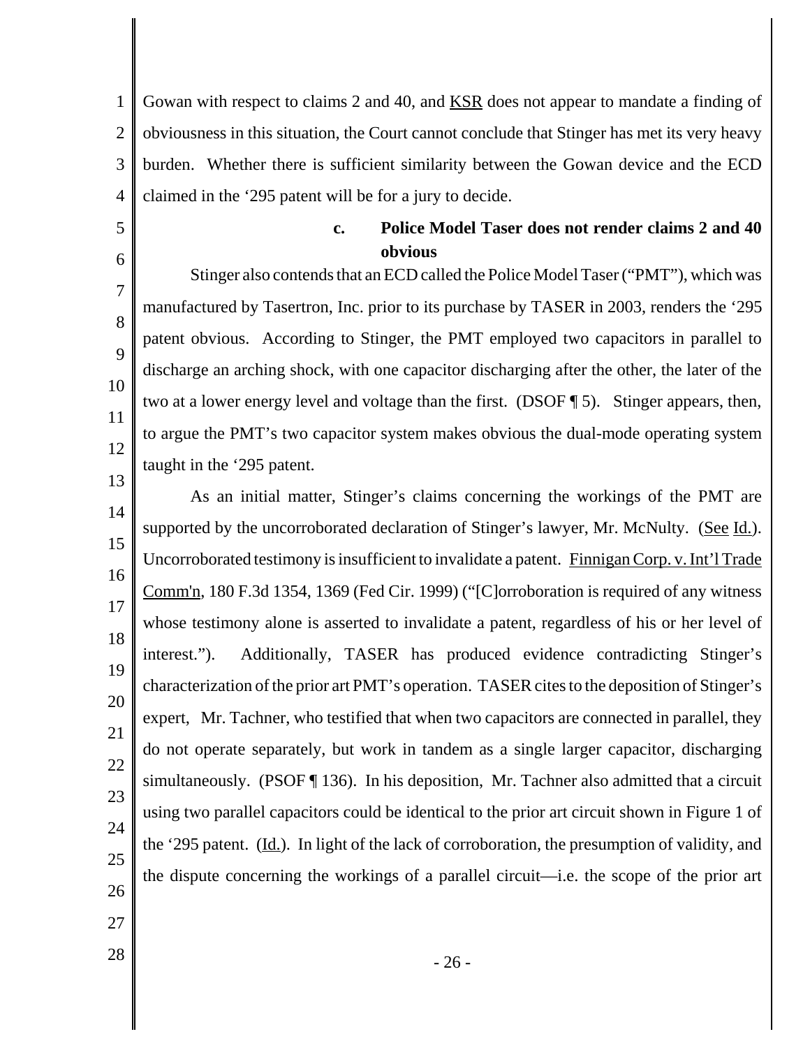Gowan with respect to claims 2 and 40, and KSR does not appear to mandate a finding of obviousness in this situation, the Court cannot conclude that Stinger has met its very heavy burden. Whether there is sufficient similarity between the Gowan device and the ECD claimed in the '295 patent will be for a jury to decide.

### c. Police Model Taser does not render claims 2 and 40 obvious

Stinger also contends that an ECD called the Police Model Taser ("PMT"), which was manufactured by Tasertron, Inc. prior to its purchase by TASER in 2003, renders the '295 patent obvious. According to Stinger, the PMT employed two capacitors in parallel to discharge an arching shock, with one capacitor discharging after the other, the later of the two at a lower energy level and voltage than the first. (DSOF ¶ 5). Stinger appears, then, to argue the PMT's two capacitor system makes obvious the dual-mode operating system taught in the '295 patent.

As an initial matter, Stinger's claims concerning the workings of the PMT are supported by the uncorroborated declaration of Stinger's lawyer, Mr. McNulty. (See Id.). Uncorroborated testimony is insufficient to invalidate a patent. Finnigan Corp. v. Int'l Trade Comm'n, 180 F.3d 1354, 1369 (Fed Cir. 1999) ("[C]orroboration is required of any witness whose testimony alone is asserted to invalidate a patent, regardless of his or her level of interest."). Additionally, TASER has produced evidence contradicting Stinger's characterization of the prior art PMT's operation. TASER cites to the deposition of Stinger's expert, Mr. Tachner, who testified that when two capacitors are connected in parallel, they do not operate separately, but work in tandem as a single larger capacitor, discharging simultaneously. (PSOF ¶ 136). In his deposition, Mr. Tachner also admitted that a circuit using two parallel capacitors could be identical to the prior art circuit shown in Figure 1 of the '295 patent. (Id.). In light of the lack of corroboration, the presumption of validity, and the dispute concerning the workings of a parallel circuit—i.e. the scope of the prior art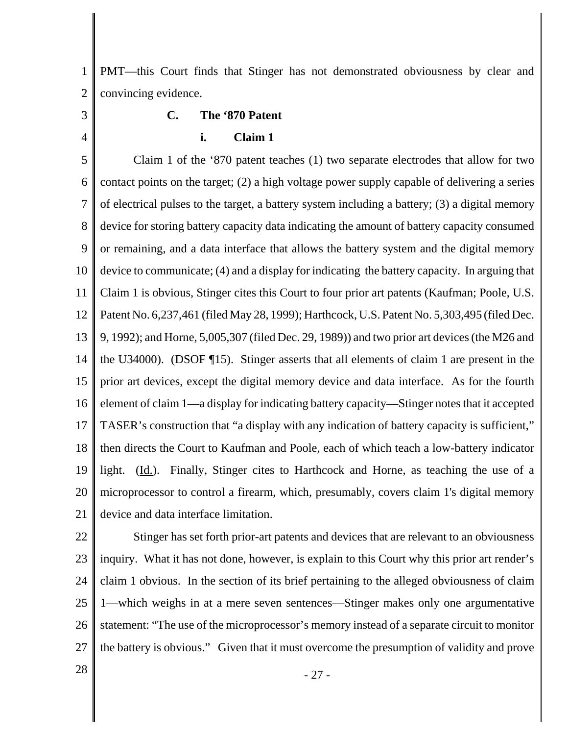PMT—this Court finds that Stinger has not demonstrated obviousness by clear and convincing evidence.

### C. The '870 Patent

#### i. Claim 1

Claim 1 of the '870 patent teaches (1) two separate electrodes that allow for two contact points on the target; (2) a high voltage power supply capable of delivering a series of electrical pulses to the target, a battery system including a battery; (3) a digital memory device for storing battery capacity data indicating the amount of battery capacity consumed or remaining, and a data interface that allows the battery system and the digital memory device to communicate; (4) and a display for indicating the battery capacity. In arguing that Claim 1 is obvious, Stinger cites this Court to four prior art patents (Kaufman; Poole, U.S. Patent No. 6,237,461 (filed May 28, 1999); Harthcock, U.S. Patent No. 5,303,495 (filed Dec. 9, 1992); and Horne, 5,005,307 (filed Dec. 29, 1989)) and two prior art devices (the M26 and the U34000). (DSOF ¶15). Stinger asserts that all elements of claim 1 are present in the prior art devices, except the digital memory device and data interface. As for the fourth element of claim 1—a display for indicating battery capacity—Stinger notes that it accepted TASER's construction that "a display with any indication of battery capacity is sufficient," then directs the Court to Kaufman and Poole, each of which teach a low-battery indicator light. (Id.). Finally, Stinger cites to Harthcock and Horne, as teaching the use of a microprocessor to control a firearm, which, presumably, covers claim 1's digital memory device and data interface limitation.

Stinger has set forth prior-art patents and devices that are relevant to an obviousness inquiry. What it has not done, however, is explain to this Court why this prior art render's claim 1 obvious. In the section of its brief pertaining to the alleged obviousness of claim 1—which weighs in at a mere seven sentences—Stinger makes only one argumentative statement: "The use of the microprocessor's memory instead of a separate circuit to monitor the battery is obvious." Given that it must overcome the presumption of validity and prove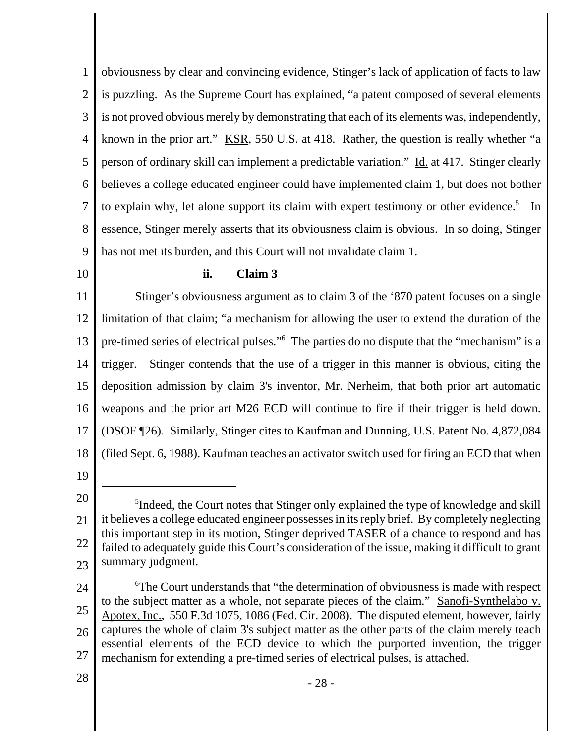obviousness by clear and convincing evidence, Stinger's lack of application of facts to law is puzzling. As the Supreme Court has explained, "a patent composed of several elements is not proved obvious merely by demonstrating that each of its elements was, independently, known in the prior art." KSR, 550 U.S. at 418. Rather, the question is really whether "a person of ordinary skill can implement a predictable variation." Id. at 417. Stinger clearly believes a college educated engineer could have implemented claim 1, but does not bother to explain why, let alone support its claim with expert testimony or other evidence.[5] In essence, Stinger merely asserts that its obviousness claim is obvious. In so doing, Stinger has not met its burden, and this Court will not invalidate claim 1.

**ii. Claim 3**

Stinger's obviousness argument as to claim 3 of the '870 patent focuses on a single limitation of that claim; "a mechanism for allowing the user to extend the duration of the pre-timed series of electrical pulses."[6] The parties do no dispute that the "mechanism" is a trigger. Stinger contends that the use of a trigger in this manner is obvious, citing the deposition admission by claim 3's inventor, Mr. Nerheim, that both prior art automatic weapons and the prior art M26 ECD will continue to fire if their trigger is held down. (DSOF ¶26). Similarly, Stinger cites to Kaufman and Dunning, U.S. Patent No. 4,872,084 (filed Sept. 6, 1988). Kaufman teaches an activator switch used for firing an ECD that when

---

[5] Indeed, the Court notes that Stinger only explained the type of knowledge and skill it believes a college educated engineer possesses in its reply brief. By completely neglecting this important step in its motion, Stinger deprived TASER of a chance to respond and has failed to adequately guide this Court's consideration of the issue, making it difficult to grant summary judgment.

[6] The Court understands that "the determination of obviousness is made with respect to the subject matter as a whole, not separate pieces of the claim." Sanofi-Synthelabo v. Apotex, Inc., 550 F.3d 1075, 1086 (Fed. Cir. 2008). The disputed element, however, fairly captures the whole of claim 3's subject matter as the other parts of the claim merely teach essential elements of the ECD device to which the purported invention, the trigger mechanism for extending a pre-timed series of electrical pulses, is attached.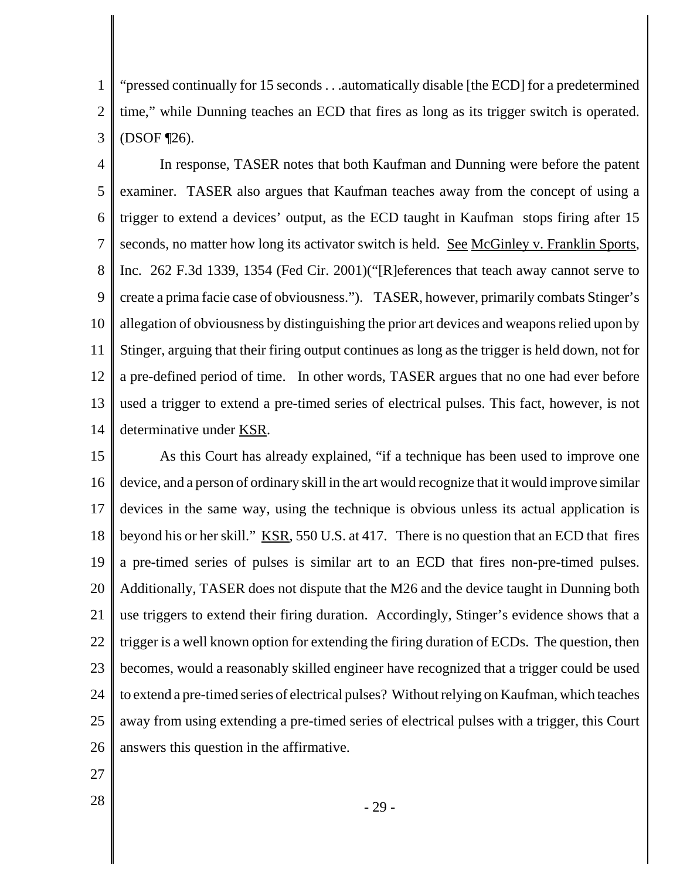"pressed continually for 15 seconds . . .automatically disable [the ECD] for a predetermined time," while Dunning teaches an ECD that fires as long as its trigger switch is operated. (DSOF ¶26).

In response, TASER notes that both Kaufman and Dunning were before the patent examiner. TASER also argues that Kaufman teaches away from the concept of using a trigger to extend a devices' output, as the ECD taught in Kaufman stops firing after 15 seconds, no matter how long its activator switch is held. See McGinley v. Franklin Sports, Inc. 262 F.3d 1339, 1354 (Fed Cir. 2001)("[R]eferences that teach away cannot serve to create a prima facie case of obviousness."). TASER, however, primarily combats Stinger's allegation of obviousness by distinguishing the prior art devices and weapons relied upon by Stinger, arguing that their firing output continues as long as the trigger is held down, not for a pre-defined period of time. In other words, TASER argues that no one had ever before used a trigger to extend a pre-timed series of electrical pulses. This fact, however, is not determinative under KSR.

As this Court has already explained, "if a technique has been used to improve one device, and a person of ordinary skill in the art would recognize that it would improve similar devices in the same way, using the technique is obvious unless its actual application is beyond his or her skill." KSR, 550 U.S. at 417. There is no question that an ECD that fires a pre-timed series of pulses is similar art to an ECD that fires non-pre-timed pulses. Additionally, TASER does not dispute that the M26 and the device taught in Dunning both use triggers to extend their firing duration. Accordingly, Stinger's evidence shows that a trigger is a well known option for extending the firing duration of ECDs. The question, then becomes, would a reasonably skilled engineer have recognized that a trigger could be used to extend a pre-timed series of electrical pulses? Without relying on Kaufman, which teaches away from using extending a pre-timed series of electrical pulses with a trigger, this Court answers this question in the affirmative.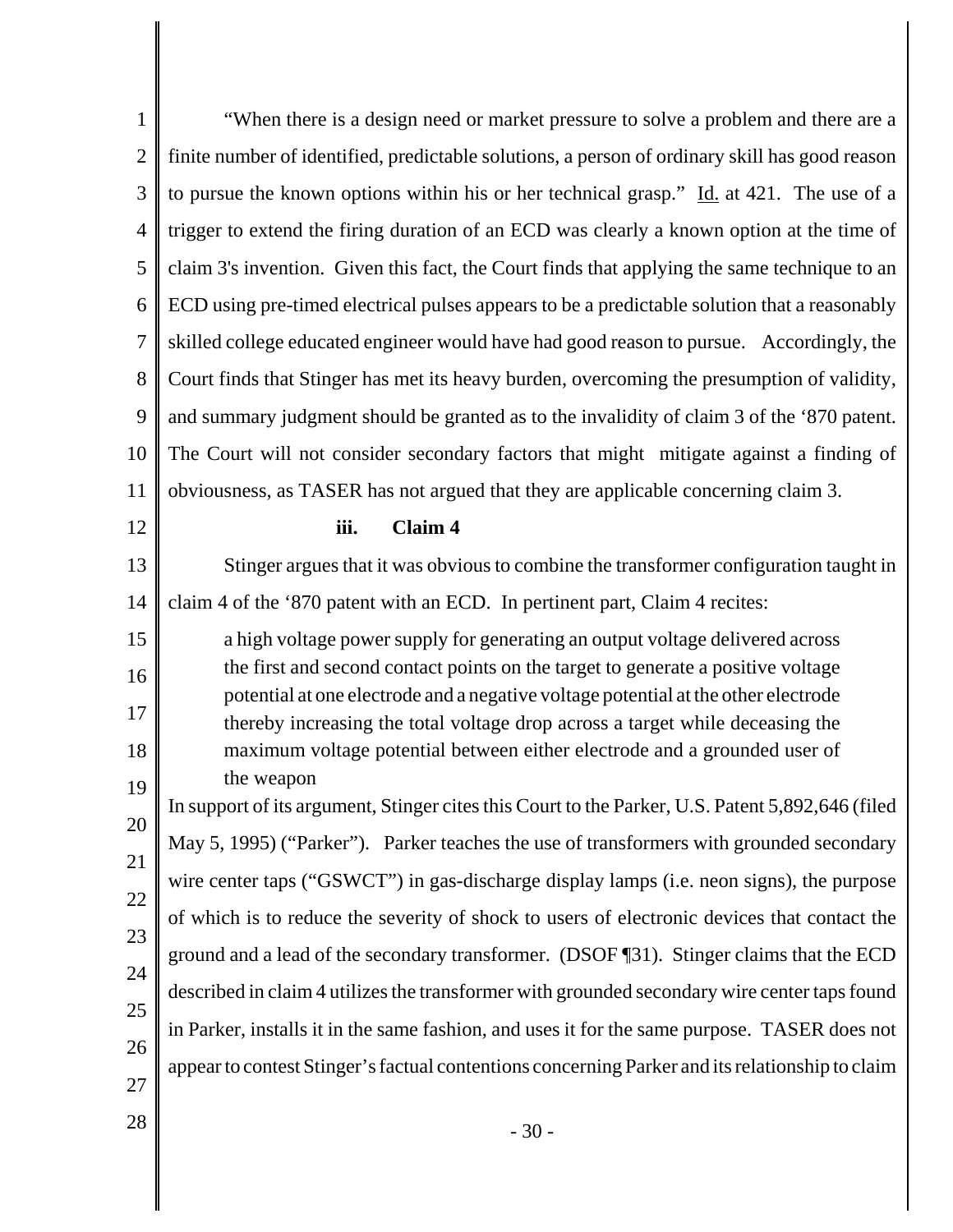"When there is a design need or market pressure to solve a problem and there are a finite number of identified, predictable solutions, a person of ordinary skill has good reason to pursue the known options within his or her technical grasp." Id. at 421. The use of a trigger to extend the firing duration of an ECD was clearly a known option at the time of claim 3's invention. Given this fact, the Court finds that applying the same technique to an ECD using pre-timed electrical pulses appears to be a predictable solution that a reasonably skilled college educated engineer would have had good reason to pursue. Accordingly, the Court finds that Stinger has met its heavy burden, overcoming the presumption of validity, and summary judgment should be granted as to the invalidity of claim 3 of the '870 patent. The Court will not consider secondary factors that might mitigate against a finding of obviousness, as TASER has not argued that they are applicable concerning claim 3.

**iii. Claim 4**

Stinger argues that it was obvious to combine the transformer configuration taught in claim 4 of the '870 patent with an ECD. In pertinent part, Claim 4 recites:

> a high voltage power supply for generating an output voltage delivered across the first and second contact points on the target to generate a positive voltage potential at one electrode and a negative voltage potential at the other electrode thereby increasing the total voltage drop across a target while deceasing the maximum voltage potential between either electrode and a grounded user of the weapon

In support of its argument, Stinger cites this Court to the Parker, U.S. Patent 5,892,646 (filed May 5, 1995) ("Parker"). Parker teaches the use of transformers with grounded secondary wire center taps ("GSWCT") in gas-discharge display lamps (i.e. neon signs), the purpose of which is to reduce the severity of shock to users of electronic devices that contact the ground and a lead of the secondary transformer. (DSOF ¶31). Stinger claims that the ECD described in claim 4 utilizes the transformer with grounded secondary wire center taps found in Parker, installs it in the same fashion, and uses it for the same purpose. TASER does not appear to contest Stinger's factual contentions concerning Parker and its relationship to claim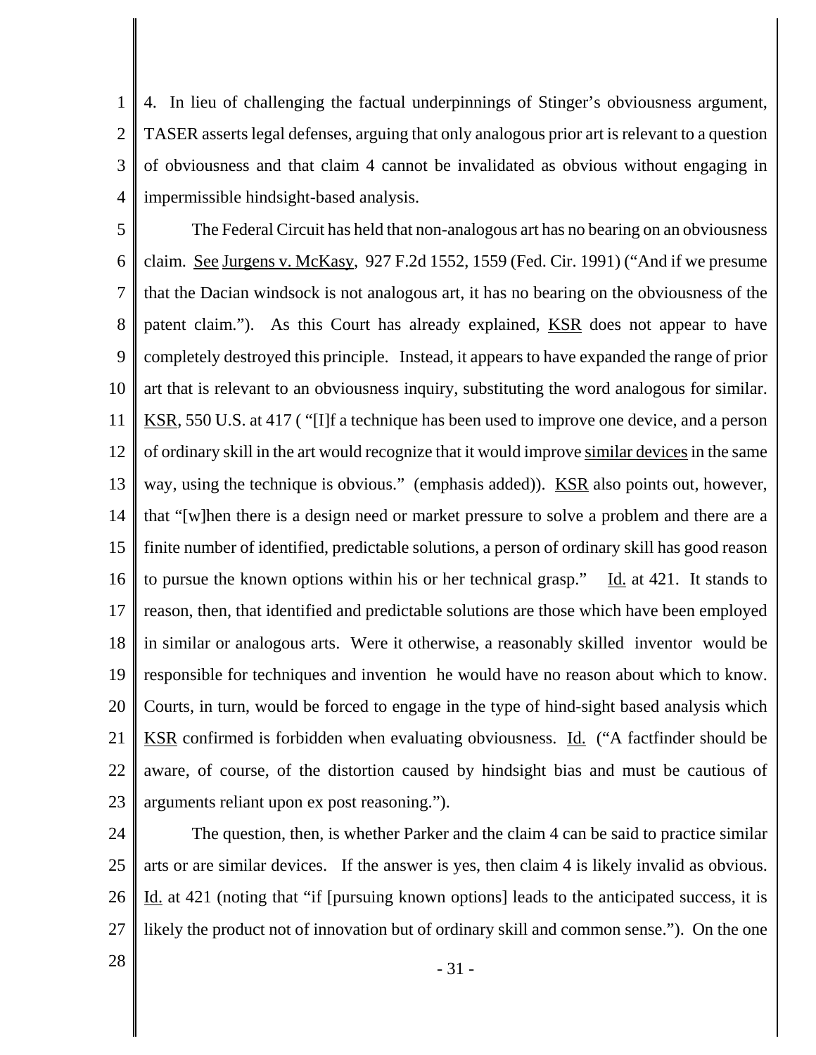4. In lieu of challenging the factual underpinnings of Stinger's obviousness argument, TASER asserts legal defenses, arguing that only analogous prior art is relevant to a question of obviousness and that claim 4 cannot be invalidated as obvious without engaging in impermissible hindsight-based analysis.

The Federal Circuit has held that non-analogous art has no bearing on an obviousness claim. See Jurgens v. McKasy, 927 F.2d 1552, 1559 (Fed. Cir. 1991) ("And if we presume that the Dacian windsock is not analogous art, it has no bearing on the obviousness of the patent claim."). As this Court has already explained, KSR does not appear to have completely destroyed this principle. Instead, it appears to have expanded the range of prior art that is relevant to an obviousness inquiry, substituting the word analogous for similar. KSR, 550 U.S. at 417 ( "[I]f a technique has been used to improve one device, and a person of ordinary skill in the art would recognize that it would improve similar devices in the same way, using the technique is obvious." (emphasis added)). KSR also points out, however, that "[w]hen there is a design need or market pressure to solve a problem and there are a finite number of identified, predictable solutions, a person of ordinary skill has good reason to pursue the known options within his or her technical grasp." Id. at 421. It stands to reason, then, that identified and predictable solutions are those which have been employed in similar or analogous arts. Were it otherwise, a reasonably skilled inventor would be responsible for techniques and invention he would have no reason about which to know. Courts, in turn, would be forced to engage in the type of hind-sight based analysis which KSR confirmed is forbidden when evaluating obviousness. Id. ("A factfinder should be aware, of course, of the distortion caused by hindsight bias and must be cautious of arguments reliant upon ex post reasoning.").

The question, then, is whether Parker and the claim 4 can be said to practice similar arts or are similar devices. If the answer is yes, then claim 4 is likely invalid as obvious. Id. at 421 (noting that "if [pursuing known options] leads to the anticipated success, it is likely the product not of innovation but of ordinary skill and common sense."). On the one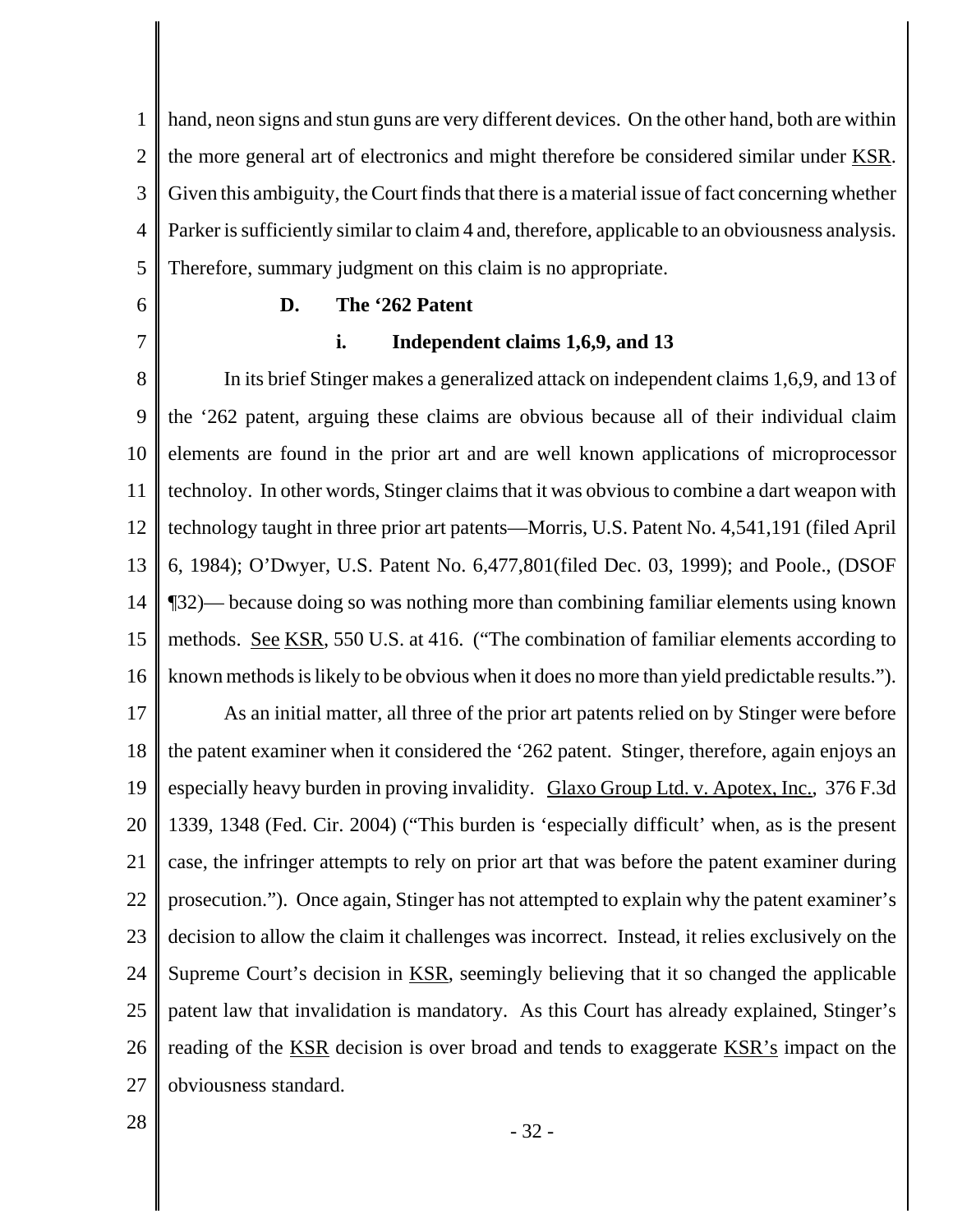hand, neon signs and stun guns are very different devices. On the other hand, both are within the more general art of electronics and might therefore be considered similar under KSR. Given this ambiguity, the Court finds that there is a material issue of fact concerning whether Parker is sufficiently similar to claim 4 and, therefore, applicable to an obviousness analysis. Therefore, summary judgment on this claim is no appropriate.

### D. The '262 Patent

#### i. Independent claims 1,6,9, and 13

In its brief Stinger makes a generalized attack on independent claims 1,6,9, and 13 of the '262 patent, arguing these claims are obvious because all of their individual claim elements are found in the prior art and are well known applications of microprocessor technoloy. In other words, Stinger claims that it was obvious to combine a dart weapon with technology taught in three prior art patents—Morris, U.S. Patent No. 4,541,191 (filed April 6, 1984); O'Dwyer, U.S. Patent No. 6,477,801(filed Dec. 03, 1999); and Poole., (DSOF ¶32)— because doing so was nothing more than combining familiar elements using known methods. See KSR, 550 U.S. at 416. ("The combination of familiar elements according to known methods is likely to be obvious when it does no more than yield predictable results.").

As an initial matter, all three of the prior art patents relied on by Stinger were before the patent examiner when it considered the '262 patent. Stinger, therefore, again enjoys an especially heavy burden in proving invalidity. Glaxo Group Ltd. v. Apotex, Inc., 376 F.3d 1339, 1348 (Fed. Cir. 2004) ("This burden is 'especially difficult' when, as is the present case, the infringer attempts to rely on prior art that was before the patent examiner during prosecution."). Once again, Stinger has not attempted to explain why the patent examiner's decision to allow the claim it challenges was incorrect. Instead, it relies exclusively on the Supreme Court's decision in KSR, seemingly believing that it so changed the applicable patent law that invalidation is mandatory. As this Court has already explained, Stinger's reading of the KSR decision is over broad and tends to exaggerate KSR's impact on the obviousness standard.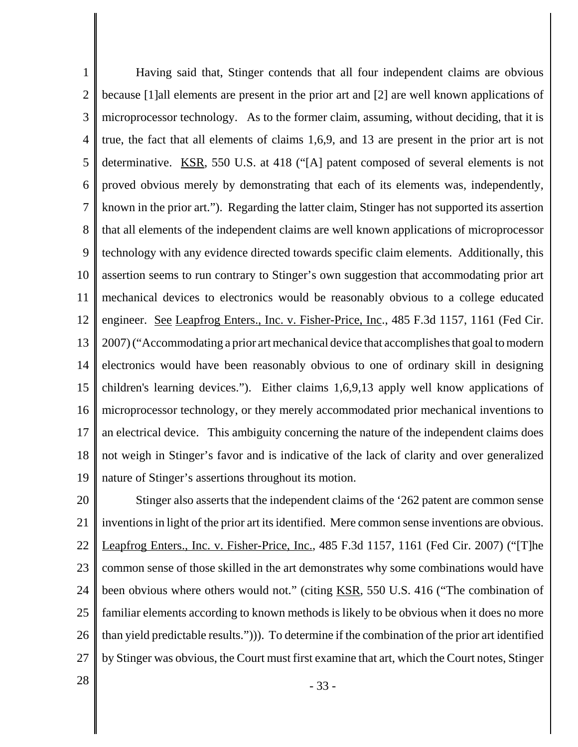Having said that, Stinger contends that all four independent claims are obvious because [1]all elements are present in the prior art and [2] are well known applications of microprocessor technology. As to the former claim, assuming, without deciding, that it is true, the fact that all elements of claims 1,6,9, and 13 are present in the prior art is not determinative. KSR, 550 U.S. at 418 ("[A] patent composed of several elements is not proved obvious merely by demonstrating that each of its elements was, independently, known in the prior art."). Regarding the latter claim, Stinger has not supported its assertion that all elements of the independent claims are well known applications of microprocessor technology with any evidence directed towards specific claim elements. Additionally, this assertion seems to run contrary to Stinger's own suggestion that accommodating prior art mechanical devices to electronics would be reasonably obvious to a college educated engineer. See Leapfrog Enters., Inc. v. Fisher-Price, Inc., 485 F.3d 1157, 1161 (Fed Cir. 2007) ("Accommodating a prior art mechanical device that accomplishes that goal to modern electronics would have been reasonably obvious to one of ordinary skill in designing children's learning devices."). Either claims 1,6,9,13 apply well know applications of microprocessor technology, or they merely accommodated prior mechanical inventions to an electrical device. This ambiguity concerning the nature of the independent claims does not weigh in Stinger's favor and is indicative of the lack of clarity and over generalized nature of Stinger's assertions throughout its motion.

Stinger also asserts that the independent claims of the '262 patent are common sense inventions in light of the prior art its identified. Mere common sense inventions are obvious. Leapfrog Enters., Inc. v. Fisher-Price, Inc., 485 F.3d 1157, 1161 (Fed Cir. 2007) ("[T]he common sense of those skilled in the art demonstrates why some combinations would have been obvious where others would not." (citing KSR, 550 U.S. 416 ("The combination of familiar elements according to known methods is likely to be obvious when it does no more than yield predictable results."))). To determine if the combination of the prior art identified by Stinger was obvious, the Court must first examine that art, which the Court notes, Stinger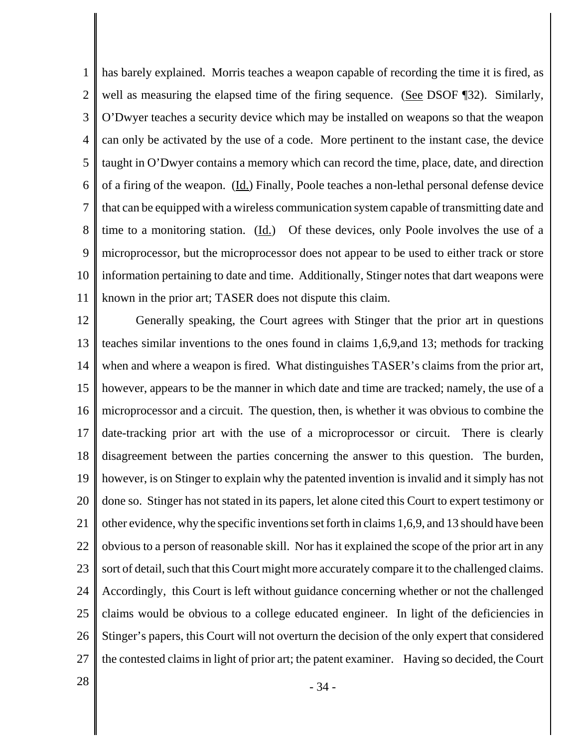has barely explained. Morris teaches a weapon capable of recording the time it is fired, as well as measuring the elapsed time of the firing sequence. (See DSOF ¶32). Similarly, O'Dwyer teaches a security device which may be installed on weapons so that the weapon can only be activated by the use of a code. More pertinent to the instant case, the device taught in O'Dwyer contains a memory which can record the time, place, date, and direction of a firing of the weapon. (Id.) Finally, Poole teaches a non-lethal personal defense device that can be equipped with a wireless communication system capable of transmitting date and time to a monitoring station. (Id.) Of these devices, only Poole involves the use of a microprocessor, but the microprocessor does not appear to be used to either track or store information pertaining to date and time. Additionally, Stinger notes that dart weapons were known in the prior art; TASER does not dispute this claim.

Generally speaking, the Court agrees with Stinger that the prior art in questions teaches similar inventions to the ones found in claims 1,6,9,and 13; methods for tracking when and where a weapon is fired. What distinguishes TASER's claims from the prior art, however, appears to be the manner in which date and time are tracked; namely, the use of a microprocessor and a circuit. The question, then, is whether it was obvious to combine the date-tracking prior art with the use of a microprocessor or circuit. There is clearly disagreement between the parties concerning the answer to this question. The burden, however, is on Stinger to explain why the patented invention is invalid and it simply has not done so. Stinger has not stated in its papers, let alone cited this Court to expert testimony or other evidence, why the specific inventions set forth in claims 1,6,9, and 13 should have been obvious to a person of reasonable skill. Nor has it explained the scope of the prior art in any sort of detail, such that this Court might more accurately compare it to the challenged claims. Accordingly, this Court is left without guidance concerning whether or not the challenged claims would be obvious to a college educated engineer. In light of the deficiencies in Stinger's papers, this Court will not overturn the decision of the only expert that considered the contested claims in light of prior art; the patent examiner. Having so decided, the Court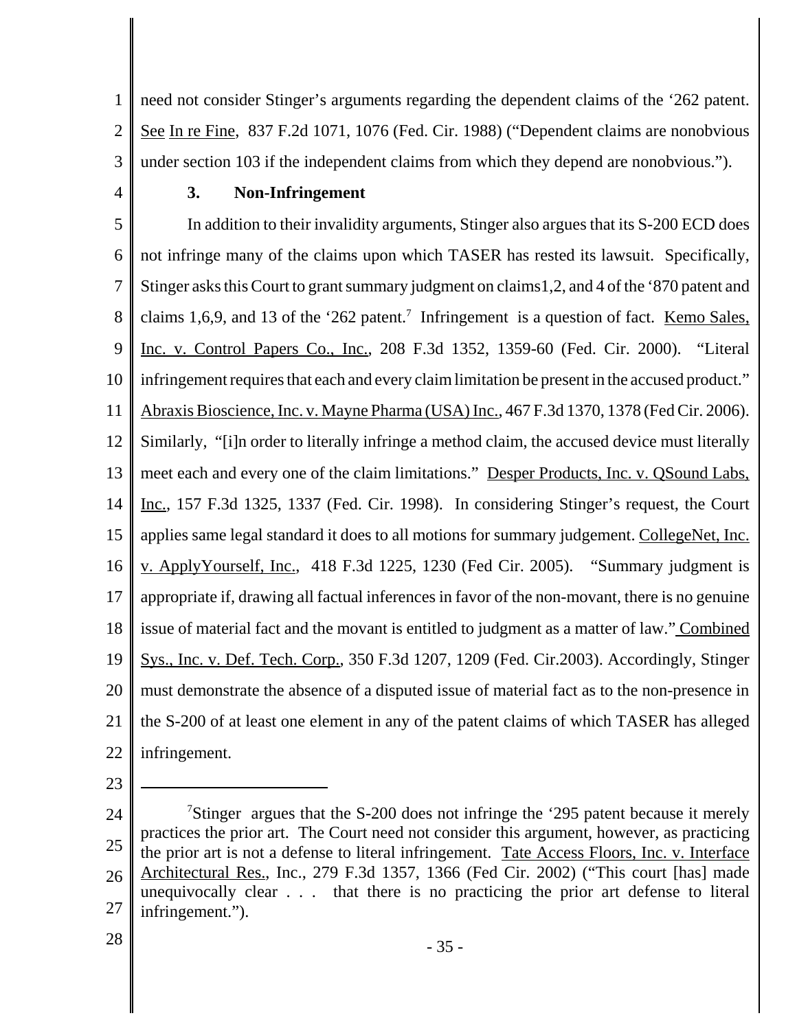need not consider Stinger's arguments regarding the dependent claims of the '262 patent. See In re Fine, 837 F.2d 1071, 1076 (Fed. Cir. 1988) ("Dependent claims are nonobvious under section 103 if the independent claims from which they depend are nonobvious.").

### 3. Non-Infringement

In addition to their invalidity arguments, Stinger also argues that its S-200 ECD does not infringe many of the claims upon which TASER has rested its lawsuit. Specifically, Stinger asks this Court to grant summary judgment on claims1,2, and 4 of the '870 patent and claims 1,6,9, and 13 of the '262 patent.[7] Infringement is a question of fact. Kemo Sales, Inc. v. Control Papers Co., Inc., 208 F.3d 1352, 1359-60 (Fed. Cir. 2000). "Literal infringement requires that each and every claim limitation be present in the accused product." Abraxis Bioscience, Inc. v. Mayne Pharma (USA) Inc., 467 F.3d 1370, 1378 (Fed Cir. 2006). Similarly, "[i]n order to literally infringe a method claim, the accused device must literally meet each and every one of the claim limitations." Desper Products, Inc. v. QSound Labs, Inc., 157 F.3d 1325, 1337 (Fed. Cir. 1998). In considering Stinger's request, the Court applies same legal standard it does to all motions for summary judgement. CollegeNet, Inc. v. ApplyYourself, Inc., 418 F.3d 1225, 1230 (Fed Cir. 2005). "Summary judgment is appropriate if, drawing all factual inferences in favor of the non-movant, there is no genuine issue of material fact and the movant is entitled to judgment as a matter of law." Combined Sys., Inc. v. Def. Tech. Corp., 350 F.3d 1207, 1209 (Fed. Cir.2003). Accordingly, Stinger must demonstrate the absence of a disputed issue of material fact as to the non-presence in the S-200 of at least one element in any of the patent claims of which TASER has alleged infringement.

---

[7] Stinger argues that the S-200 does not infringe the '295 patent because it merely practices the prior art. The Court need not consider this argument, however, as practicing the prior art is not a defense to literal infringement. Tate Access Floors, Inc. v. Interface Architectural Res., Inc., 279 F.3d 1357, 1366 (Fed Cir. 2002) ("This court [has] made unequivocally clear . . . that there is no practicing the prior art defense to literal infringement.").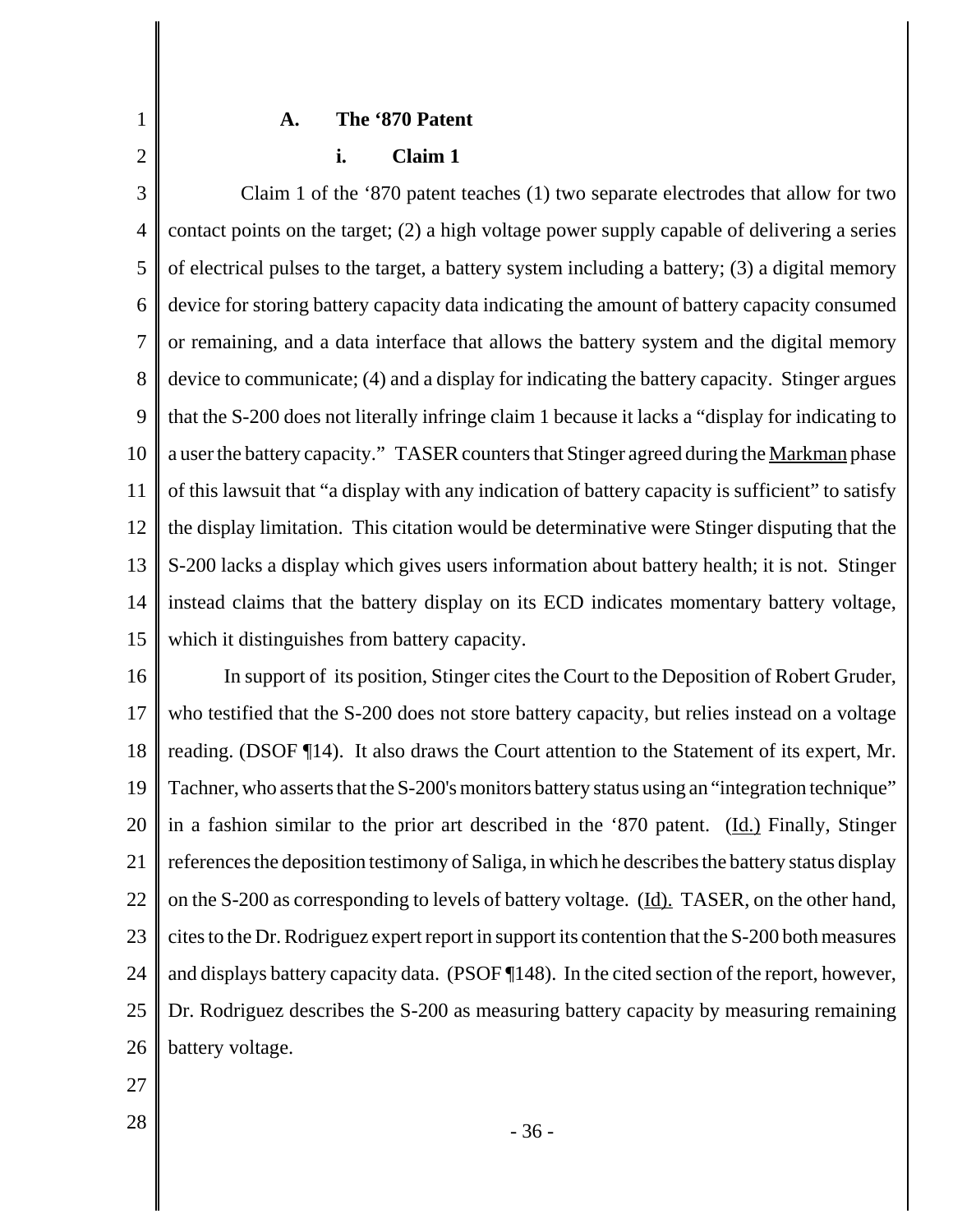### A. The '870 Patent

#### i. Claim 1

Claim 1 of the '870 patent teaches (1) two separate electrodes that allow for two contact points on the target; (2) a high voltage power supply capable of delivering a series of electrical pulses to the target, a battery system including a battery; (3) a digital memory device for storing battery capacity data indicating the amount of battery capacity consumed or remaining, and a data interface that allows the battery system and the digital memory device to communicate; (4) and a display for indicating the battery capacity. Stinger argues that the S-200 does not literally infringe claim 1 because it lacks a "display for indicating to a user the battery capacity." TASER counters that Stinger agreed during the Markman phase of this lawsuit that "a display with any indication of battery capacity is sufficient" to satisfy the display limitation. This citation would be determinative were Stinger disputing that the S-200 lacks a display which gives users information about battery health; it is not. Stinger instead claims that the battery display on its ECD indicates momentary battery voltage, which it distinguishes from battery capacity.

In support of its position, Stinger cites the Court to the Deposition of Robert Gruder, who testified that the S-200 does not store battery capacity, but relies instead on a voltage reading. (DSOF ¶14). It also draws the Court attention to the Statement of its expert, Mr. Tachner, who asserts that the S-200's monitors battery status using an "integration technique" in a fashion similar to the prior art described in the '870 patent. (Id.) Finally, Stinger references the deposition testimony of Saliga, in which he describes the battery status display on the S-200 as corresponding to levels of battery voltage. (Id). TASER, on the other hand, cites to the Dr. Rodriguez expert report in support its contention that the S-200 both measures and displays battery capacity data. (PSOF ¶148). In the cited section of the report, however, Dr. Rodriguez describes the S-200 as measuring battery capacity by measuring remaining battery voltage.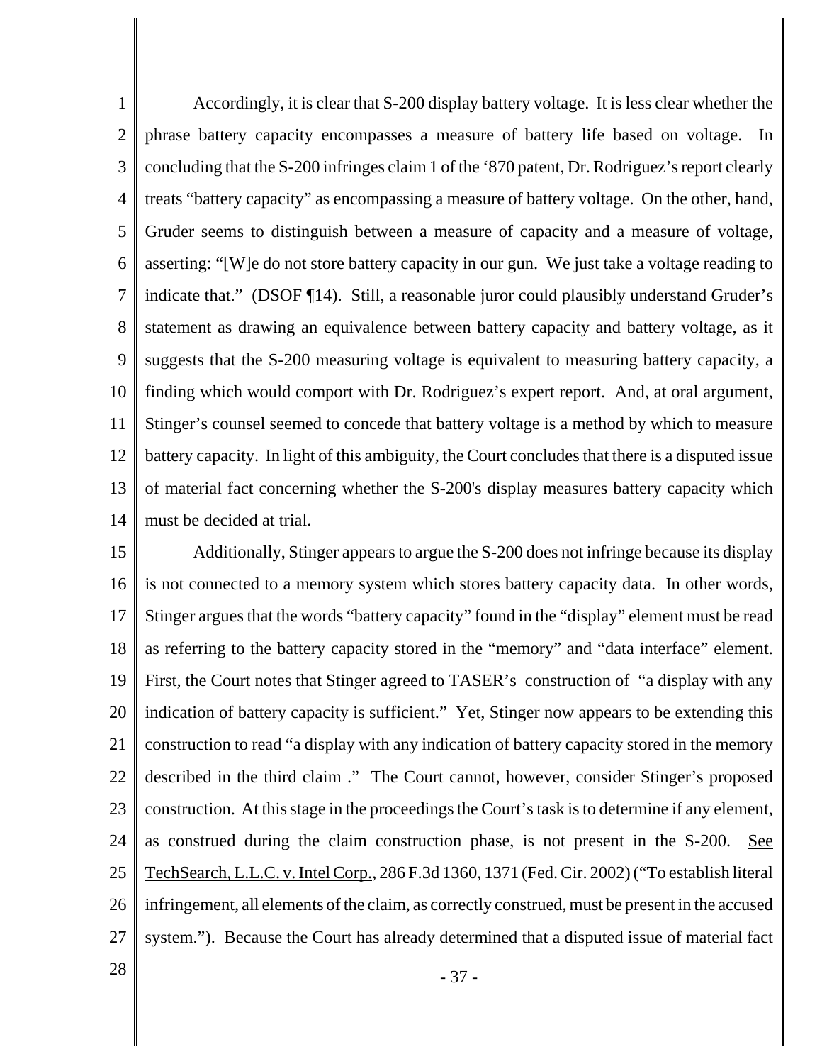Accordingly, it is clear that S-200 display battery voltage. It is less clear whether the phrase battery capacity encompasses a measure of battery life based on voltage. In concluding that the S-200 infringes claim 1 of the '870 patent, Dr. Rodriguez's report clearly treats "battery capacity" as encompassing a measure of battery voltage. On the other, hand, Gruder seems to distinguish between a measure of capacity and a measure of voltage, asserting: "[W]e do not store battery capacity in our gun. We just take a voltage reading to indicate that." (DSOF ¶14). Still, a reasonable juror could plausibly understand Gruder's statement as drawing an equivalence between battery capacity and battery voltage, as it suggests that the S-200 measuring voltage is equivalent to measuring battery capacity, a finding which would comport with Dr. Rodriguez's expert report. And, at oral argument, Stinger's counsel seemed to concede that battery voltage is a method by which to measure battery capacity. In light of this ambiguity, the Court concludes that there is a disputed issue of material fact concerning whether the S-200's display measures battery capacity which must be decided at trial.

Additionally, Stinger appears to argue the S-200 does not infringe because its display is not connected to a memory system which stores battery capacity data. In other words, Stinger argues that the words "battery capacity" found in the "display" element must be read as referring to the battery capacity stored in the "memory" and "data interface" element. First, the Court notes that Stinger agreed to TASER's construction of "a display with any indication of battery capacity is sufficient." Yet, Stinger now appears to be extending this construction to read "a display with any indication of battery capacity stored in the memory described in the third claim ." The Court cannot, however, consider Stinger's proposed construction. At this stage in the proceedings the Court's task is to determine if any element, as construed during the claim construction phase, is not present in the S-200. See TechSearch, L.L.C. v. Intel Corp., 286 F.3d 1360, 1371 (Fed. Cir. 2002) ("To establish literal infringement, all elements of the claim, as correctly construed, must be present in the accused system."). Because the Court has already determined that a disputed issue of material fact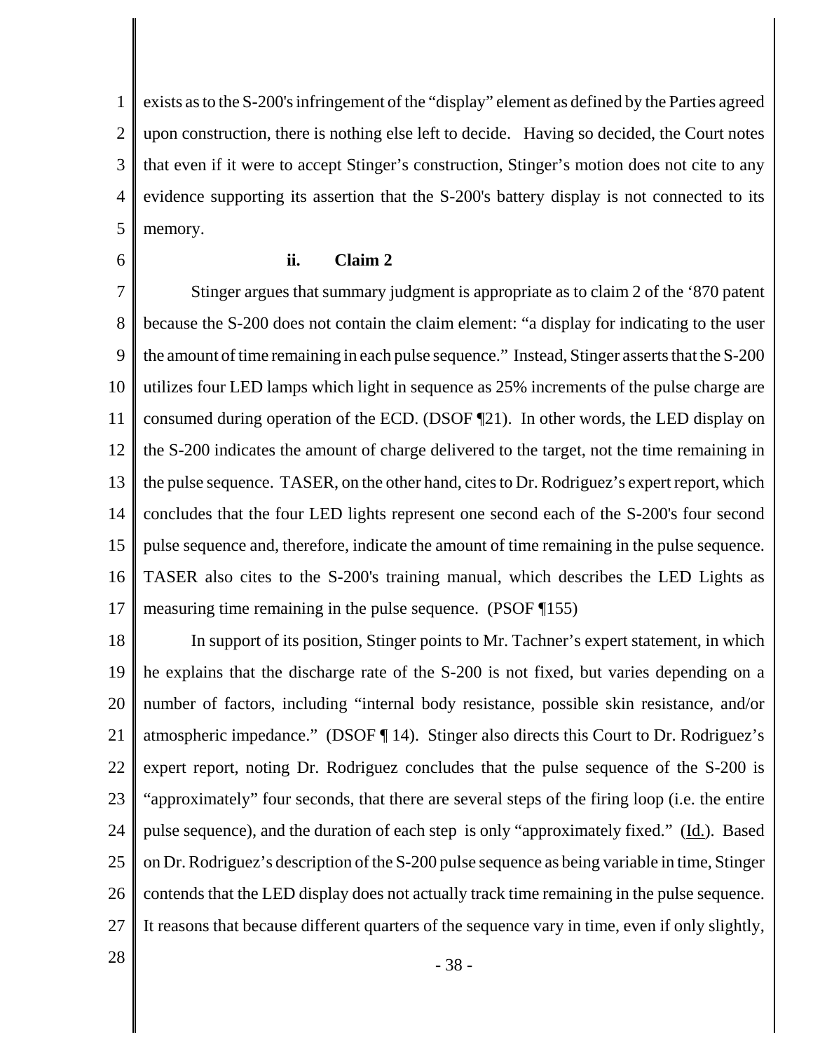exists as to the S-200's infringement of the "display" element as defined by the Parties agreed upon construction, there is nothing else left to decide. Having so decided, the Court notes that even if it were to accept Stinger's construction, Stinger's motion does not cite to any evidence supporting its assertion that the S-200's battery display is not connected to its memory.

**ii. Claim 2**

Stinger argues that summary judgment is appropriate as to claim 2 of the '870 patent because the S-200 does not contain the claim element: "a display for indicating to the user the amount of time remaining in each pulse sequence." Instead, Stinger asserts that the S-200 utilizes four LED lamps which light in sequence as 25% increments of the pulse charge are consumed during operation of the ECD. (DSOF ¶21). In other words, the LED display on the S-200 indicates the amount of charge delivered to the target, not the time remaining in the pulse sequence. TASER, on the other hand, cites to Dr. Rodriguez's expert report, which concludes that the four LED lights represent one second each of the S-200's four second pulse sequence and, therefore, indicate the amount of time remaining in the pulse sequence. TASER also cites to the S-200's training manual, which describes the LED Lights as measuring time remaining in the pulse sequence. (PSOF ¶155)

In support of its position, Stinger points to Mr. Tachner's expert statement, in which he explains that the discharge rate of the S-200 is not fixed, but varies depending on a number of factors, including "internal body resistance, possible skin resistance, and/or atmospheric impedance." (DSOF ¶ 14). Stinger also directs this Court to Dr. Rodriguez's expert report, noting Dr. Rodriguez concludes that the pulse sequence of the S-200 is "approximately" four seconds, that there are several steps of the firing loop (i.e. the entire pulse sequence), and the duration of each step is only "approximately fixed." (Id.). Based on Dr. Rodriguez's description of the S-200 pulse sequence as being variable in time, Stinger contends that the LED display does not actually track time remaining in the pulse sequence. It reasons that because different quarters of the sequence vary in time, even if only slightly,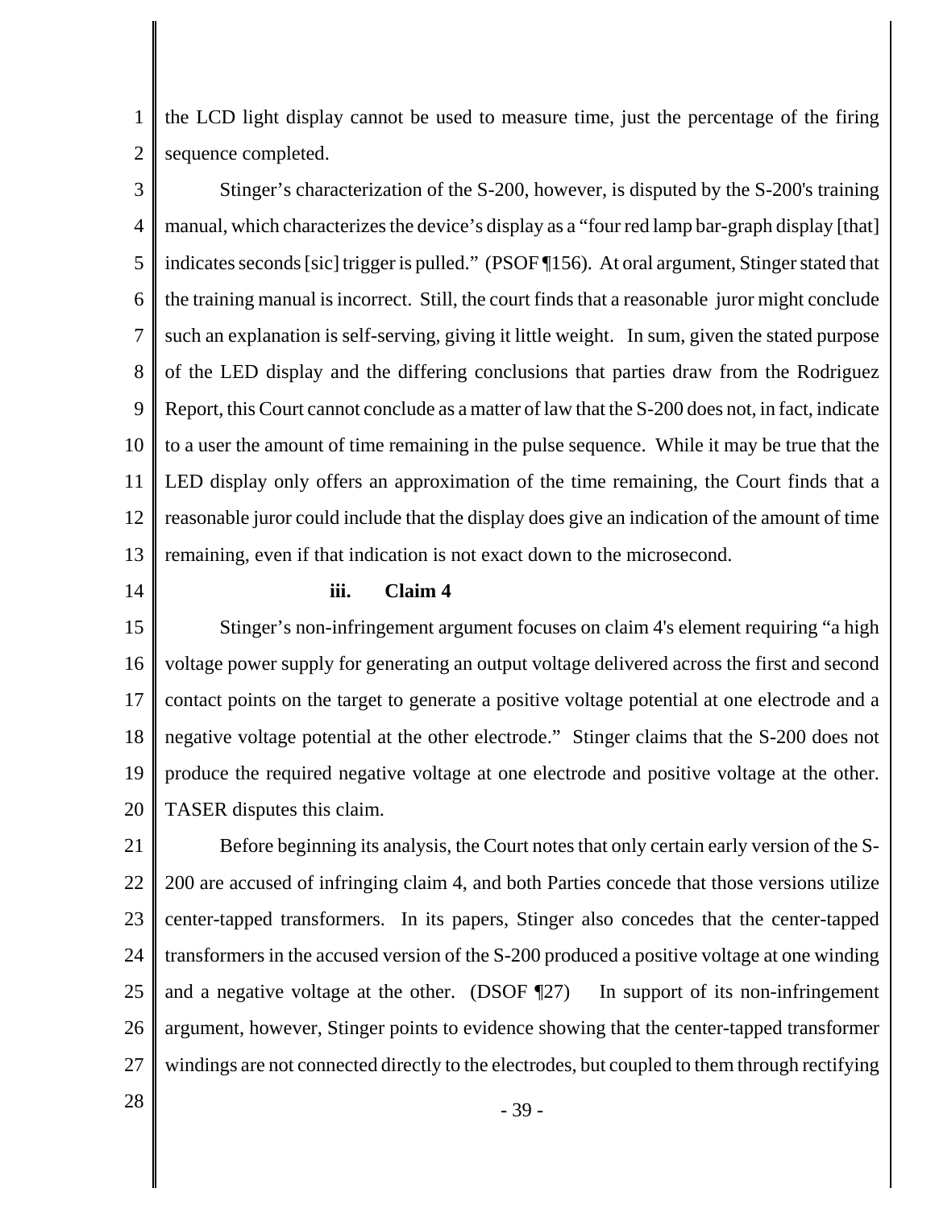the LCD light display cannot be used to measure time, just the percentage of the firing sequence completed.

Stinger's characterization of the S-200, however, is disputed by the S-200's training manual, which characterizes the device's display as a "four red lamp bar-graph display [that] indicates seconds [sic] trigger is pulled." (PSOF ¶156). At oral argument, Stinger stated that the training manual is incorrect. Still, the court finds that a reasonable juror might conclude such an explanation is self-serving, giving it little weight. In sum, given the stated purpose of the LED display and the differing conclusions that parties draw from the Rodriguez Report, this Court cannot conclude as a matter of law that the S-200 does not, in fact, indicate to a user the amount of time remaining in the pulse sequence. While it may be true that the LED display only offers an approximation of the time remaining, the Court finds that a reasonable juror could include that the display does give an indication of the amount of time remaining, even if that indication is not exact down to the microsecond.

**iii. Claim 4**

Stinger's non-infringement argument focuses on claim 4's element requiring "a high voltage power supply for generating an output voltage delivered across the first and second contact points on the target to generate a positive voltage potential at one electrode and a negative voltage potential at the other electrode." Stinger claims that the S-200 does not produce the required negative voltage at one electrode and positive voltage at the other. TASER disputes this claim.

Before beginning its analysis, the Court notes that only certain early version of the S-200 are accused of infringing claim 4, and both Parties concede that those versions utilize center-tapped transformers. In its papers, Stinger also concedes that the center-tapped transformers in the accused version of the S-200 produced a positive voltage at one winding and a negative voltage at the other. (DSOF ¶27) In support of its non-infringement argument, however, Stinger points to evidence showing that the center-tapped transformer windings are not connected directly to the electrodes, but coupled to them through rectifying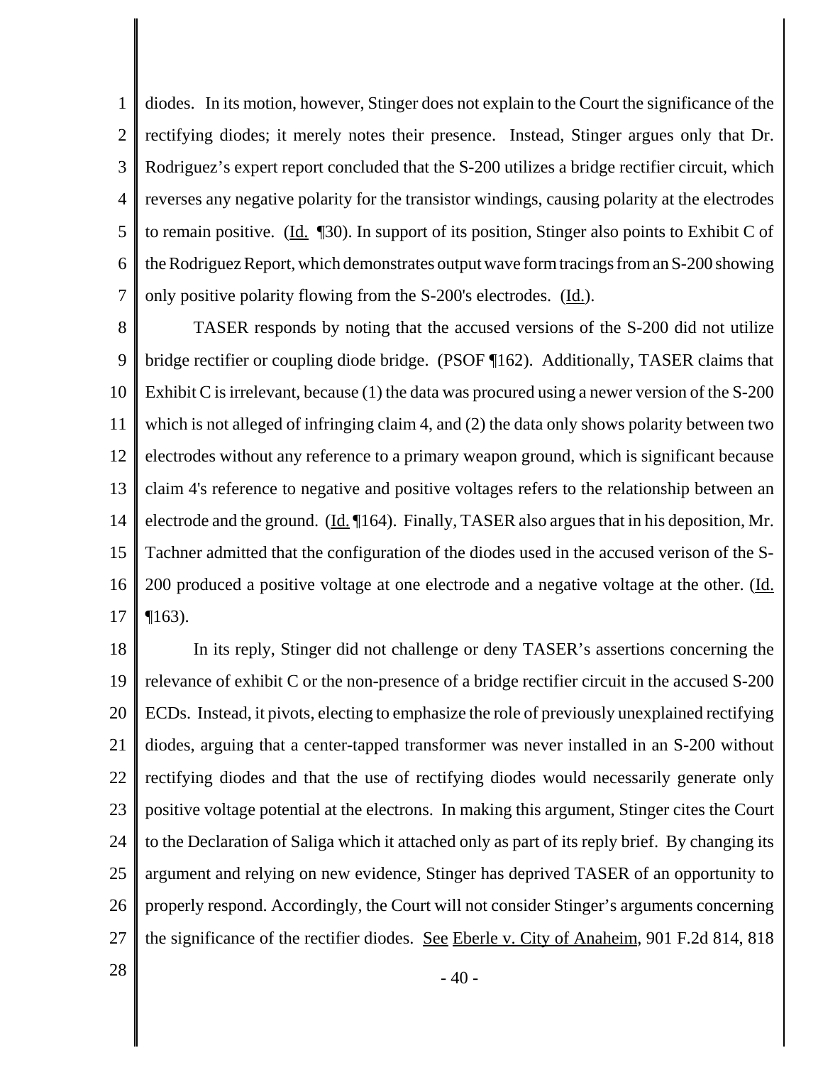diodes. In its motion, however, Stinger does not explain to the Court the significance of the rectifying diodes; it merely notes their presence. Instead, Stinger argues only that Dr. Rodriguez's expert report concluded that the S-200 utilizes a bridge rectifier circuit, which reverses any negative polarity for the transistor windings, causing polarity at the electrodes to remain positive. (Id. ¶30). In support of its position, Stinger also points to Exhibit C of the Rodriguez Report, which demonstrates output wave form tracings from an S-200 showing only positive polarity flowing from the S-200's electrodes. (Id.).

TASER responds by noting that the accused versions of the S-200 did not utilize bridge rectifier or coupling diode bridge. (PSOF ¶162). Additionally, TASER claims that Exhibit C is irrelevant, because (1) the data was procured using a newer version of the S-200 which is not alleged of infringing claim 4, and (2) the data only shows polarity between two electrodes without any reference to a primary weapon ground, which is significant because claim 4's reference to negative and positive voltages refers to the relationship between an electrode and the ground. (Id. ¶164). Finally, TASER also argues that in his deposition, Mr. Tachner admitted that the configuration of the diodes used in the accused verison of the S-200 produced a positive voltage at one electrode and a negative voltage at the other. (Id. ¶163).

In its reply, Stinger did not challenge or deny TASER's assertions concerning the relevance of exhibit C or the non-presence of a bridge rectifier circuit in the accused S-200 ECDs. Instead, it pivots, electing to emphasize the role of previously unexplained rectifying diodes, arguing that a center-tapped transformer was never installed in an S-200 without rectifying diodes and that the use of rectifying diodes would necessarily generate only positive voltage potential at the electrons. In making this argument, Stinger cites the Court to the Declaration of Saliga which it attached only as part of its reply brief. By changing its argument and relying on new evidence, Stinger has deprived TASER of an opportunity to properly respond. Accordingly, the Court will not consider Stinger's arguments concerning the significance of the rectifier diodes. See Eberle v. City of Anaheim, 901 F.2d 814, 818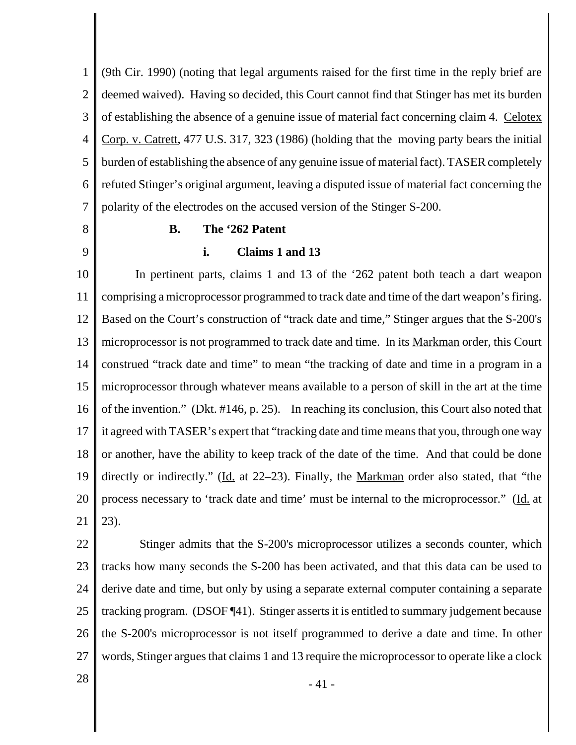(9th Cir. 1990) (noting that legal arguments raised for the first time in the reply brief are deemed waived). Having so decided, this Court cannot find that Stinger has met its burden of establishing the absence of a genuine issue of material fact concerning claim 4. Celotex Corp. v. Catrett, 477 U.S. 317, 323 (1986) (holding that the moving party bears the initial burden of establishing the absence of any genuine issue of material fact). TASER completely refuted Stinger's original argument, leaving a disputed issue of material fact concerning the polarity of the electrodes on the accused version of the Stinger S-200.

**B. The '262 Patent**

**i. Claims 1 and 13**

In pertinent parts, claims 1 and 13 of the '262 patent both teach a dart weapon comprising a microprocessor programmed to track date and time of the dart weapon's firing. Based on the Court's construction of "track date and time," Stinger argues that the S-200's microprocessor is not programmed to track date and time. In its Markman order, this Court construed "track date and time" to mean "the tracking of date and time in a program in a microprocessor through whatever means available to a person of skill in the art at the time of the invention." (Dkt. #146, p. 25). In reaching its conclusion, this Court also noted that it agreed with TASER's expert that "tracking date and time means that you, through one way or another, have the ability to keep track of the date of the time. And that could be done directly or indirectly." (Id. at 22–23). Finally, the Markman order also stated, that "the process necessary to 'track date and time' must be internal to the microprocessor." (Id. at 23).

Stinger admits that the S-200's microprocessor utilizes a seconds counter, which tracks how many seconds the S-200 has been activated, and that this data can be used to derive date and time, but only by using a separate external computer containing a separate tracking program. (DSOF ¶41). Stinger asserts it is entitled to summary judgement because the S-200's microprocessor is not itself programmed to derive a date and time. In other words, Stinger argues that claims 1 and 13 require the microprocessor to operate like a clock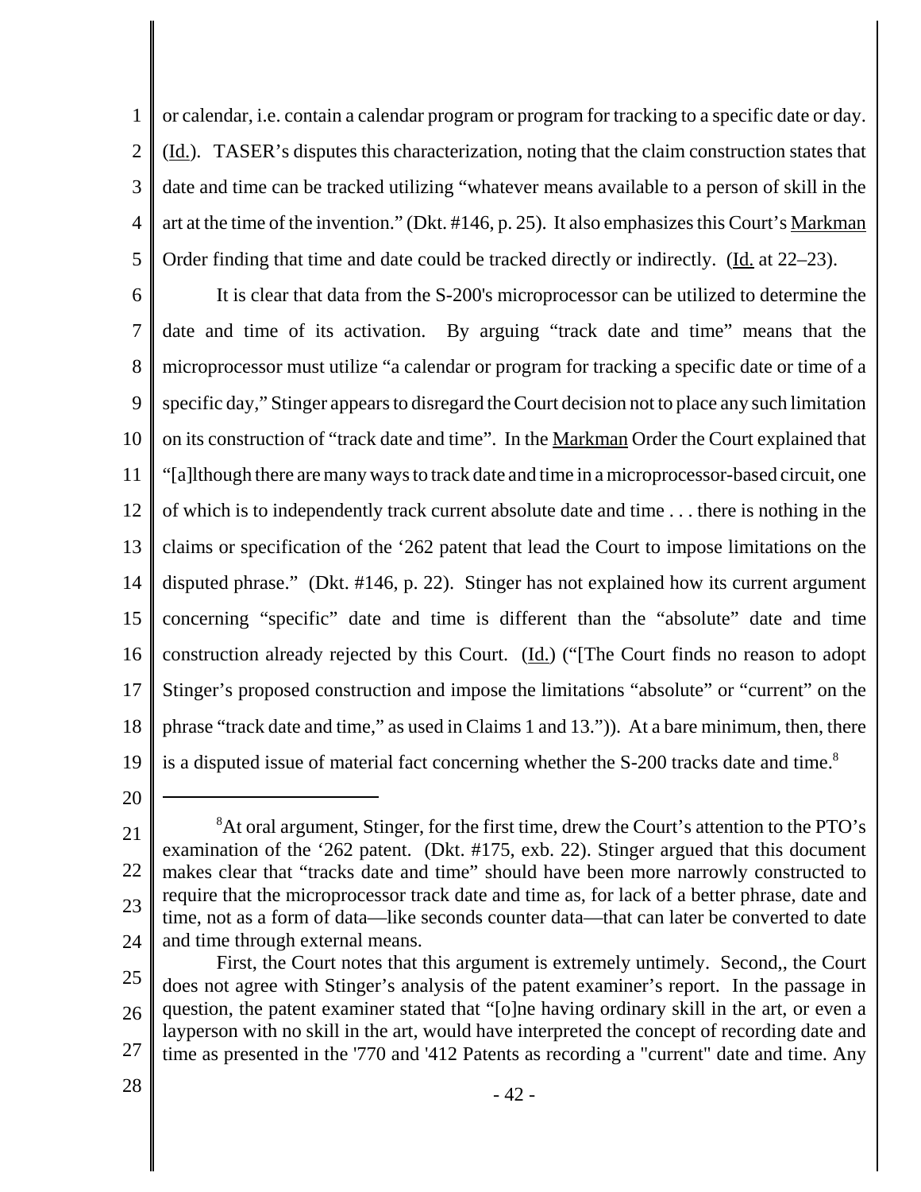or calendar, i.e. contain a calendar program or program for tracking to a specific date or day. (Id.). TASER's disputes this characterization, noting that the claim construction states that date and time can be tracked utilizing "whatever means available to a person of skill in the art at the time of the invention." (Dkt. #146, p. 25). It also emphasizes this Court's Markman Order finding that time and date could be tracked directly or indirectly. (Id. at 22–23).

It is clear that data from the S-200's microprocessor can be utilized to determine the date and time of its activation. By arguing "track date and time" means that the microprocessor must utilize "a calendar or program for tracking a specific date or time of a specific day," Stinger appears to disregard the Court decision not to place any such limitation on its construction of "track date and time". In the Markman Order the Court explained that "[a]lthough there are many ways to track date and time in a microprocessor-based circuit, one of which is to independently track current absolute date and time . . . there is nothing in the claims or specification of the '262 patent that lead the Court to impose limitations on the disputed phrase." (Dkt. #146, p. 22). Stinger has not explained how its current argument concerning "specific" date and time is different than the "absolute" date and time construction already rejected by this Court. (Id.) ("[The Court finds no reason to adopt Stinger's proposed construction and impose the limitations "absolute" or "current" on the phrase "track date and time," as used in Claims 1 and 13.")). At a bare minimum, then, there is a disputed issue of material fact concerning whether the S-200 tracks date and time.[8]

---

[8]At oral argument, Stinger, for the first time, drew the Court's attention to the PTO's examination of the '262 patent. (Dkt. #175, exb. 22). Stinger argued that this document makes clear that "tracks date and time" should have been more narrowly constructed to require that the microprocessor track date and time as, for lack of a better phrase, date and time, not as a form of data—like seconds counter data—that can later be converted to date and time through external means.

First, the Court notes that this argument is extremely untimely. Second,, the Court does not agree with Stinger's analysis of the patent examiner's report. In the passage in question, the patent examiner stated that "[o]ne having ordinary skill in the art, or even a layperson with no skill in the art, would have interpreted the concept of recording date and time as presented in the '770 and '412 Patents as recording a "current" date and time. Any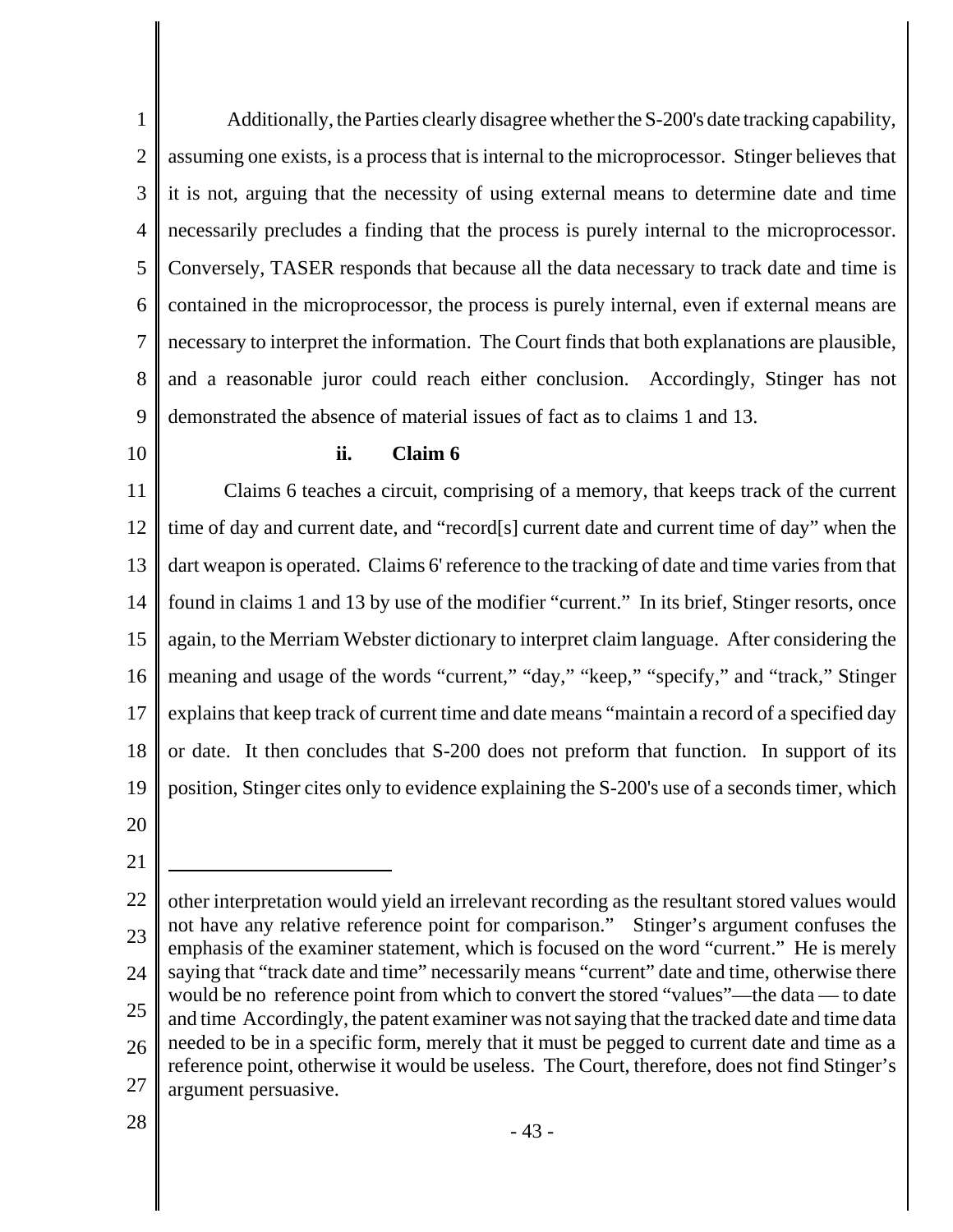Additionally, the Parties clearly disagree whether the S-200's date tracking capability, assuming one exists, is a process that is internal to the microprocessor. Stinger believes that it is not, arguing that the necessity of using external means to determine date and time necessarily precludes a finding that the process is purely internal to the microprocessor. Conversely, TASER responds that because all the data necessary to track date and time is contained in the microprocessor, the process is purely internal, even if external means are necessary to interpret the information. The Court finds that both explanations are plausible, and a reasonable juror could reach either conclusion. Accordingly, Stinger has not demonstrated the absence of material issues of fact as to claims 1 and 13.

### ii. Claim 6

Claims 6 teaches a circuit, comprising of a memory, that keeps track of the current time of day and current date, and "record[s] current date and current time of day" when the dart weapon is operated. Claims 6' reference to the tracking of date and time varies from that found in claims 1 and 13 by use of the modifier "current." In its brief, Stinger resorts, once again, to the Merriam Webster dictionary to interpret claim language. After considering the meaning and usage of the words "current," "day," "keep," "specify," and "track," Stinger explains that keep track of current time and date means "maintain a record of a specified day or date. It then concludes that S-200 does not preform that function. In support of its position, Stinger cites only to evidence explaining the S-200's use of a seconds timer, which

---

other interpretation would yield an irrelevant recording as the resultant stored values would not have any relative reference point for comparison." Stinger's argument confuses the emphasis of the examiner statement, which is focused on the word "current." He is merely saying that "track date and time" necessarily means "current" date and time, otherwise there would be no reference point from which to convert the stored "values"—the data — to date and time Accordingly, the patent examiner was not saying that the tracked date and time data needed to be in a specific form, merely that it must be pegged to current date and time as a reference point, otherwise it would be useless. The Court, therefore, does not find Stinger's argument persuasive.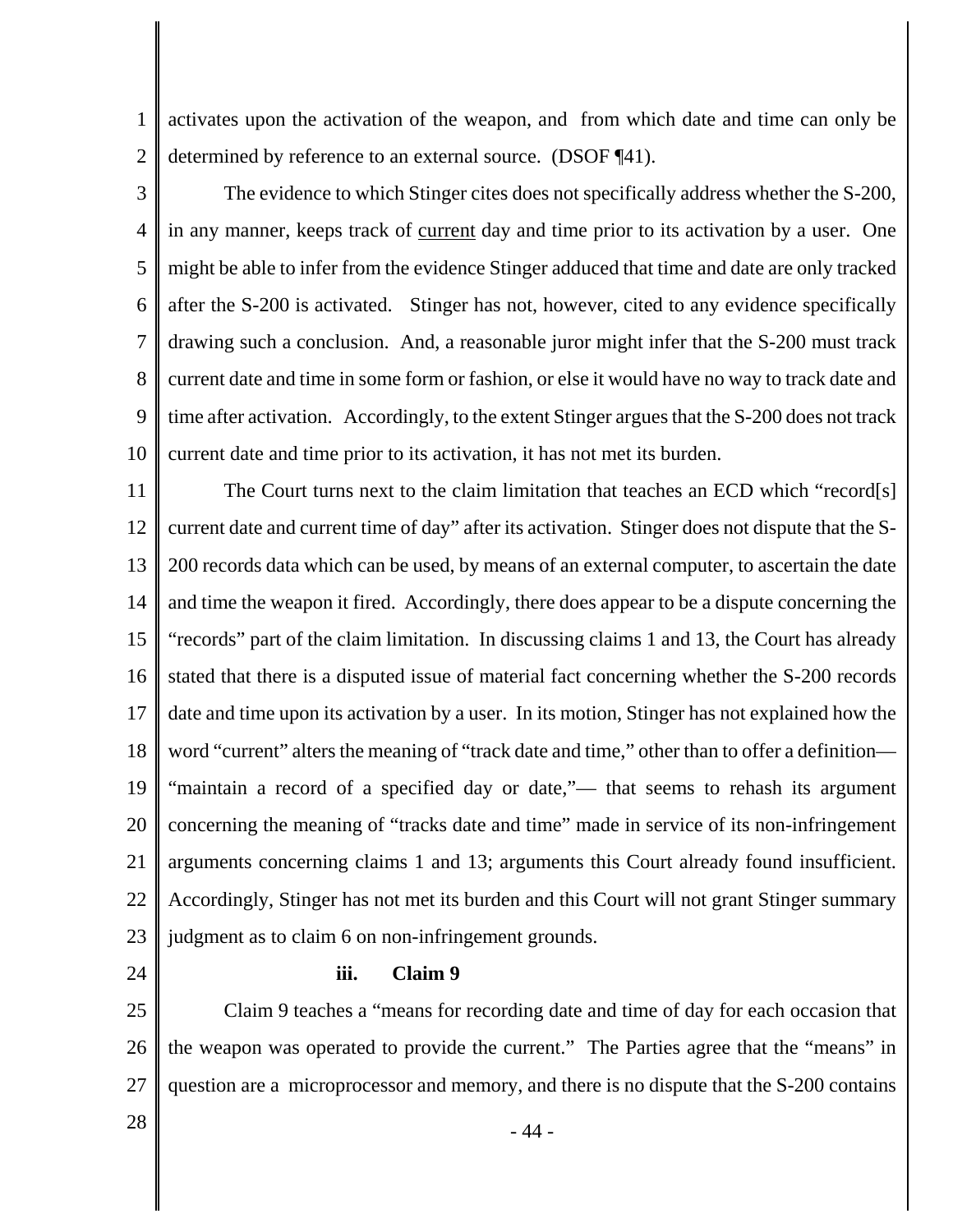activates upon the activation of the weapon, and from which date and time can only be determined by reference to an external source. (DSOF ¶41).

The evidence to which Stinger cites does not specifically address whether the S-200, in any manner, keeps track of current day and time prior to its activation by a user. One might be able to infer from the evidence Stinger adduced that time and date are only tracked after the S-200 is activated. Stinger has not, however, cited to any evidence specifically drawing such a conclusion. And, a reasonable juror might infer that the S-200 must track current date and time in some form or fashion, or else it would have no way to track date and time after activation. Accordingly, to the extent Stinger argues that the S-200 does not track current date and time prior to its activation, it has not met its burden.

The Court turns next to the claim limitation that teaches an ECD which "record[s] current date and current time of day" after its activation. Stinger does not dispute that the S-200 records data which can be used, by means of an external computer, to ascertain the date and time the weapon it fired. Accordingly, there does appear to be a dispute concerning the "records" part of the claim limitation. In discussing claims 1 and 13, the Court has already stated that there is a disputed issue of material fact concerning whether the S-200 records date and time upon its activation by a user. In its motion, Stinger has not explained how the word "current" alters the meaning of "track date and time," other than to offer a definition— "maintain a record of a specified day or date,"— that seems to rehash its argument concerning the meaning of "tracks date and time" made in service of its non-infringement arguments concerning claims 1 and 13; arguments this Court already found insufficient. Accordingly, Stinger has not met its burden and this Court will not grant Stinger summary judgment as to claim 6 on non-infringement grounds.

**iii. Claim 9**

Claim 9 teaches a "means for recording date and time of day for each occasion that the weapon was operated to provide the current." The Parties agree that the "means" in question are a microprocessor and memory, and there is no dispute that the S-200 contains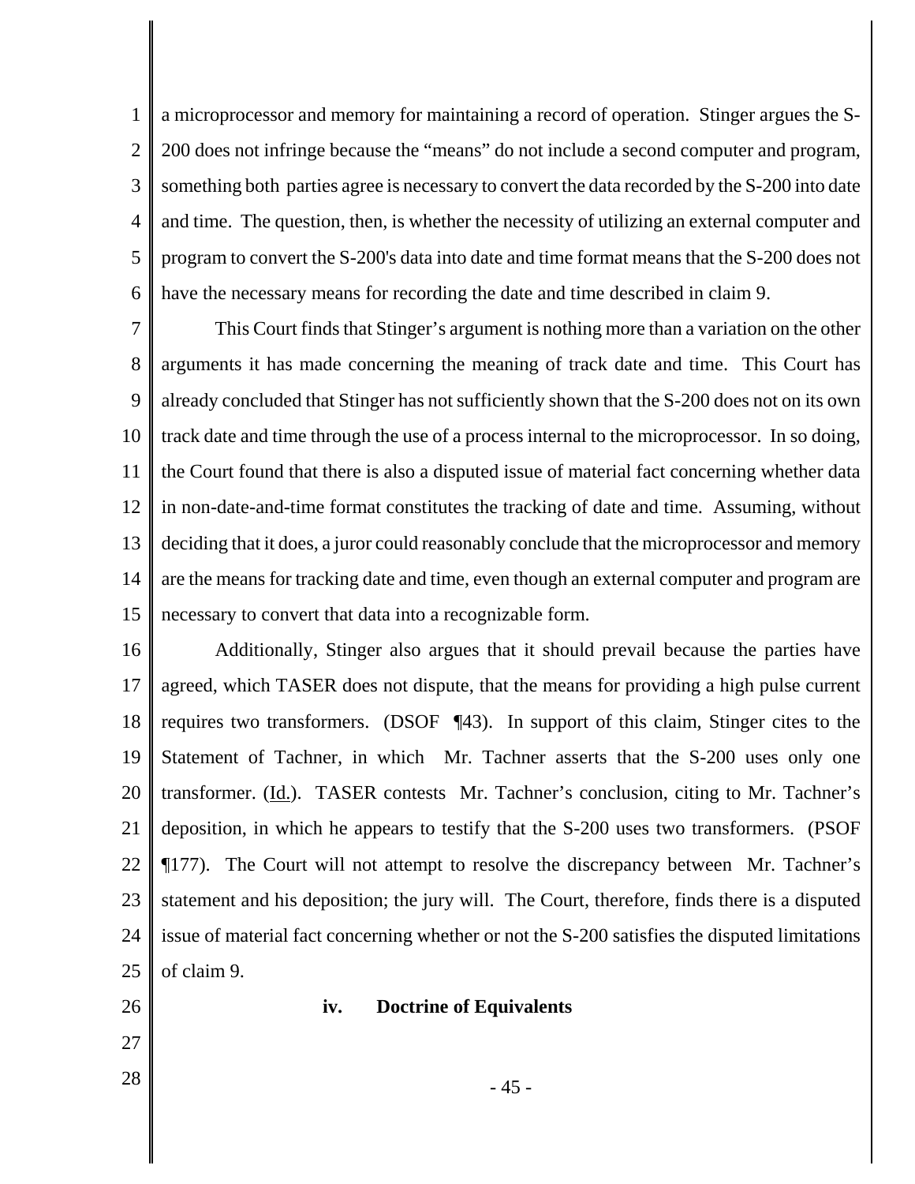a microprocessor and memory for maintaining a record of operation. Stinger argues the S-200 does not infringe because the "means" do not include a second computer and program, something both parties agree is necessary to convert the data recorded by the S-200 into date and time. The question, then, is whether the necessity of utilizing an external computer and program to convert the S-200's data into date and time format means that the S-200 does not have the necessary means for recording the date and time described in claim 9.

This Court finds that Stinger's argument is nothing more than a variation on the other arguments it has made concerning the meaning of track date and time. This Court has already concluded that Stinger has not sufficiently shown that the S-200 does not on its own track date and time through the use of a process internal to the microprocessor. In so doing, the Court found that there is also a disputed issue of material fact concerning whether data in non-date-and-time format constitutes the tracking of date and time. Assuming, without deciding that it does, a juror could reasonably conclude that the microprocessor and memory are the means for tracking date and time, even though an external computer and program are necessary to convert that data into a recognizable form.

Additionally, Stinger also argues that it should prevail because the parties have agreed, which TASER does not dispute, that the means for providing a high pulse current requires two transformers. (DSOF ¶43). In support of this claim, Stinger cites to the Statement of Tachner, in which Mr. Tachner asserts that the S-200 uses only one transformer. (Id.). TASER contests Mr. Tachner's conclusion, citing to Mr. Tachner's deposition, in which he appears to testify that the S-200 uses two transformers. (PSOF ¶177). The Court will not attempt to resolve the discrepancy between Mr. Tachner's statement and his deposition; the jury will. The Court, therefore, finds there is a disputed issue of material fact concerning whether or not the S-200 satisfies the disputed limitations of claim 9.

**iv. Doctrine of Equivalents**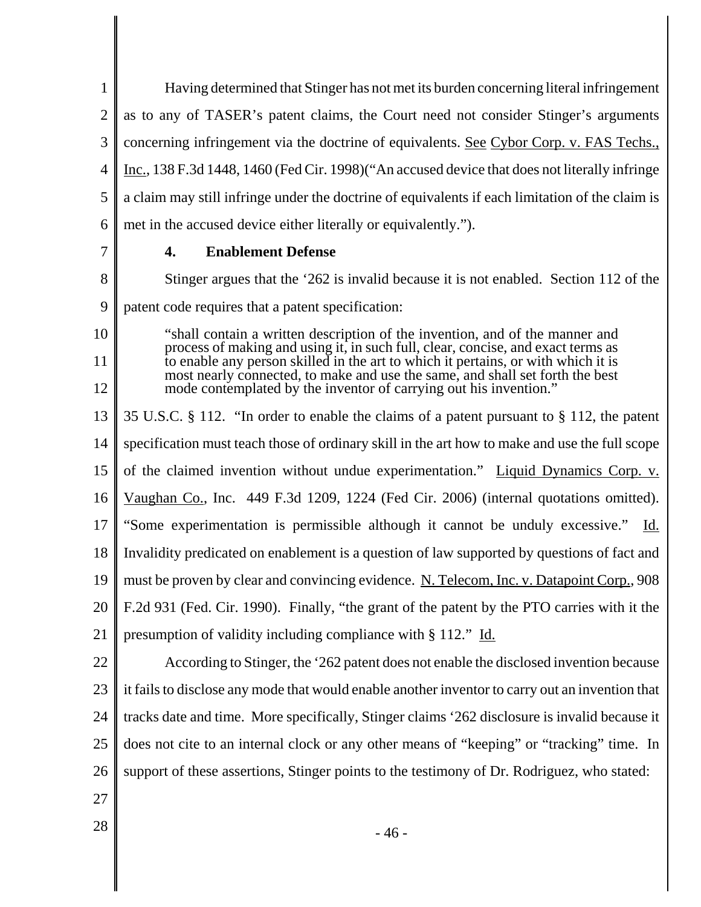Having determined that Stinger has not met its burden concerning literal infringement as to any of TASER's patent claims, the Court need not consider Stinger's arguments concerning infringement via the doctrine of equivalents. See Cybor Corp. v. FAS Techs., Inc., 138 F.3d 1448, 1460 (Fed Cir. 1998)("An accused device that does not literally infringe a claim may still infringe under the doctrine of equivalents if each limitation of the claim is met in the accused device either literally or equivalently.").

### 4. Enablement Defense

Stinger argues that the '262 is invalid because it is not enabled. Section 112 of the patent code requires that a patent specification:

> "shall contain a written description of the invention, and of the manner and process of making and using it, in such full, clear, concise, and exact terms as to enable any person skilled in the art to which it pertains, or with which it is most nearly connected, to make and use the same, and shall set forth the best mode contemplated by the inventor of carrying out his invention."

35 U.S.C. § 112. "In order to enable the claims of a patent pursuant to § 112, the patent specification must teach those of ordinary skill in the art how to make and use the full scope of the claimed invention without undue experimentation." Liquid Dynamics Corp. v. Vaughan Co., Inc. 449 F.3d 1209, 1224 (Fed Cir. 2006) (internal quotations omitted). "Some experimentation is permissible although it cannot be unduly excessive." Id. Invalidity predicated on enablement is a question of law supported by questions of fact and must be proven by clear and convincing evidence. N. Telecom, Inc. v. Datapoint Corp., 908 F.2d 931 (Fed. Cir. 1990). Finally, "the grant of the patent by the PTO carries with it the presumption of validity including compliance with § 112." Id.

According to Stinger, the '262 patent does not enable the disclosed invention because it fails to disclose any mode that would enable another inventor to carry out an invention that tracks date and time. More specifically, Stinger claims '262 disclosure is invalid because it does not cite to an internal clock or any other means of "keeping" or "tracking" time. In support of these assertions, Stinger points to the testimony of Dr. Rodriguez, who stated: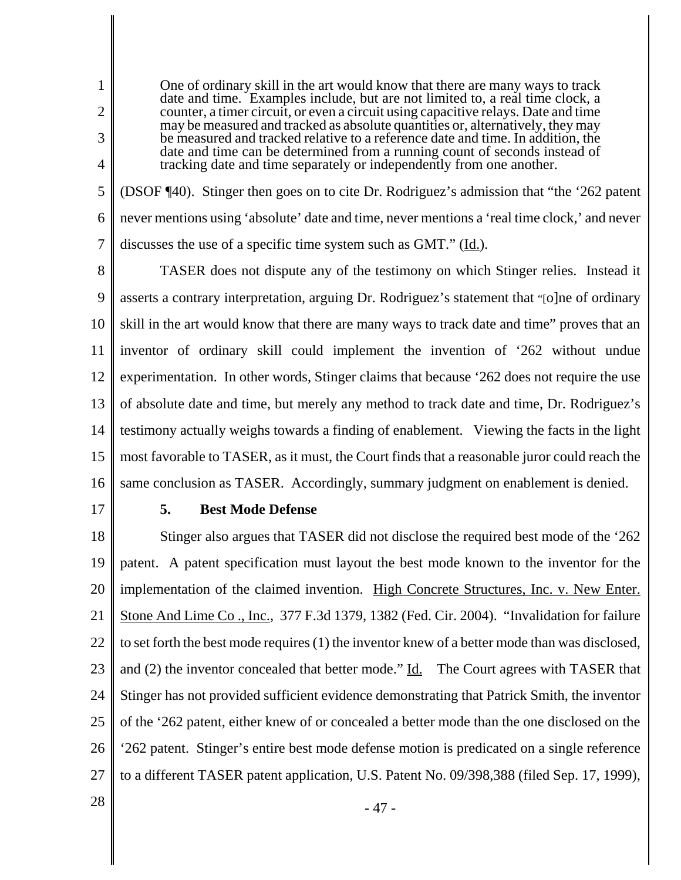> One of ordinary skill in the art would know that there are many ways to track date and time. Examples include, but are not limited to, a real time clock, a counter, a timer circuit, or even a circuit using capacitive relays. Date and time may be measured and tracked as absolute quantities or, alternatively, they may be measured and tracked relative to a reference date and time. In addition, the date and time can be determined from a running count of seconds instead of tracking date and time separately or independently from one another.

(DSOF ¶40). Stinger then goes on to cite Dr. Rodriguez's admission that "the '262 patent never mentions using 'absolute' date and time, never mentions a 'real time clock,' and never discusses the use of a specific time system such as GMT." (Id.).

TASER does not dispute any of the testimony on which Stinger relies. Instead it asserts a contrary interpretation, arguing Dr. Rodriguez's statement that "[o]ne of ordinary skill in the art would know that there are many ways to track date and time" proves that an inventor of ordinary skill could implement the invention of '262 without undue experimentation. In other words, Stinger claims that because '262 does not require the use of absolute date and time, but merely any method to track date and time, Dr. Rodriguez's testimony actually weighs towards a finding of enablement. Viewing the facts in the light most favorable to TASER, as it must, the Court finds that a reasonable juror could reach the same conclusion as TASER. Accordingly, summary judgment on enablement is denied.

### 5. Best Mode Defense

Stinger also argues that TASER did not disclose the required best mode of the '262 patent. A patent specification must layout the best mode known to the inventor for the implementation of the claimed invention. High Concrete Structures, Inc. v. New Enter. Stone And Lime Co ., Inc., 377 F.3d 1379, 1382 (Fed. Cir. 2004). "Invalidation for failure to set forth the best mode requires (1) the inventor knew of a better mode than was disclosed, and (2) the inventor concealed that better mode." Id. The Court agrees with TASER that Stinger has not provided sufficient evidence demonstrating that Patrick Smith, the inventor of the '262 patent, either knew of or concealed a better mode than the one disclosed on the '262 patent. Stinger's entire best mode defense motion is predicated on a single reference to a different TASER patent application, U.S. Patent No. 09/398,388 (filed Sep. 17, 1999),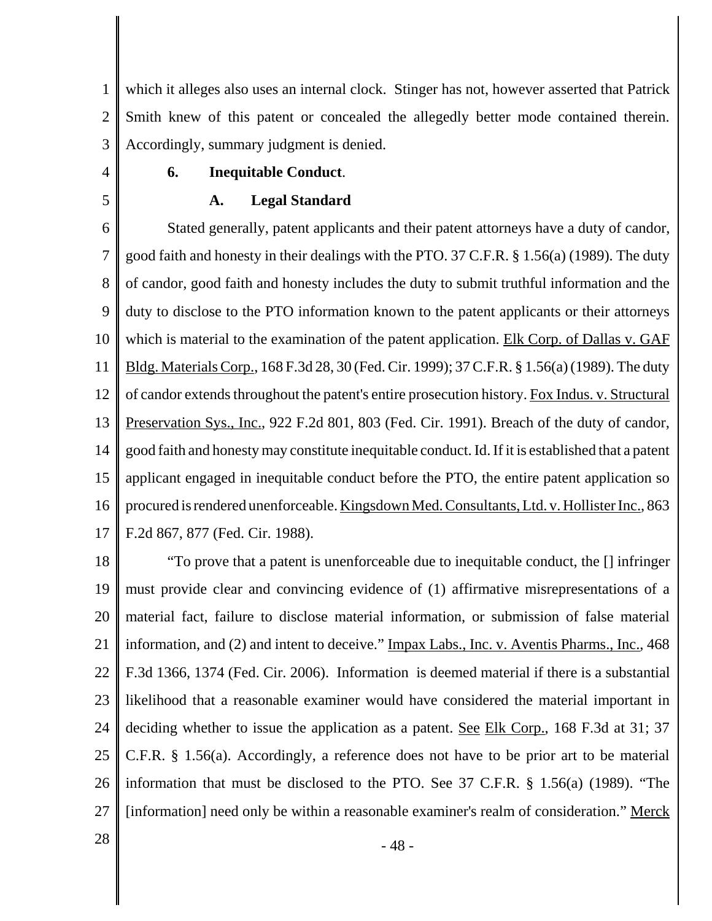which it alleges also uses an internal clock. Stinger has not, however asserted that Patrick Smith knew of this patent or concealed the allegedly better mode contained therein. Accordingly, summary judgment is denied.

### 6. Inequitable Conduct.

#### A. Legal Standard

Stated generally, patent applicants and their patent attorneys have a duty of candor, good faith and honesty in their dealings with the PTO. 37 C.F.R. § 1.56(a) (1989). The duty of candor, good faith and honesty includes the duty to submit truthful information and the duty to disclose to the PTO information known to the patent applicants or their attorneys which is material to the examination of the patent application. Elk Corp. of Dallas v. GAF Bldg. Materials Corp., 168 F.3d 28, 30 (Fed. Cir. 1999); 37 C.F.R. § 1.56(a) (1989). The duty of candor extends throughout the patent's entire prosecution history. Fox Indus. v. Structural Preservation Sys., Inc., 922 F.2d 801, 803 (Fed. Cir. 1991). Breach of the duty of candor, good faith and honesty may constitute inequitable conduct. Id. If it is established that a patent applicant engaged in inequitable conduct before the PTO, the entire patent application so procured is rendered unenforceable. Kingsdown Med. Consultants, Ltd. v. Hollister Inc., 863 F.2d 867, 877 (Fed. Cir. 1988).

"To prove that a patent is unenforceable due to inequitable conduct, the [] infringer must provide clear and convincing evidence of (1) affirmative misrepresentations of a material fact, failure to disclose material information, or submission of false material information, and (2) and intent to deceive." Impax Labs., Inc. v. Aventis Pharms., Inc., 468 F.3d 1366, 1374 (Fed. Cir. 2006). Information is deemed material if there is a substantial likelihood that a reasonable examiner would have considered the material important in deciding whether to issue the application as a patent. See Elk Corp., 168 F.3d at 31; 37 C.F.R. § 1.56(a). Accordingly, a reference does not have to be prior art to be material information that must be disclosed to the PTO. See 37 C.F.R. § 1.56(a) (1989). "The [information] need only be within a reasonable examiner's realm of consideration." Merck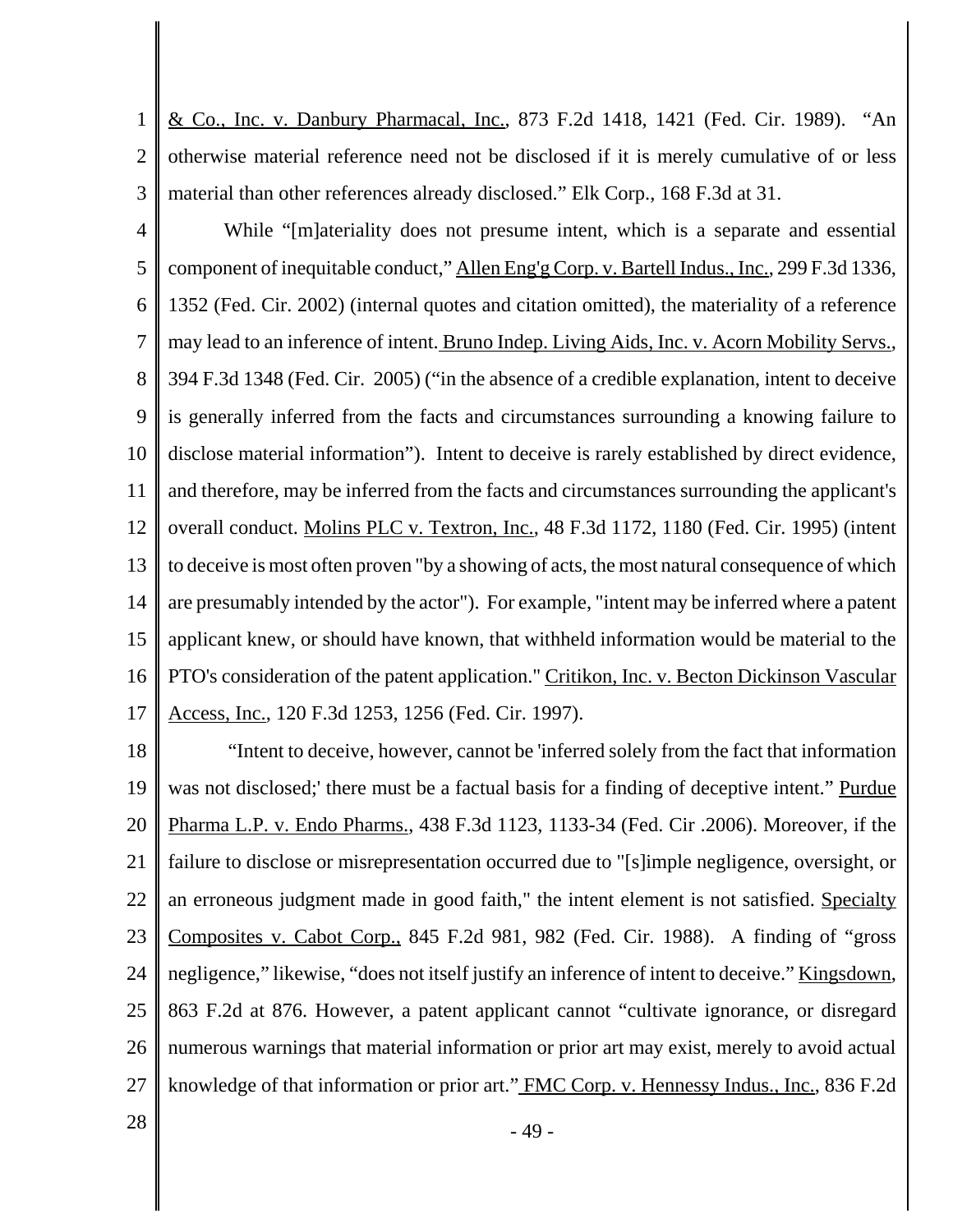& Co., Inc. v. Danbury Pharmacal, Inc., 873 F.2d 1418, 1421 (Fed. Cir. 1989). "An otherwise material reference need not be disclosed if it is merely cumulative of or less material than other references already disclosed." Elk Corp., 168 F.3d at 31.

While "[m]ateriality does not presume intent, which is a separate and essential component of inequitable conduct," Allen Eng'g Corp. v. Bartell Indus., Inc., 299 F.3d 1336, 1352 (Fed. Cir. 2002) (internal quotes and citation omitted), the materiality of a reference may lead to an inference of intent. Bruno Indep. Living Aids, Inc. v. Acorn Mobility Servs., 394 F.3d 1348 (Fed. Cir. 2005) ("in the absence of a credible explanation, intent to deceive is generally inferred from the facts and circumstances surrounding a knowing failure to disclose material information"). Intent to deceive is rarely established by direct evidence, and therefore, may be inferred from the facts and circumstances surrounding the applicant's overall conduct. Molins PLC v. Textron, Inc., 48 F.3d 1172, 1180 (Fed. Cir. 1995) (intent to deceive is most often proven "by a showing of acts, the most natural consequence of which are presumably intended by the actor"). For example, "intent may be inferred where a patent applicant knew, or should have known, that withheld information would be material to the PTO's consideration of the patent application." Critikon, Inc. v. Becton Dickinson Vascular Access, Inc., 120 F.3d 1253, 1256 (Fed. Cir. 1997).

"Intent to deceive, however, cannot be 'inferred solely from the fact that information was not disclosed;' there must be a factual basis for a finding of deceptive intent." Purdue Pharma L.P. v. Endo Pharms., 438 F.3d 1123, 1133-34 (Fed. Cir .2006). Moreover, if the failure to disclose or misrepresentation occurred due to "[s]imple negligence, oversight, or an erroneous judgment made in good faith," the intent element is not satisfied. Specialty Composites v. Cabot Corp., 845 F.2d 981, 982 (Fed. Cir. 1988). A finding of "gross negligence," likewise, "does not itself justify an inference of intent to deceive." Kingsdown, 863 F.2d at 876. However, a patent applicant cannot "cultivate ignorance, or disregard numerous warnings that material information or prior art may exist, merely to avoid actual knowledge of that information or prior art." FMC Corp. v. Hennessy Indus., Inc., 836 F.2d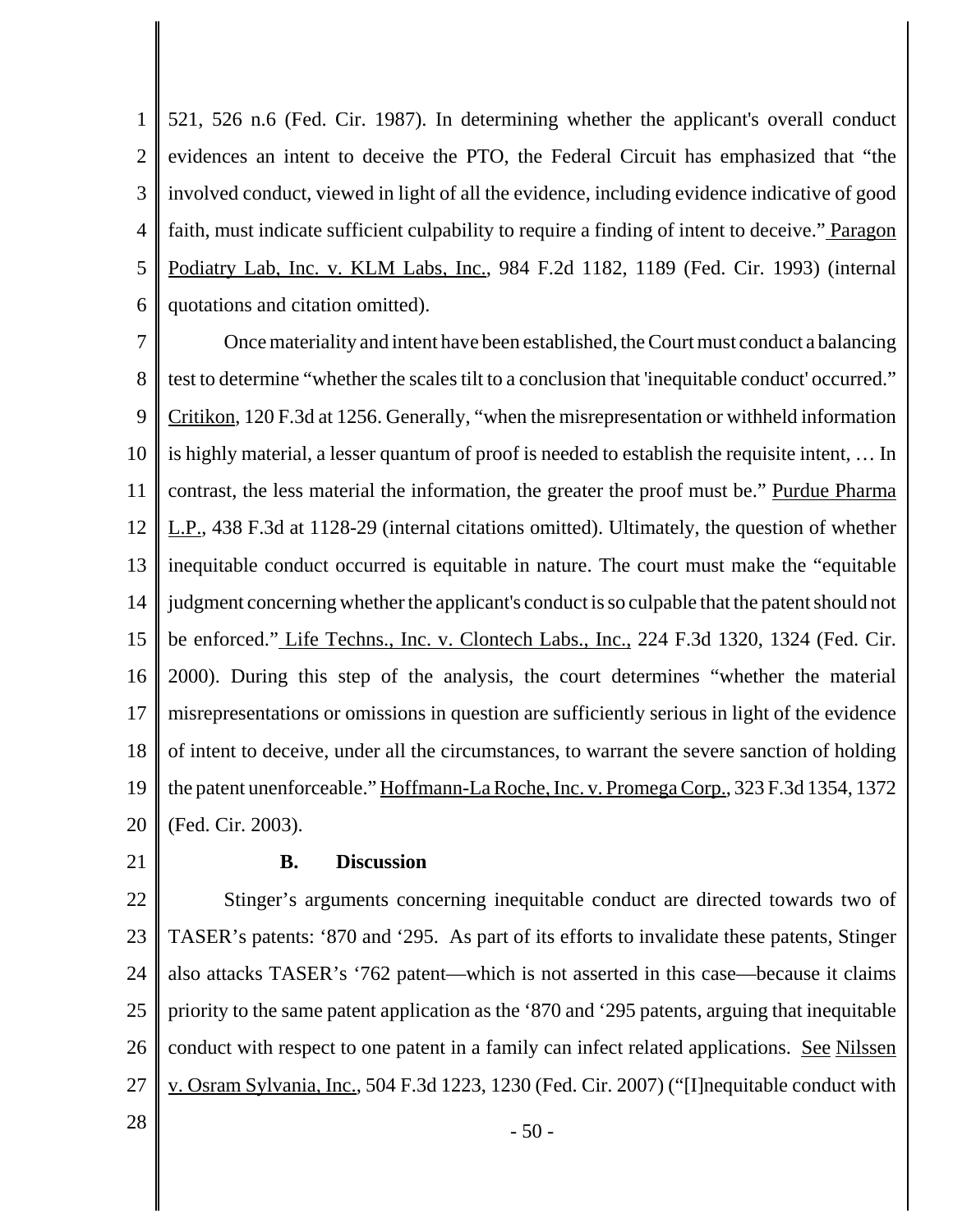521, 526 n.6 (Fed. Cir. 1987). In determining whether the applicant's overall conduct evidences an intent to deceive the PTO, the Federal Circuit has emphasized that "the involved conduct, viewed in light of all the evidence, including evidence indicative of good faith, must indicate sufficient culpability to require a finding of intent to deceive." Paragon Podiatry Lab, Inc. v. KLM Labs, Inc., 984 F.2d 1182, 1189 (Fed. Cir. 1993) (internal quotations and citation omitted).

Once materiality and intent have been established, the Court must conduct a balancing test to determine "whether the scales tilt to a conclusion that 'inequitable conduct' occurred." Critikon, 120 F.3d at 1256. Generally, "when the misrepresentation or withheld information is highly material, a lesser quantum of proof is needed to establish the requisite intent, … In contrast, the less material the information, the greater the proof must be." Purdue Pharma L.P., 438 F.3d at 1128-29 (internal citations omitted). Ultimately, the question of whether inequitable conduct occurred is equitable in nature. The court must make the "equitable judgment concerning whether the applicant's conduct is so culpable that the patent should not be enforced." Life Techns., Inc. v. Clontech Labs., Inc., 224 F.3d 1320, 1324 (Fed. Cir. 2000). During this step of the analysis, the court determines "whether the material misrepresentations or omissions in question are sufficiently serious in light of the evidence of intent to deceive, under all the circumstances, to warrant the severe sanction of holding the patent unenforceable." Hoffmann-La Roche, Inc. v. Promega Corp., 323 F.3d 1354, 1372 (Fed. Cir. 2003).

**B. Discussion**

Stinger's arguments concerning inequitable conduct are directed towards two of TASER's patents: '870 and '295. As part of its efforts to invalidate these patents, Stinger also attacks TASER's '762 patent—which is not asserted in this case—because it claims priority to the same patent application as the '870 and '295 patents, arguing that inequitable conduct with respect to one patent in a family can infect related applications. See Nilssen v. Osram Sylvania, Inc., 504 F.3d 1223, 1230 (Fed. Cir. 2007) ("[I]nequitable conduct with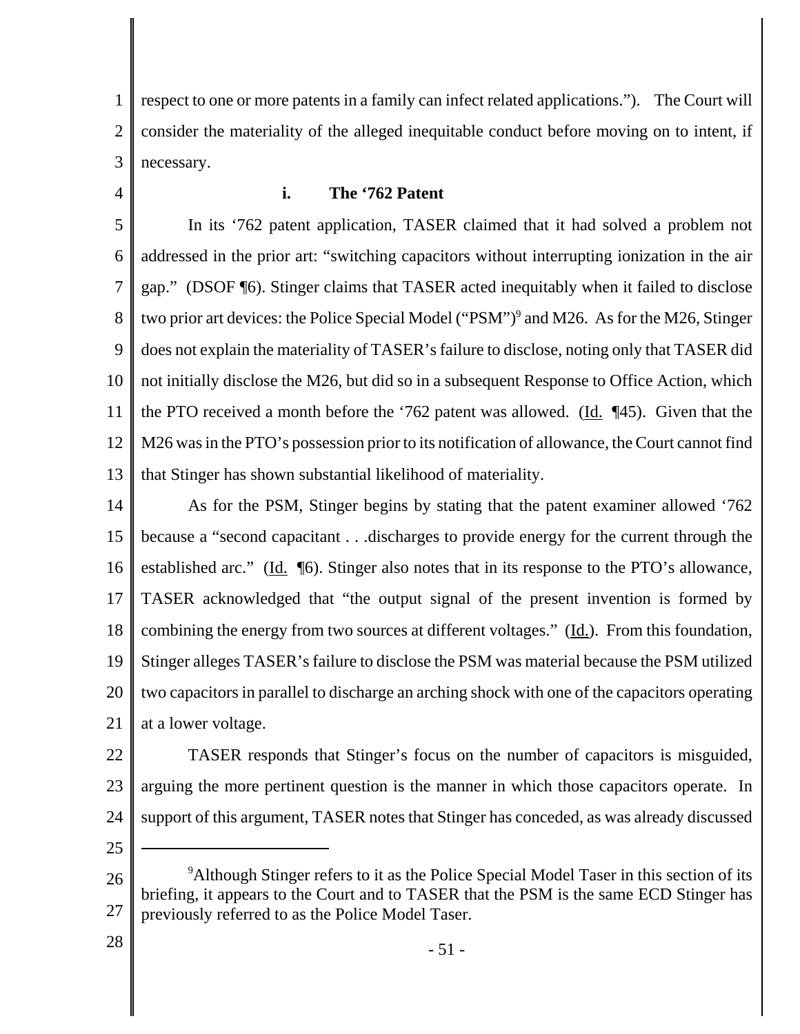respect to one or more patents in a family can infect related applications."). The Court will consider the materiality of the alleged inequitable conduct before moving on to intent, if necessary.

### i. The '762 Patent

In its '762 patent application, TASER claimed that it had solved a problem not addressed in the prior art: "switching capacitors without interrupting ionization in the air gap." (DSOF ¶6). Stinger claims that TASER acted inequitably when it failed to disclose two prior art devices: the Police Special Model ("PSM")[9] and M26. As for the M26, Stinger does not explain the materiality of TASER's failure to disclose, noting only that TASER did not initially disclose the M26, but did so in a subsequent Response to Office Action, which the PTO received a month before the '762 patent was allowed. (Id. ¶45). Given that the M26 was in the PTO's possession prior to its notification of allowance, the Court cannot find that Stinger has shown substantial likelihood of materiality.

As for the PSM, Stinger begins by stating that the patent examiner allowed '762 because a "second capacitant . . .discharges to provide energy for the current through the established arc." (Id. ¶6). Stinger also notes that in its response to the PTO's allowance, TASER acknowledged that "the output signal of the present invention is formed by combining the energy from two sources at different voltages." (Id.). From this foundation, Stinger alleges TASER's failure to disclose the PSM was material because the PSM utilized two capacitors in parallel to discharge an arching shock with one of the capacitors operating at a lower voltage.

TASER responds that Stinger's focus on the number of capacitors is misguided, arguing the more pertinent question is the manner in which those capacitors operate. In support of this argument, TASER notes that Stinger has conceded, as was already discussed

---

[9] Although Stinger refers to it as the Police Special Model Taser in this section of its briefing, it appears to the Court and to TASER that the PSM is the same ECD Stinger has previously referred to as the Police Model Taser.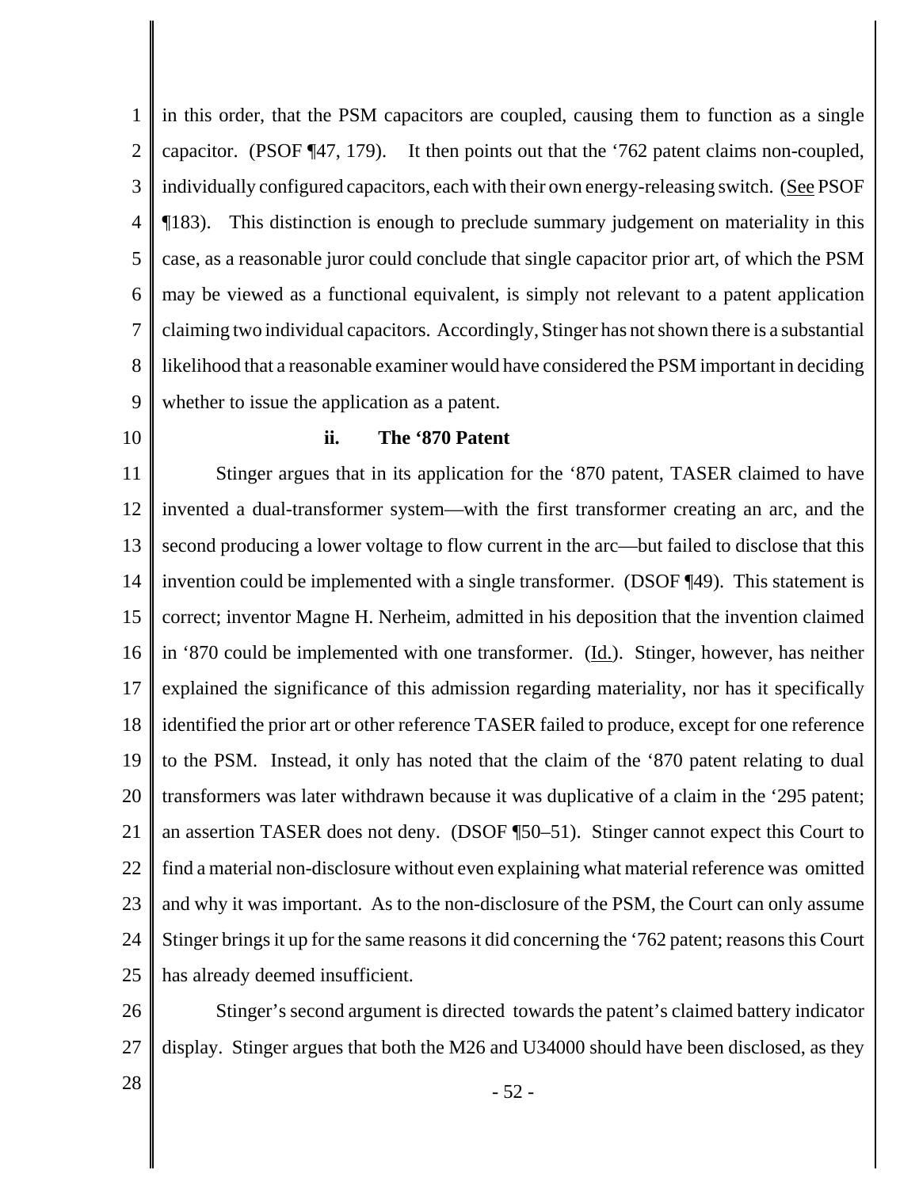in this order, that the PSM capacitors are coupled, causing them to function as a single capacitor. (PSOF ¶47, 179). It then points out that the '762 patent claims non-coupled, individually configured capacitors, each with their own energy-releasing switch. (See PSOF ¶183). This distinction is enough to preclude summary judgement on materiality in this case, as a reasonable juror could conclude that single capacitor prior art, of which the PSM may be viewed as a functional equivalent, is simply not relevant to a patent application claiming two individual capacitors. Accordingly, Stinger has not shown there is a substantial likelihood that a reasonable examiner would have considered the PSM important in deciding whether to issue the application as a patent.

**ii. The '870 Patent**

Stinger argues that in its application for the '870 patent, TASER claimed to have invented a dual-transformer system—with the first transformer creating an arc, and the second producing a lower voltage to flow current in the arc—but failed to disclose that this invention could be implemented with a single transformer. (DSOF ¶49). This statement is correct; inventor Magne H. Nerheim, admitted in his deposition that the invention claimed in '870 could be implemented with one transformer. (Id.). Stinger, however, has neither explained the significance of this admission regarding materiality, nor has it specifically identified the prior art or other reference TASER failed to produce, except for one reference to the PSM. Instead, it only has noted that the claim of the '870 patent relating to dual transformers was later withdrawn because it was duplicative of a claim in the '295 patent; an assertion TASER does not deny. (DSOF ¶50–51). Stinger cannot expect this Court to find a material non-disclosure without even explaining what material reference was omitted and why it was important. As to the non-disclosure of the PSM, the Court can only assume Stinger brings it up for the same reasons it did concerning the '762 patent; reasons this Court has already deemed insufficient.

Stinger's second argument is directed towards the patent's claimed battery indicator display. Stinger argues that both the M26 and U34000 should have been disclosed, as they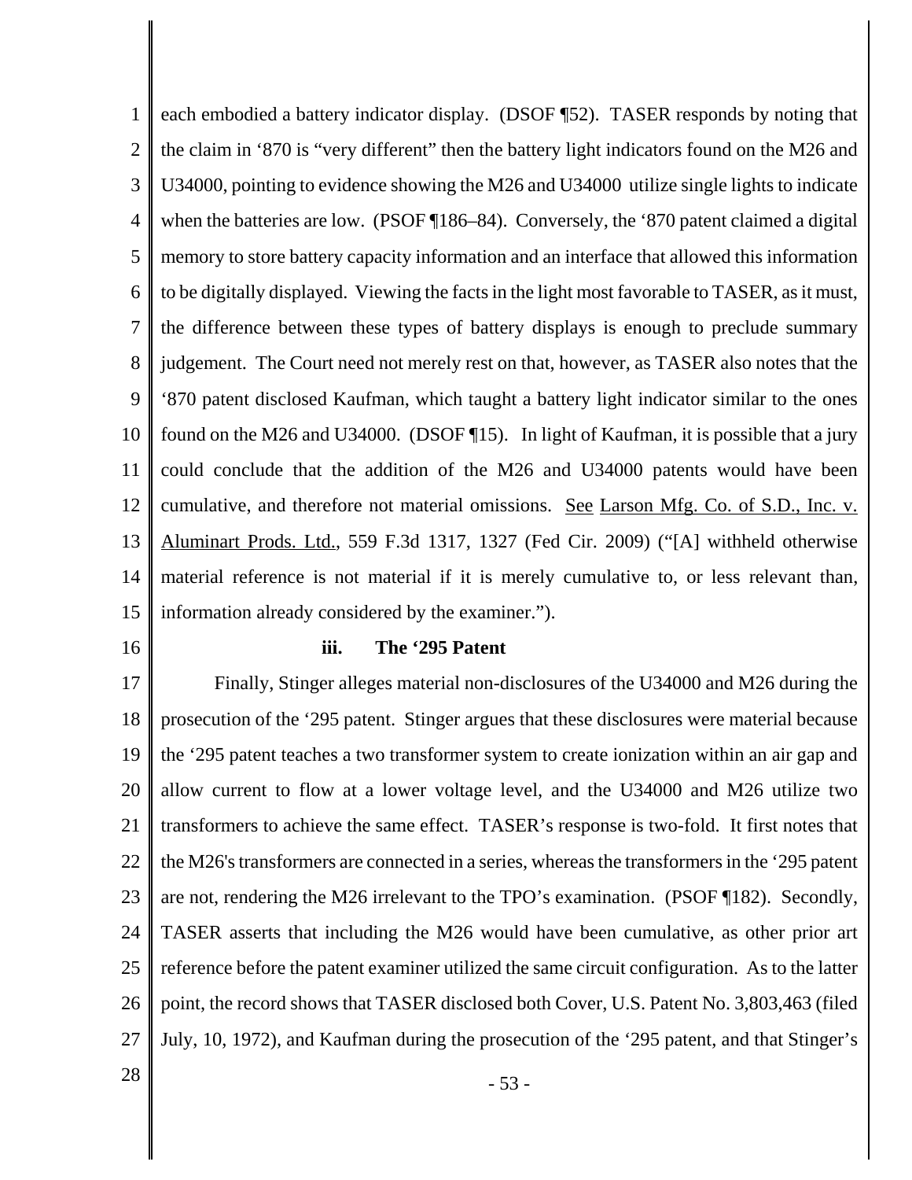each embodied a battery indicator display. (DSOF ¶52). TASER responds by noting that the claim in '870 is "very different" then the battery light indicators found on the M26 and U34000, pointing to evidence showing the M26 and U34000 utilize single lights to indicate when the batteries are low. (PSOF ¶186–84). Conversely, the '870 patent claimed a digital memory to store battery capacity information and an interface that allowed this information to be digitally displayed. Viewing the facts in the light most favorable to TASER, as it must, the difference between these types of battery displays is enough to preclude summary judgement. The Court need not merely rest on that, however, as TASER also notes that the '870 patent disclosed Kaufman, which taught a battery light indicator similar to the ones found on the M26 and U34000. (DSOF ¶15). In light of Kaufman, it is possible that a jury could conclude that the addition of the M26 and U34000 patents would have been cumulative, and therefore not material omissions. See Larson Mfg. Co. of S.D., Inc. v. Aluminart Prods. Ltd., 559 F.3d 1317, 1327 (Fed Cir. 2009) ("[A] withheld otherwise material reference is not material if it is merely cumulative to, or less relevant than, information already considered by the examiner.").

**iii. The '295 Patent**

Finally, Stinger alleges material non-disclosures of the U34000 and M26 during the prosecution of the '295 patent. Stinger argues that these disclosures were material because the '295 patent teaches a two transformer system to create ionization within an air gap and allow current to flow at a lower voltage level, and the U34000 and M26 utilize two transformers to achieve the same effect. TASER's response is two-fold. It first notes that the M26's transformers are connected in a series, whereas the transformers in the '295 patent are not, rendering the M26 irrelevant to the TPO's examination. (PSOF ¶182). Secondly, TASER asserts that including the M26 would have been cumulative, as other prior art reference before the patent examiner utilized the same circuit configuration. As to the latter point, the record shows that TASER disclosed both Cover, U.S. Patent No. 3,803,463 (filed July, 10, 1972), and Kaufman during the prosecution of the '295 patent, and that Stinger's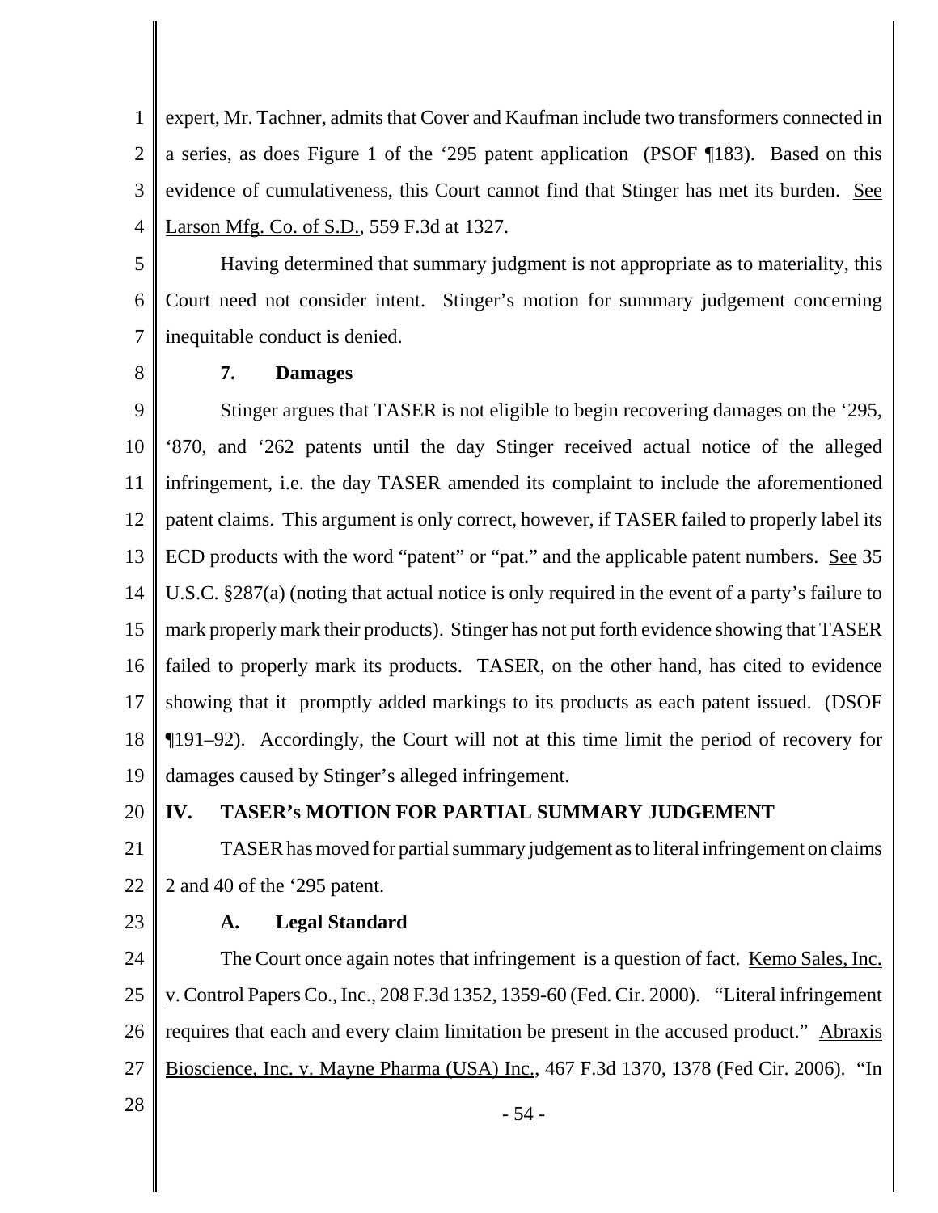expert, Mr. Tachner, admits that Cover and Kaufman include two transformers connected in a series, as does Figure 1 of the '295 patent application (PSOF ¶183). Based on this evidence of cumulativeness, this Court cannot find that Stinger has met its burden. See Larson Mfg. Co. of S.D., 559 F.3d at 1327.

Having determined that summary judgment is not appropriate as to materiality, this Court need not consider intent. Stinger's motion for summary judgement concerning inequitable conduct is denied.

**7. Damages**

Stinger argues that TASER is not eligible to begin recovering damages on the '295, '870, and '262 patents until the day Stinger received actual notice of the alleged infringement, i.e. the day TASER amended its complaint to include the aforementioned patent claims. This argument is only correct, however, if TASER failed to properly label its ECD products with the word "patent" or "pat." and the applicable patent numbers. See 35 U.S.C. §287(a) (noting that actual notice is only required in the event of a party's failure to mark properly mark their products). Stinger has not put forth evidence showing that TASER failed to properly mark its products. TASER, on the other hand, has cited to evidence showing that it promptly added markings to its products as each patent issued. (DSOF ¶191–92). Accordingly, the Court will not at this time limit the period of recovery for damages caused by Stinger's alleged infringement.

## IV. TASER's MOTION FOR PARTIAL SUMMARY JUDGEMENT

TASER has moved for partial summary judgement as to literal infringement on claims 2 and 40 of the '295 patent.

**A. Legal Standard**

The Court once again notes that infringement is a question of fact. Kemo Sales, Inc. v. Control Papers Co., Inc., 208 F.3d 1352, 1359-60 (Fed. Cir. 2000). "Literal infringement requires that each and every claim limitation be present in the accused product." Abraxis Bioscience, Inc. v. Mayne Pharma (USA) Inc., 467 F.3d 1370, 1378 (Fed Cir. 2006). "In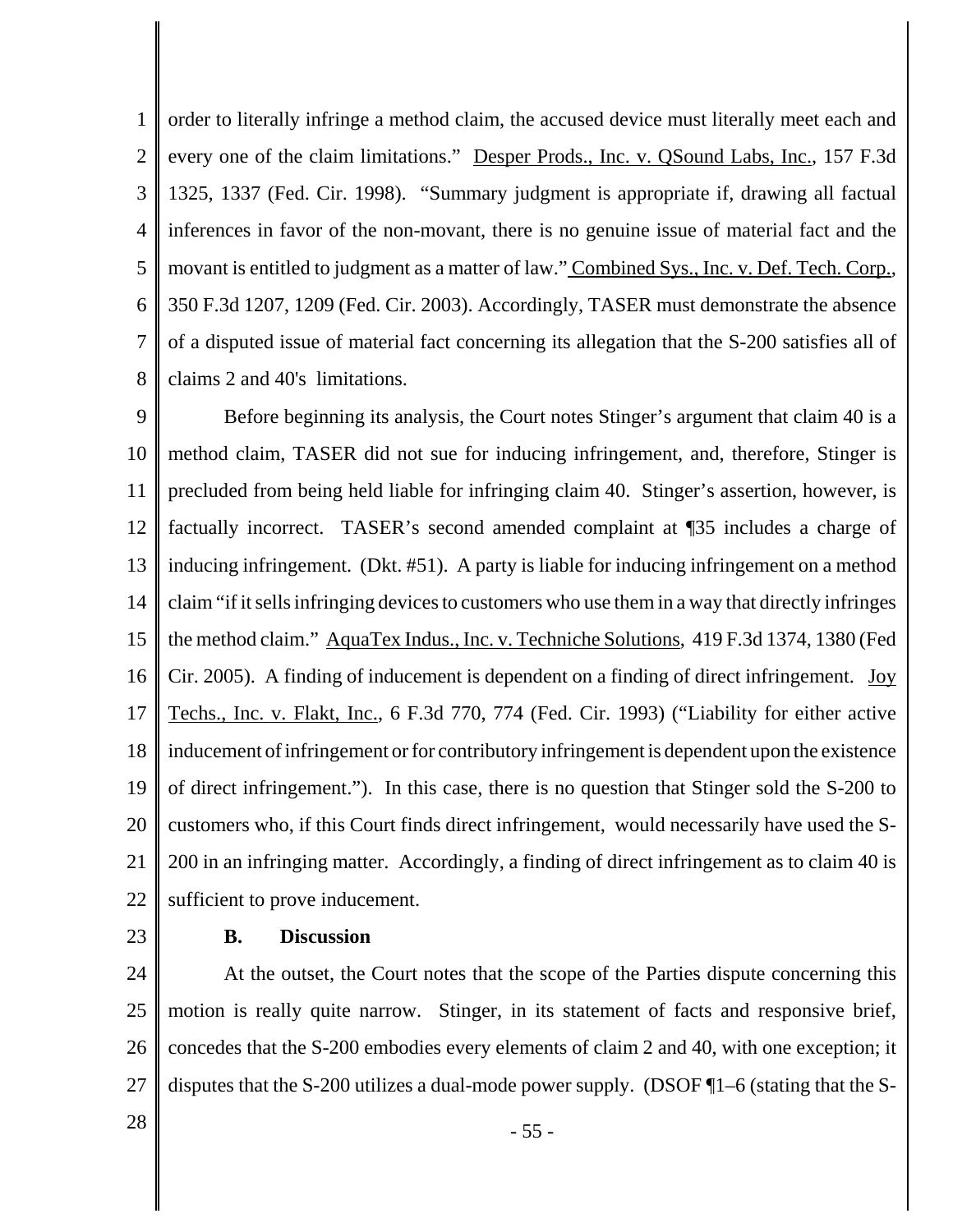order to literally infringe a method claim, the accused device must literally meet each and every one of the claim limitations." Desper Prods., Inc. v. QSound Labs, Inc., 157 F.3d 1325, 1337 (Fed. Cir. 1998). "Summary judgment is appropriate if, drawing all factual inferences in favor of the non-movant, there is no genuine issue of material fact and the movant is entitled to judgment as a matter of law." Combined Sys., Inc. v. Def. Tech. Corp., 350 F.3d 1207, 1209 (Fed. Cir. 2003). Accordingly, TASER must demonstrate the absence of a disputed issue of material fact concerning its allegation that the S-200 satisfies all of claims 2 and 40's limitations.

Before beginning its analysis, the Court notes Stinger's argument that claim 40 is a method claim, TASER did not sue for inducing infringement, and, therefore, Stinger is precluded from being held liable for infringing claim 40. Stinger's assertion, however, is factually incorrect. TASER's second amended complaint at ¶35 includes a charge of inducing infringement. (Dkt. #51). A party is liable for inducing infringement on a method claim "if it sells infringing devices to customers who use them in a way that directly infringes the method claim." AquaTex Indus., Inc. v. Techniche Solutions, 419 F.3d 1374, 1380 (Fed Cir. 2005). A finding of inducement is dependent on a finding of direct infringement. Joy Techs., Inc. v. Flakt, Inc., 6 F.3d 770, 774 (Fed. Cir. 1993) ("Liability for either active inducement of infringement or for contributory infringement is dependent upon the existence of direct infringement."). In this case, there is no question that Stinger sold the S-200 to customers who, if this Court finds direct infringement, would necessarily have used the S-200 in an infringing matter. Accordingly, a finding of direct infringement as to claim 40 is sufficient to prove inducement.

**B. Discussion**

At the outset, the Court notes that the scope of the Parties dispute concerning this motion is really quite narrow. Stinger, in its statement of facts and responsive brief, concedes that the S-200 embodies every elements of claim 2 and 40, with one exception; it disputes that the S-200 utilizes a dual-mode power supply. (DSOF ¶1–6 (stating that the S-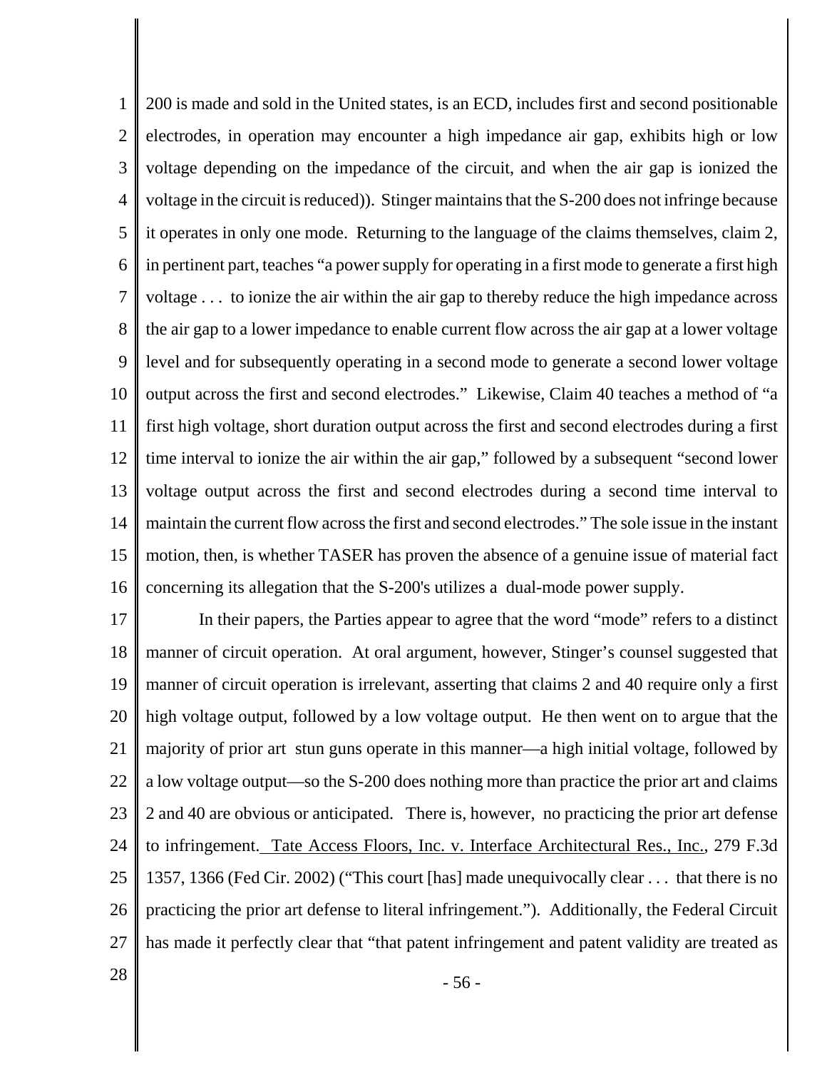200 is made and sold in the United states, is an ECD, includes first and second positionable electrodes, in operation may encounter a high impedance air gap, exhibits high or low voltage depending on the impedance of the circuit, and when the air gap is ionized the voltage in the circuit is reduced)). Stinger maintains that the S-200 does not infringe because it operates in only one mode. Returning to the language of the claims themselves, claim 2, in pertinent part, teaches "a power supply for operating in a first mode to generate a first high voltage . . . to ionize the air within the air gap to thereby reduce the high impedance across the air gap to a lower impedance to enable current flow across the air gap at a lower voltage level and for subsequently operating in a second mode to generate a second lower voltage output across the first and second electrodes." Likewise, Claim 40 teaches a method of "a first high voltage, short duration output across the first and second electrodes during a first time interval to ionize the air within the air gap," followed by a subsequent "second lower voltage output across the first and second electrodes during a second time interval to maintain the current flow across the first and second electrodes." The sole issue in the instant motion, then, is whether TASER has proven the absence of a genuine issue of material fact concerning its allegation that the S-200's utilizes a dual-mode power supply.

In their papers, the Parties appear to agree that the word "mode" refers to a distinct manner of circuit operation. At oral argument, however, Stinger's counsel suggested that manner of circuit operation is irrelevant, asserting that claims 2 and 40 require only a first high voltage output, followed by a low voltage output. He then went on to argue that the majority of prior art stun guns operate in this manner—a high initial voltage, followed by a low voltage output—so the S-200 does nothing more than practice the prior art and claims 2 and 40 are obvious or anticipated. There is, however, no practicing the prior art defense to infringement. Tate Access Floors, Inc. v. Interface Architectural Res., Inc., 279 F.3d 1357, 1366 (Fed Cir. 2002) ("This court [has] made unequivocally clear . . . that there is no practicing the prior art defense to literal infringement."). Additionally, the Federal Circuit has made it perfectly clear that "that patent infringement and patent validity are treated as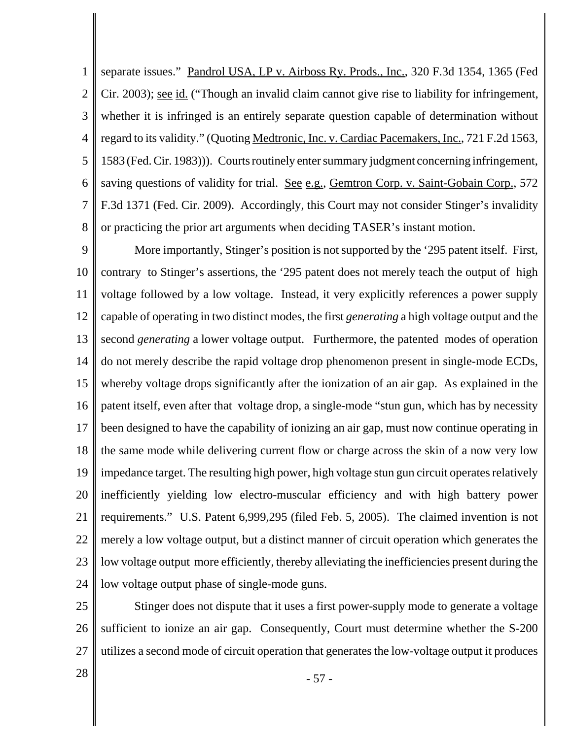separate issues." Pandrol USA, LP v. Airboss Ry. Prods., Inc., 320 F.3d 1354, 1365 (Fed Cir. 2003); see id. ("Though an invalid claim cannot give rise to liability for infringement, whether it is infringed is an entirely separate question capable of determination without regard to its validity." (Quoting Medtronic, Inc. v. Cardiac Pacemakers, Inc., 721 F.2d 1563, 1583 (Fed. Cir. 1983))). Courts routinely enter summary judgment concerning infringement, saving questions of validity for trial. See e.g., Gemtron Corp. v. Saint-Gobain Corp., 572 F.3d 1371 (Fed. Cir. 2009). Accordingly, this Court may not consider Stinger's invalidity or practicing the prior art arguments when deciding TASER's instant motion.

More importantly, Stinger's position is not supported by the '295 patent itself. First, contrary to Stinger's assertions, the '295 patent does not merely teach the output of high voltage followed by a low voltage. Instead, it very explicitly references a power supply capable of operating in two distinct modes, the first *generating* a high voltage output and the second *generating* a lower voltage output. Furthermore, the patented modes of operation do not merely describe the rapid voltage drop phenomenon present in single-mode ECDs, whereby voltage drops significantly after the ionization of an air gap. As explained in the patent itself, even after that voltage drop, a single-mode "stun gun, which has by necessity been designed to have the capability of ionizing an air gap, must now continue operating in the same mode while delivering current flow or charge across the skin of a now very low impedance target. The resulting high power, high voltage stun gun circuit operates relatively inefficiently yielding low electro-muscular efficiency and with high battery power requirements." U.S. Patent 6,999,295 (filed Feb. 5, 2005). The claimed invention is not merely a low voltage output, but a distinct manner of circuit operation which generates the low voltage output more efficiently, thereby alleviating the inefficiencies present during the low voltage output phase of single-mode guns.

Stinger does not dispute that it uses a first power-supply mode to generate a voltage sufficient to ionize an air gap. Consequently, Court must determine whether the S-200 utilizes a second mode of circuit operation that generates the low-voltage output it produces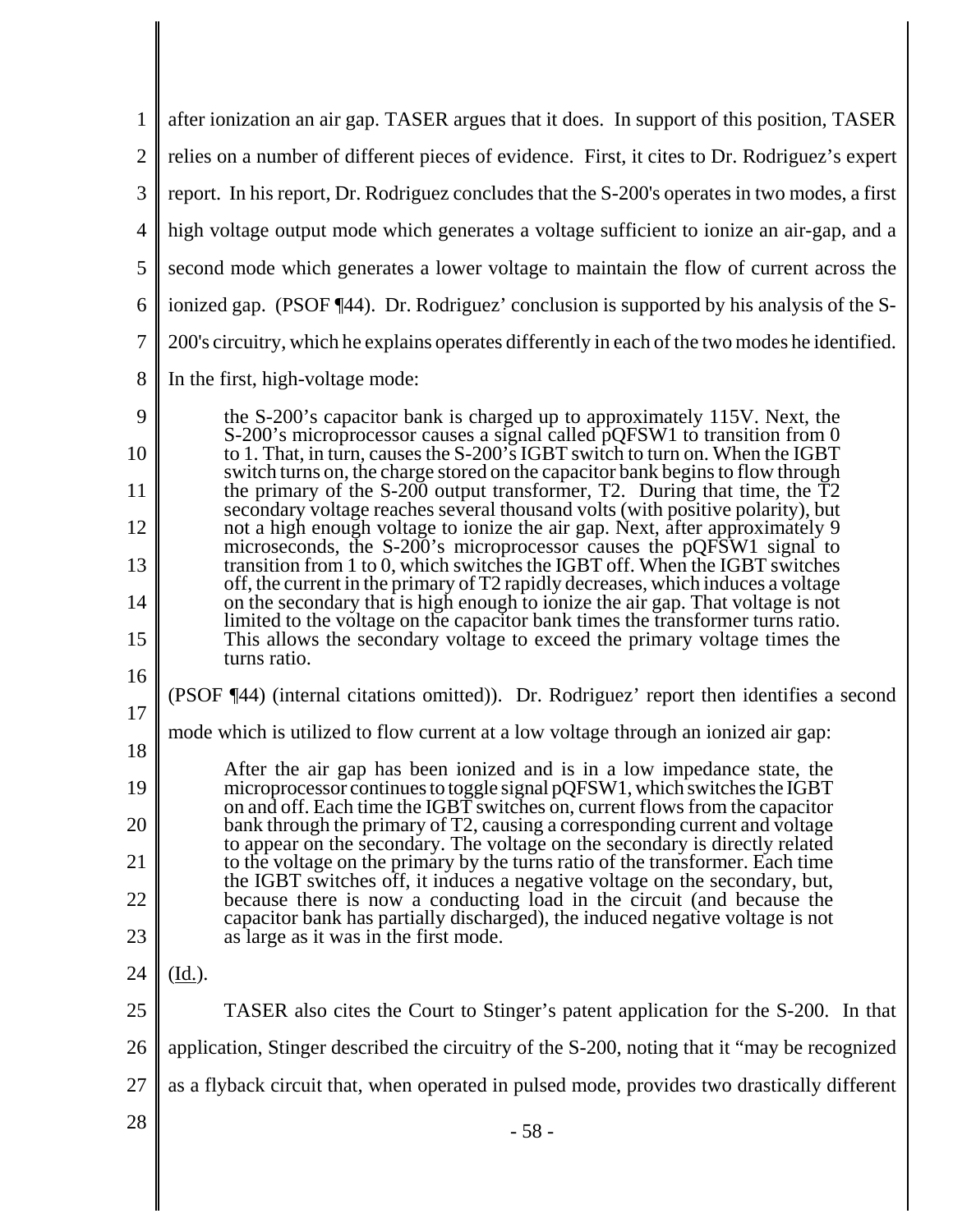after ionization an air gap. TASER argues that it does. In support of this position, TASER relies on a number of different pieces of evidence. First, it cites to Dr. Rodriguez's expert report. In his report, Dr. Rodriguez concludes that the S-200's operates in two modes, a first high voltage output mode which generates a voltage sufficient to ionize an air-gap, and a second mode which generates a lower voltage to maintain the flow of current across the ionized gap. (PSOF ¶44). Dr. Rodriguez' conclusion is supported by his analysis of the S-200's circuitry, which he explains operates differently in each of the two modes he identified. In the first, high-voltage mode:

> the S-200's capacitor bank is charged up to approximately 115V. Next, the S-200's microprocessor causes a signal called pQFSW1 to transition from 0 to 1. That, in turn, causes the S-200's IGBT switch to turn on. When the IGBT switch turns on, the charge stored on the capacitor bank begins to flow through the primary of the S-200 output transformer, T2. During that time, the T2 secondary voltage reaches several thousand volts (with positive polarity), but not a high enough voltage to ionize the air gap. Next, after approximately 9 microseconds, the S-200's microprocessor causes the pQFSW1 signal to transition from 1 to 0, which switches the IGBT off. When the IGBT switches off, the current in the primary of T2 rapidly decreases, which induces a voltage on the secondary that is high enough to ionize the air gap. That voltage is not limited to the voltage on the capacitor bank times the transformer turns ratio. This allows the secondary voltage to exceed the primary voltage times the turns ratio.

(PSOF ¶44) (internal citations omitted)). Dr. Rodriguez' report then identifies a second mode which is utilized to flow current at a low voltage through an ionized air gap:

> After the air gap has been ionized and is in a low impedance state, the microprocessor continues to toggle signal pQFSW1, which switches the IGBT on and off. Each time the IGBT switches on, current flows from the capacitor bank through the primary of T2, causing a corresponding current and voltage to appear on the secondary. The voltage on the secondary is directly related to the voltage on the primary by the turns ratio of the transformer. Each time the IGBT switches off, it induces a negative voltage on the secondary, but, because there is now a conducting load in the circuit (and because the capacitor bank has partially discharged), the induced negative voltage is not as large as it was in the first mode.

(Id.).

TASER also cites the Court to Stinger's patent application for the S-200. In that application, Stinger described the circuitry of the S-200, noting that it "may be recognized as a flyback circuit that, when operated in pulsed mode, provides two drastically different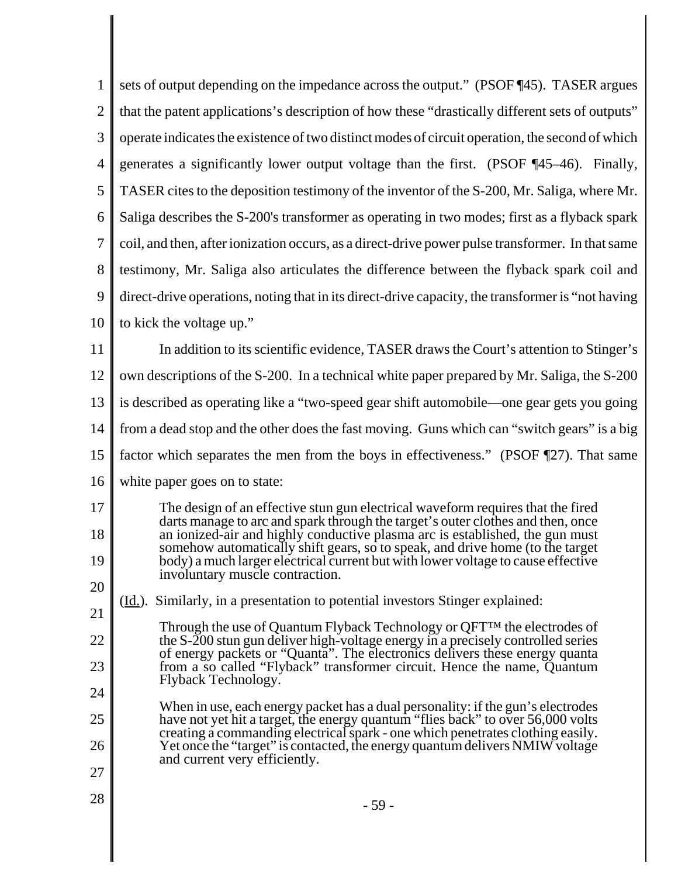sets of output depending on the impedance across the output." (PSOF ¶45). TASER argues that the patent applications's description of how these "drastically different sets of outputs" operate indicates the existence of two distinct modes of circuit operation, the second of which generates a significantly lower output voltage than the first. (PSOF ¶45–46). Finally, TASER cites to the deposition testimony of the inventor of the S-200, Mr. Saliga, where Mr. Saliga describes the S-200's transformer as operating in two modes; first as a flyback spark coil, and then, after ionization occurs, as a direct-drive power pulse transformer. In that same testimony, Mr. Saliga also articulates the difference between the flyback spark coil and direct-drive operations, noting that in its direct-drive capacity, the transformer is "not having to kick the voltage up."

In addition to its scientific evidence, TASER draws the Court's attention to Stinger's own descriptions of the S-200. In a technical white paper prepared by Mr. Saliga, the S-200 is described as operating like a "two-speed gear shift automobile—one gear gets you going from a dead stop and the other does the fast moving. Guns which can "switch gears" is a big factor which separates the men from the boys in effectiveness." (PSOF ¶27). That same white paper goes on to state:

> The design of an effective stun gun electrical waveform requires that the fired darts manage to arc and spark through the target's outer clothes and then, once an ionized-air and highly conductive plasma arc is established, the gun must somehow automatically shift gears, so to speak, and drive home (to the target body) a much larger electrical current but with lower voltage to cause effective involuntary muscle contraction.

(Id.). Similarly, in a presentation to potential investors Stinger explained:

> Through the use of Quantum Flyback Technology or QFT™ the electrodes of the S-200 stun gun deliver high-voltage energy in a precisely controlled series of energy packets or "Quanta". The electronics delivers these energy quanta from a so called "Flyback" transformer circuit. Hence the name, Quantum Flyback Technology.
>
> When in use, each energy packet has a dual personality: if the gun's electrodes have not yet hit a target, the energy quantum "flies back" to over 56,000 volts creating a commanding electrical spark - one which penetrates clothing easily. Yet once the "target" is contacted, the energy quantum delivers NMIW voltage and current very efficiently.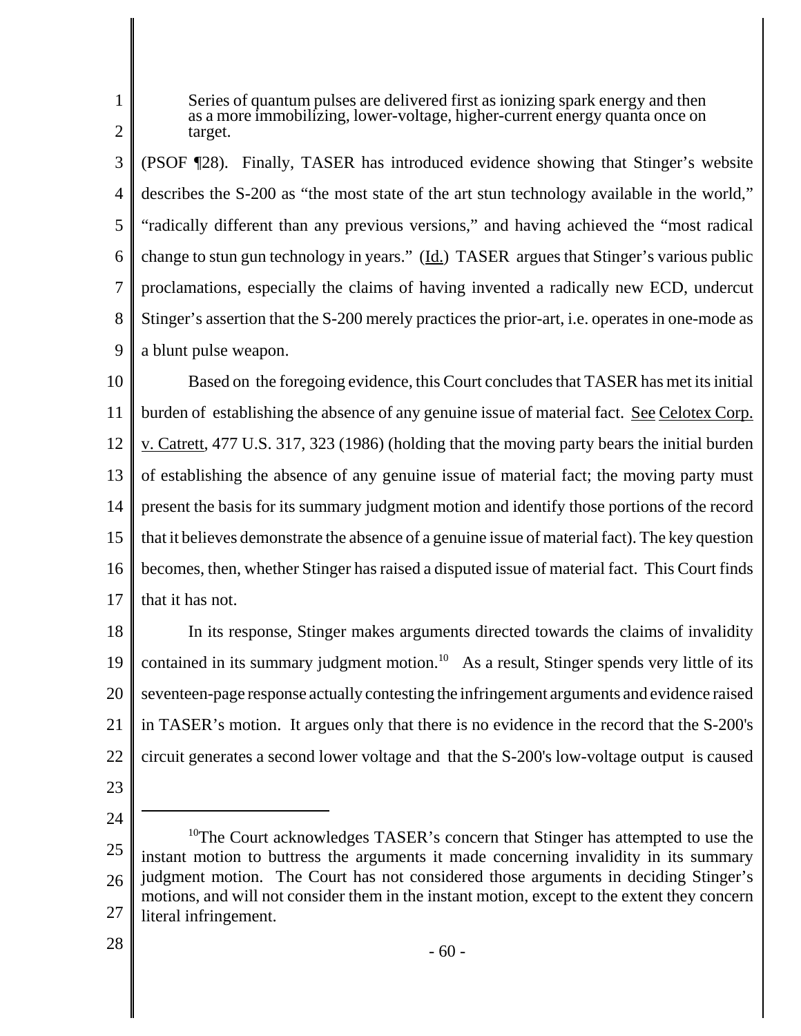> Series of quantum pulses are delivered first as ionizing spark energy and then as a more immobilizing, lower-voltage, higher-current energy quanta once on target.

(PSOF ¶28). Finally, TASER has introduced evidence showing that Stinger's website describes the S-200 as "the most state of the art stun technology available in the world," "radically different than any previous versions," and having achieved the "most radical change to stun gun technology in years." (Id.) TASER argues that Stinger's various public proclamations, especially the claims of having invented a radically new ECD, undercut Stinger's assertion that the S-200 merely practices the prior-art, i.e. operates in one-mode as a blunt pulse weapon.

Based on the foregoing evidence, this Court concludes that TASER has met its initial burden of establishing the absence of any genuine issue of material fact. See Celotex Corp. v. Catrett, 477 U.S. 317, 323 (1986) (holding that the moving party bears the initial burden of establishing the absence of any genuine issue of material fact; the moving party must present the basis for its summary judgment motion and identify those portions of the record that it believes demonstrate the absence of a genuine issue of material fact). The key question becomes, then, whether Stinger has raised a disputed issue of material fact. This Court finds that it has not.

In its response, Stinger makes arguments directed towards the claims of invalidity contained in its summary judgment motion.[10] As a result, Stinger spends very little of its seventeen-page response actually contesting the infringement arguments and evidence raised in TASER's motion. It argues only that there is no evidence in the record that the S-200's circuit generates a second lower voltage and that the S-200's low-voltage output is caused

---

[10] The Court acknowledges TASER's concern that Stinger has attempted to use the instant motion to buttress the arguments it made concerning invalidity in its summary judgment motion. The Court has not considered those arguments in deciding Stinger's motions, and will not consider them in the instant motion, except to the extent they concern literal infringement.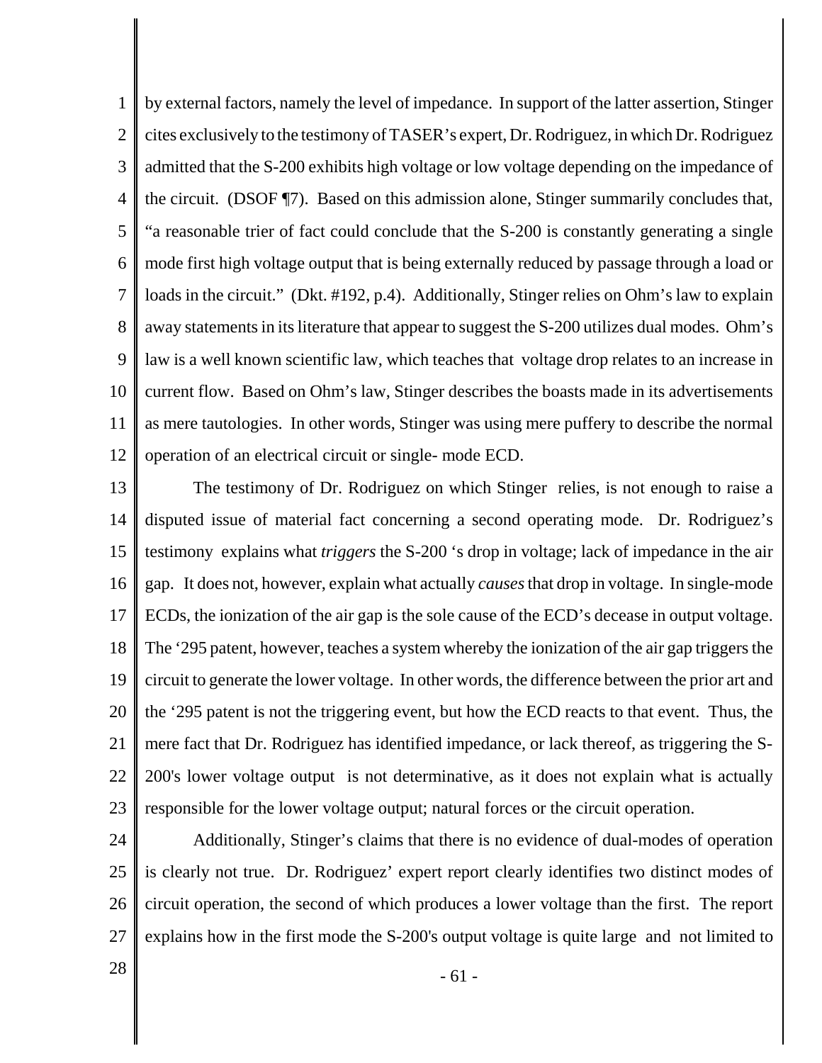by external factors, namely the level of impedance. In support of the latter assertion, Stinger cites exclusively to the testimony of TASER's expert, Dr. Rodriguez, in which Dr. Rodriguez admitted that the S-200 exhibits high voltage or low voltage depending on the impedance of the circuit. (DSOF ¶7). Based on this admission alone, Stinger summarily concludes that, "a reasonable trier of fact could conclude that the S-200 is constantly generating a single mode first high voltage output that is being externally reduced by passage through a load or loads in the circuit." (Dkt. #192, p.4). Additionally, Stinger relies on Ohm's law to explain away statements in its literature that appear to suggest the S-200 utilizes dual modes. Ohm's law is a well known scientific law, which teaches that voltage drop relates to an increase in current flow. Based on Ohm's law, Stinger describes the boasts made in its advertisements as mere tautologies. In other words, Stinger was using mere puffery to describe the normal operation of an electrical circuit or single- mode ECD.

The testimony of Dr. Rodriguez on which Stinger relies, is not enough to raise a disputed issue of material fact concerning a second operating mode. Dr. Rodriguez's testimony explains what *triggers* the S-200 's drop in voltage; lack of impedance in the air gap. It does not, however, explain what actually *causes* that drop in voltage. In single-mode ECDs, the ionization of the air gap is the sole cause of the ECD's decease in output voltage. The '295 patent, however, teaches a system whereby the ionization of the air gap triggers the circuit to generate the lower voltage. In other words, the difference between the prior art and the '295 patent is not the triggering event, but how the ECD reacts to that event. Thus, the mere fact that Dr. Rodriguez has identified impedance, or lack thereof, as triggering the S-200's lower voltage output is not determinative, as it does not explain what is actually responsible for the lower voltage output; natural forces or the circuit operation.

Additionally, Stinger's claims that there is no evidence of dual-modes of operation is clearly not true. Dr. Rodriguez' expert report clearly identifies two distinct modes of circuit operation, the second of which produces a lower voltage than the first. The report explains how in the first mode the S-200's output voltage is quite large and not limited to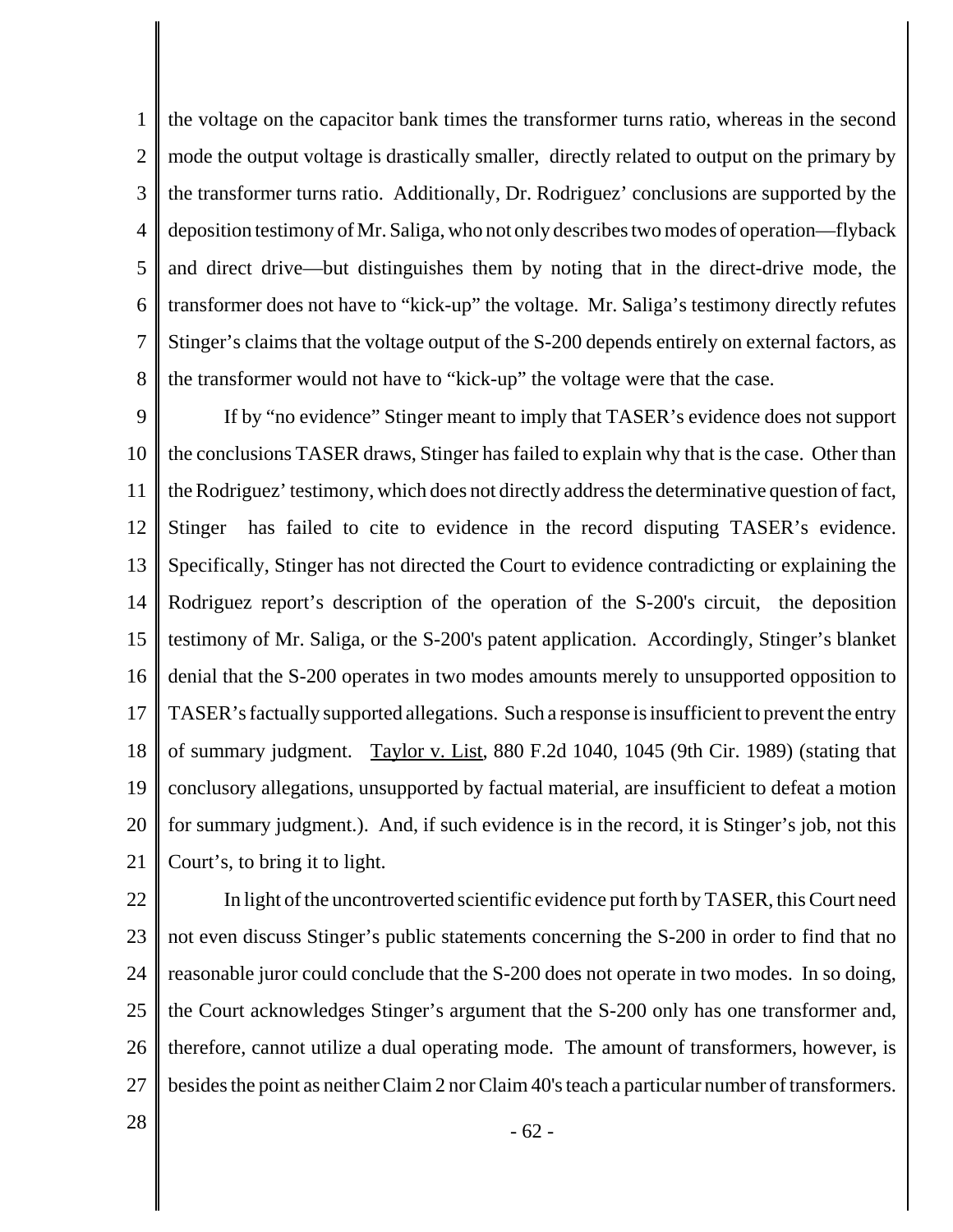the voltage on the capacitor bank times the transformer turns ratio, whereas in the second mode the output voltage is drastically smaller, directly related to output on the primary by the transformer turns ratio. Additionally, Dr. Rodriguez' conclusions are supported by the deposition testimony of Mr. Saliga, who not only describes two modes of operation—flyback and direct drive—but distinguishes them by noting that in the direct-drive mode, the transformer does not have to "kick-up" the voltage. Mr. Saliga's testimony directly refutes Stinger's claims that the voltage output of the S-200 depends entirely on external factors, as the transformer would not have to "kick-up" the voltage were that the case.

If by "no evidence" Stinger meant to imply that TASER's evidence does not support the conclusions TASER draws, Stinger has failed to explain why that is the case. Other than the Rodriguez' testimony, which does not directly address the determinative question of fact, Stinger has failed to cite to evidence in the record disputing TASER's evidence. Specifically, Stinger has not directed the Court to evidence contradicting or explaining the Rodriguez report's description of the operation of the S-200's circuit, the deposition testimony of Mr. Saliga, or the S-200's patent application. Accordingly, Stinger's blanket denial that the S-200 operates in two modes amounts merely to unsupported opposition to TASER's factually supported allegations. Such a response is insufficient to prevent the entry of summary judgment. Taylor v. List, 880 F.2d 1040, 1045 (9th Cir. 1989) (stating that conclusory allegations, unsupported by factual material, are insufficient to defeat a motion for summary judgment.). And, if such evidence is in the record, it is Stinger's job, not this Court's, to bring it to light.

In light of the uncontroverted scientific evidence put forth by TASER, this Court need not even discuss Stinger's public statements concerning the S-200 in order to find that no reasonable juror could conclude that the S-200 does not operate in two modes. In so doing, the Court acknowledges Stinger's argument that the S-200 only has one transformer and, therefore, cannot utilize a dual operating mode. The amount of transformers, however, is besides the point as neither Claim 2 nor Claim 40's teach a particular number of transformers.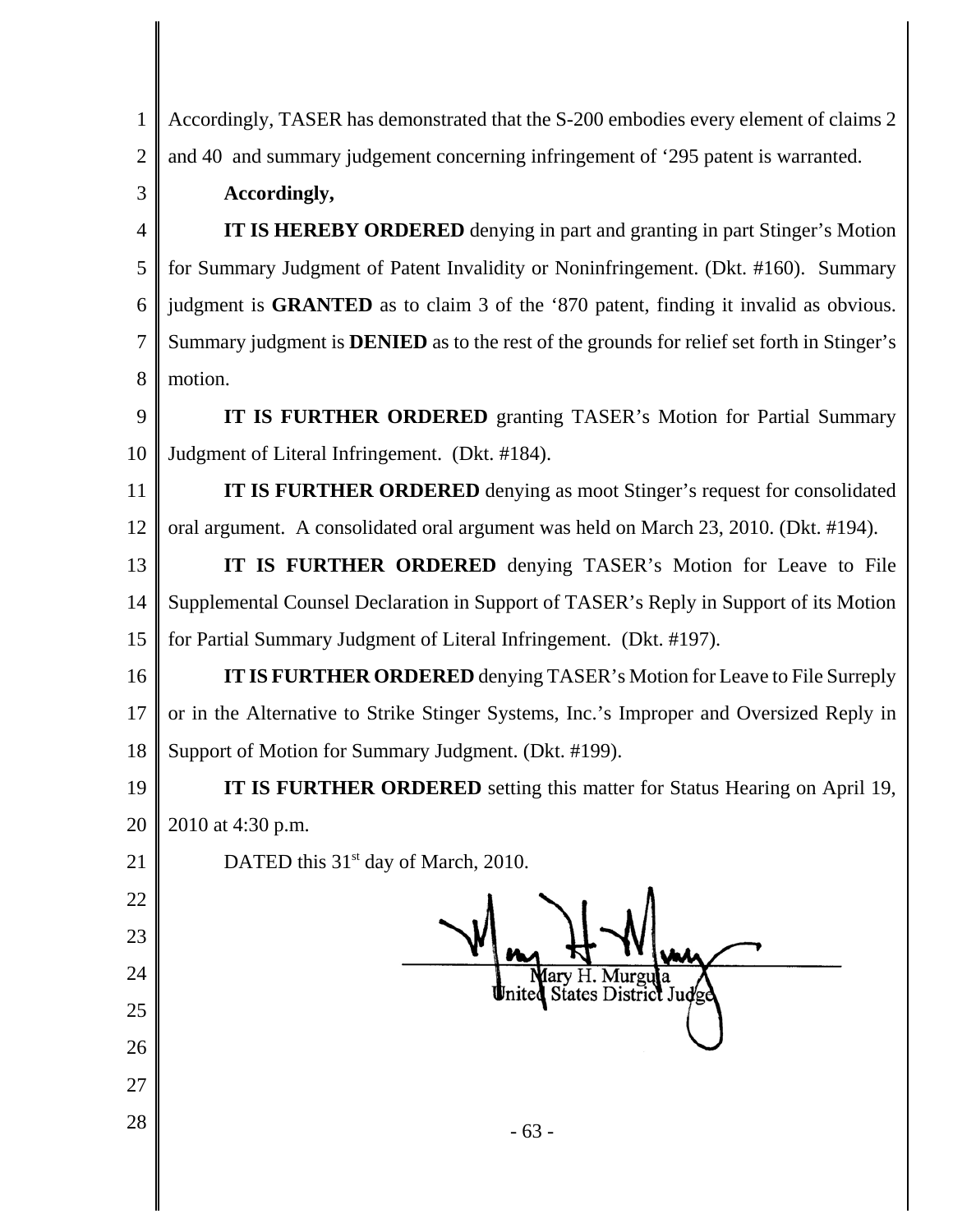Accordingly, TASER has demonstrated that the S-200 embodies every element of claims 2 and 40 and summary judgement concerning infringement of '295 patent is warranted.

**Accordingly,**

**IT IS HEREBY ORDERED** denying in part and granting in part Stinger's Motion for Summary Judgment of Patent Invalidity or Noninfringement. (Dkt. #160). Summary judgment is **GRANTED** as to claim 3 of the '870 patent, finding it invalid as obvious. Summary judgment is **DENIED** as to the rest of the grounds for relief set forth in Stinger's motion.

**IT IS FURTHER ORDERED** granting TASER's Motion for Partial Summary Judgment of Literal Infringement. (Dkt. #184).

**IT IS FURTHER ORDERED** denying as moot Stinger's request for consolidated oral argument. A consolidated oral argument was held on March 23, 2010. (Dkt. #194).

**IT IS FURTHER ORDERED** denying TASER's Motion for Leave to File Supplemental Counsel Declaration in Support of TASER's Reply in Support of its Motion for Partial Summary Judgment of Literal Infringement. (Dkt. #197).

**IT IS FURTHER ORDERED** denying TASER's Motion for Leave to File Surreply or in the Alternative to Strike Stinger Systems, Inc.'s Improper and Oversized Reply in Support of Motion for Summary Judgment. (Dkt. #199).

**IT IS FURTHER ORDERED** setting this matter for Status Hearing on April 19, 2010 at 4:30 p.m.

DATED this 31st day of March, 2010.

Mary H. Murguia
United States District Judge